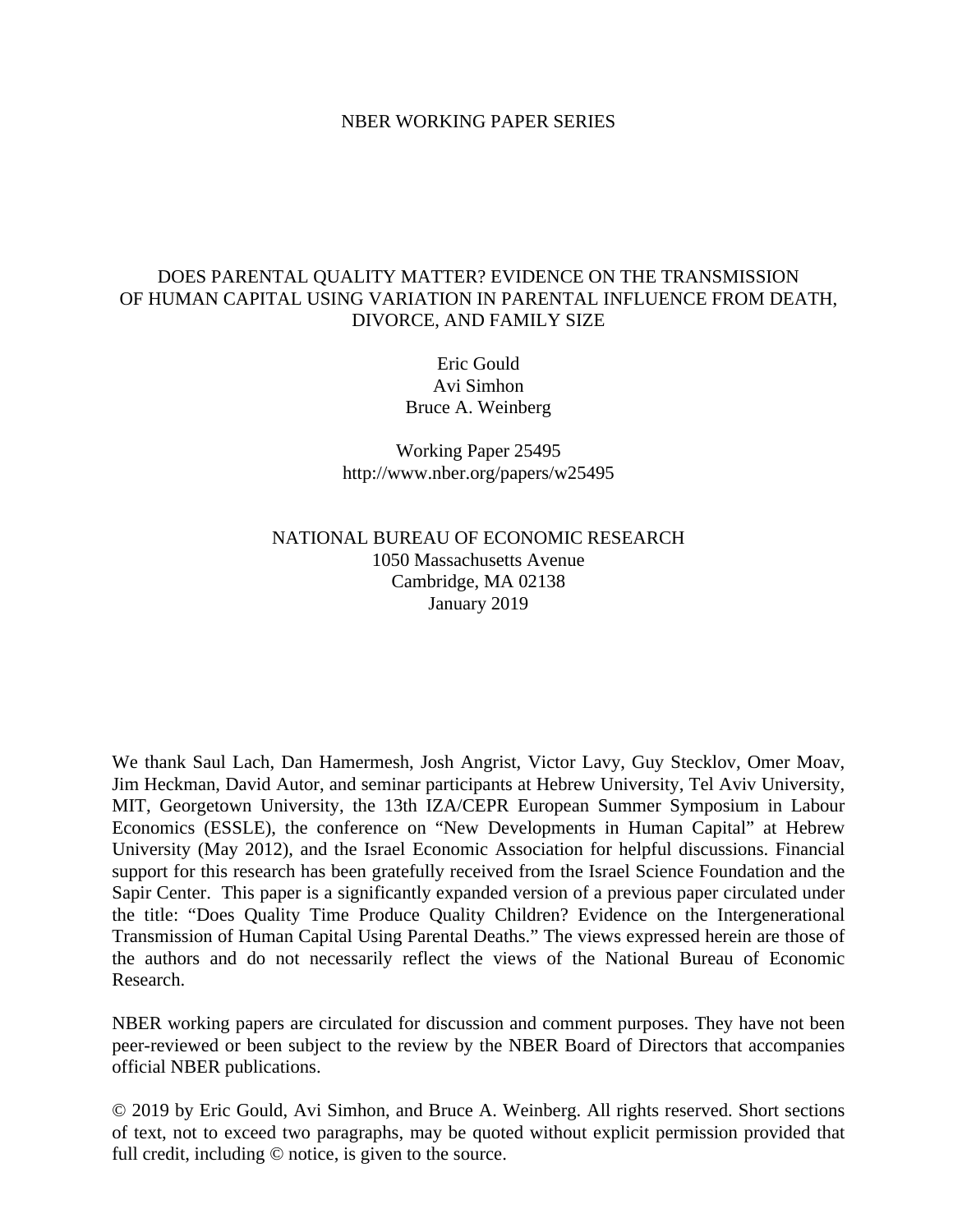NBER WORKING PAPER SERIES

# DOES PARENTAL QUALITY MATTER? EVIDENCE ON THE TRANSMISSION OF HUMAN CAPITAL USING VARIATION IN PARENTAL INFLUENCE FROM DEATH, DIVORCE, AND FAMILY SIZE

Eric Gould
Avi Simhon
Bruce A. Weinberg

Working Paper 25495
http://www.nber.org/papers/w25495

NATIONAL BUREAU OF ECONOMIC RESEARCH
1050 Massachusetts Avenue
Cambridge, MA 02138
January 2019

We thank Saul Lach, Dan Hamermesh, Josh Angrist, Victor Lavy, Guy Stecklov, Omer Moav, Jim Heckman, David Autor, and seminar participants at Hebrew University, Tel Aviv University, MIT, Georgetown University, the 13th IZA/CEPR European Summer Symposium in Labour Economics (ESSLE), the conference on "New Developments in Human Capital" at Hebrew University (May 2012), and the Israel Economic Association for helpful discussions. Financial support for this research has been gratefully received from the Israel Science Foundation and the Sapir Center. This paper is a significantly expanded version of a previous paper circulated under the title: "Does Quality Time Produce Quality Children? Evidence on the Intergenerational Transmission of Human Capital Using Parental Deaths." The views expressed herein are those of the authors and do not necessarily reflect the views of the National Bureau of Economic Research.

NBER working papers are circulated for discussion and comment purposes. They have not been peer-reviewed or been subject to the review by the NBER Board of Directors that accompanies official NBER publications.

© 2019 by Eric Gould, Avi Simhon, and Bruce A. Weinberg. All rights reserved. Short sections of text, not to exceed two paragraphs, may be quoted without explicit permission provided that full credit, including © notice, is given to the source.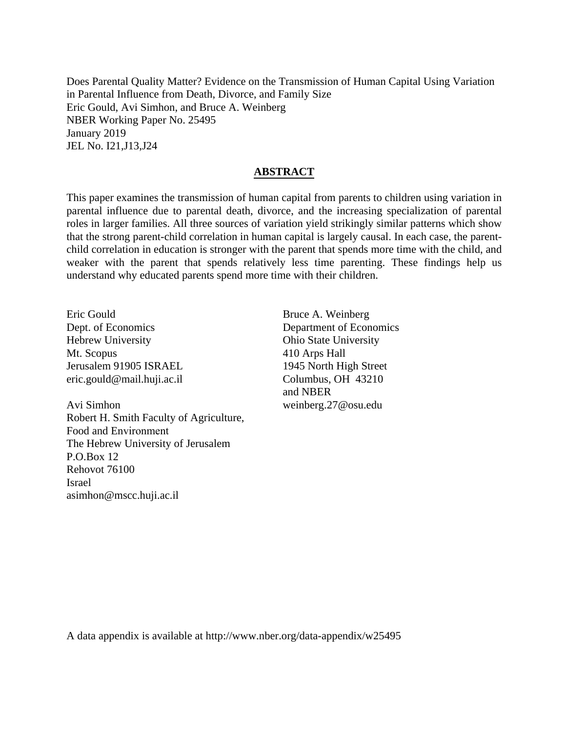Does Parental Quality Matter? Evidence on the Transmission of Human Capital Using Variation in Parental Influence from Death, Divorce, and Family Size
Eric Gould, Avi Simhon, and Bruce A. Weinberg
NBER Working Paper No. 25495
January 2019
JEL No. I21,J13,J24

## ABSTRACT

This paper examines the transmission of human capital from parents to children using variation in parental influence due to parental death, divorce, and the increasing specialization of parental roles in larger families. All three sources of variation yield strikingly similar patterns which show that the strong parent-child correlation in human capital is largely causal. In each case, the parent-child correlation in education is stronger with the parent that spends more time with the child, and weaker with the parent that spends relatively less time parenting. These findings help us understand why educated parents spend more time with their children.

Eric Gould
Dept. of Economics
Hebrew University
Mt. Scopus
Jerusalem 91905 ISRAEL
eric.gould@mail.huji.ac.il

Avi Simhon
Robert H. Smith Faculty of Agriculture, Food and Environment
The Hebrew University of Jerusalem
P.O.Box 12
Rehovot 76100
Israel
asimhon@mscc.huji.ac.il

Bruce A. Weinberg
Department of Economics
Ohio State University
410 Arps Hall
1945 North High Street
Columbus, OH 43210
and NBER
weinberg.27@osu.edu

A data appendix is available at http://www.nber.org/data-appendix/w25495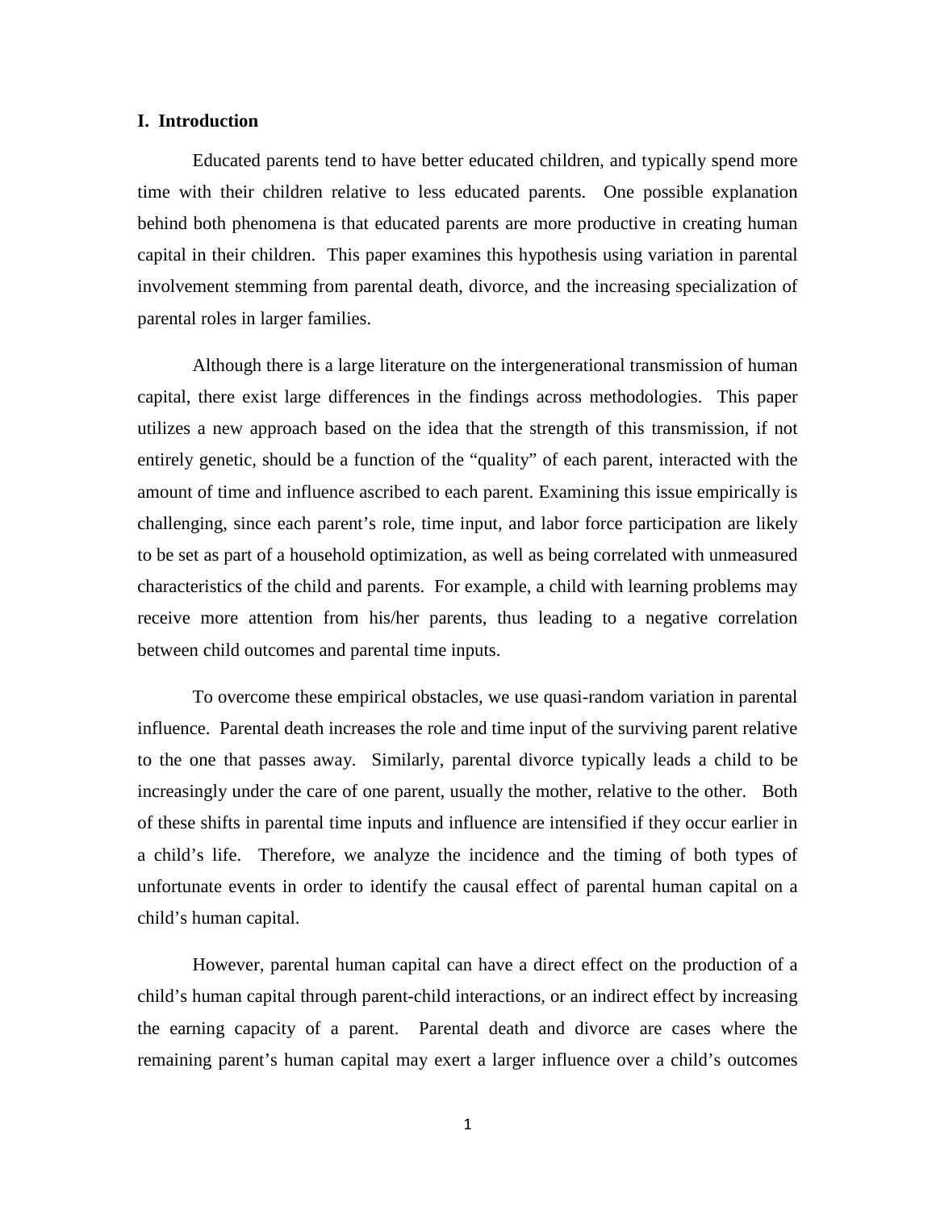## I. Introduction

Educated parents tend to have better educated children, and typically spend more time with their children relative to less educated parents. One possible explanation behind both phenomena is that educated parents are more productive in creating human capital in their children. This paper examines this hypothesis using variation in parental involvement stemming from parental death, divorce, and the increasing specialization of parental roles in larger families.

Although there is a large literature on the intergenerational transmission of human capital, there exist large differences in the findings across methodologies. This paper utilizes a new approach based on the idea that the strength of this transmission, if not entirely genetic, should be a function of the "quality" of each parent, interacted with the amount of time and influence ascribed to each parent. Examining this issue empirically is challenging, since each parent's role, time input, and labor force participation are likely to be set as part of a household optimization, as well as being correlated with unmeasured characteristics of the child and parents. For example, a child with learning problems may receive more attention from his/her parents, thus leading to a negative correlation between child outcomes and parental time inputs.

To overcome these empirical obstacles, we use quasi-random variation in parental influence. Parental death increases the role and time input of the surviving parent relative to the one that passes away. Similarly, parental divorce typically leads a child to be increasingly under the care of one parent, usually the mother, relative to the other. Both of these shifts in parental time inputs and influence are intensified if they occur earlier in a child's life. Therefore, we analyze the incidence and the timing of both types of unfortunate events in order to identify the causal effect of parental human capital on a child's human capital.

However, parental human capital can have a direct effect on the production of a child's human capital through parent-child interactions, or an indirect effect by increasing the earning capacity of a parent. Parental death and divorce are cases where the remaining parent's human capital may exert a larger influence over a child's outcomes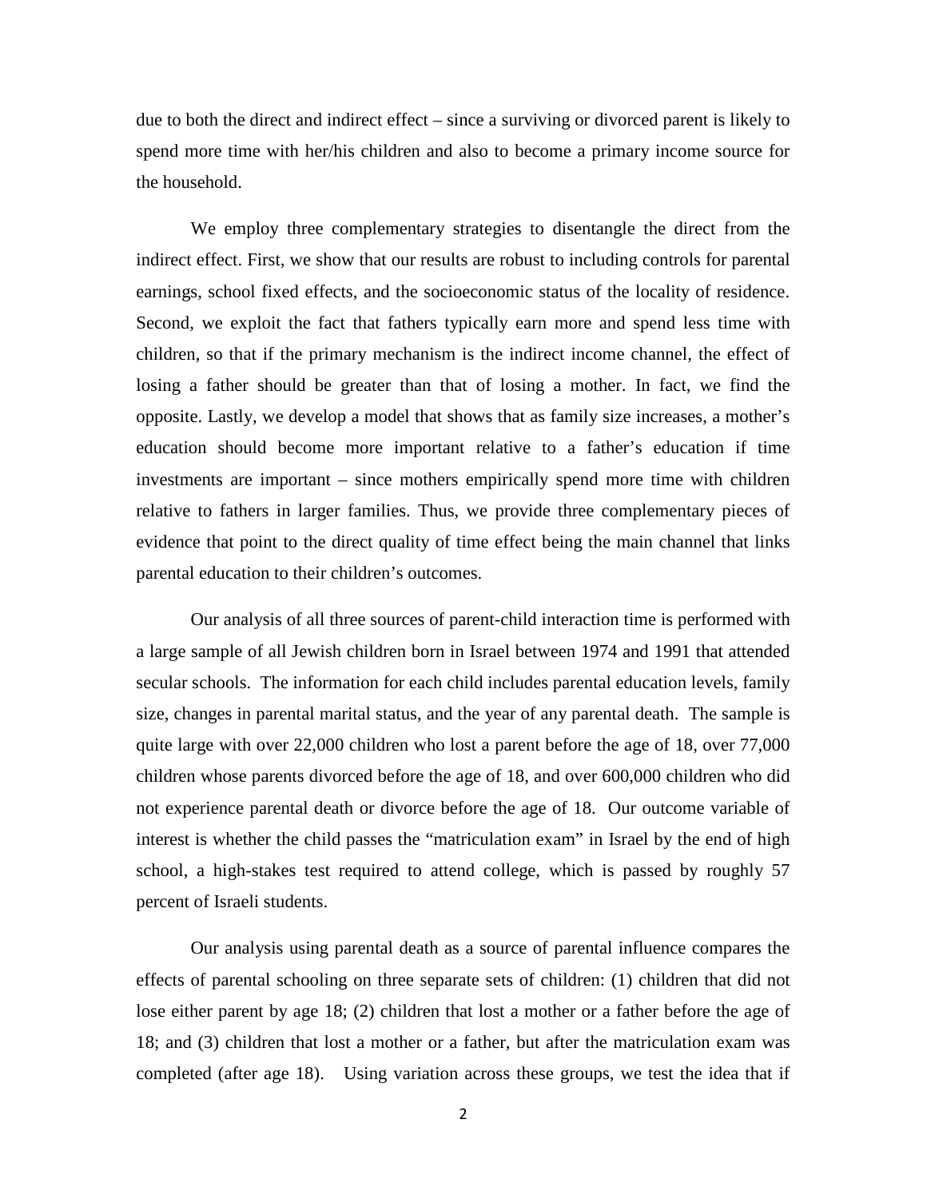due to both the direct and indirect effect – since a surviving or divorced parent is likely to spend more time with her/his children and also to become a primary income source for the household.

We employ three complementary strategies to disentangle the direct from the indirect effect. First, we show that our results are robust to including controls for parental earnings, school fixed effects, and the socioeconomic status of the locality of residence. Second, we exploit the fact that fathers typically earn more and spend less time with children, so that if the primary mechanism is the indirect income channel, the effect of losing a father should be greater than that of losing a mother. In fact, we find the opposite. Lastly, we develop a model that shows that as family size increases, a mother's education should become more important relative to a father's education if time investments are important – since mothers empirically spend more time with children relative to fathers in larger families. Thus, we provide three complementary pieces of evidence that point to the direct quality of time effect being the main channel that links parental education to their children's outcomes.

Our analysis of all three sources of parent-child interaction time is performed with a large sample of all Jewish children born in Israel between 1974 and 1991 that attended secular schools. The information for each child includes parental education levels, family size, changes in parental marital status, and the year of any parental death. The sample is quite large with over 22,000 children who lost a parent before the age of 18, over 77,000 children whose parents divorced before the age of 18, and over 600,000 children who did not experience parental death or divorce before the age of 18. Our outcome variable of interest is whether the child passes the "matriculation exam" in Israel by the end of high school, a high-stakes test required to attend college, which is passed by roughly 57 percent of Israeli students.

Our analysis using parental death as a source of parental influence compares the effects of parental schooling on three separate sets of children: (1) children that did not lose either parent by age 18; (2) children that lost a mother or a father before the age of 18; and (3) children that lost a mother or a father, but after the matriculation exam was completed (after age 18). Using variation across these groups, we test the idea that if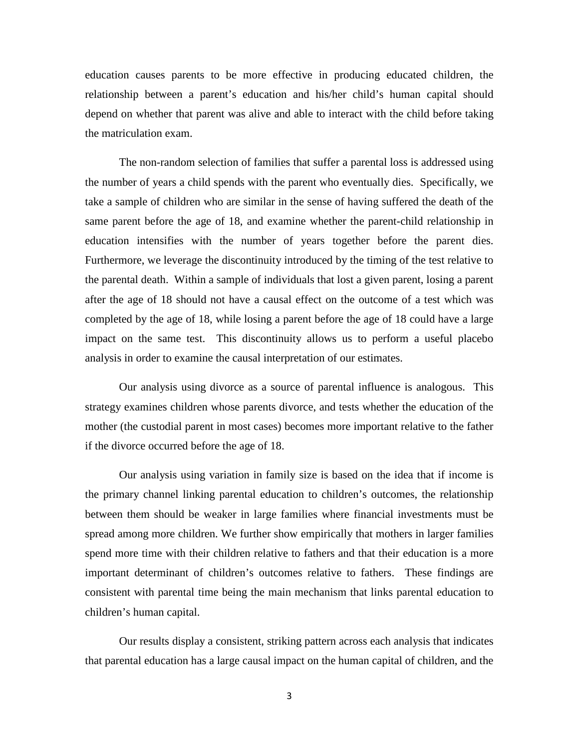education causes parents to be more effective in producing educated children, the relationship between a parent's education and his/her child's human capital should depend on whether that parent was alive and able to interact with the child before taking the matriculation exam.

The non-random selection of families that suffer a parental loss is addressed using the number of years a child spends with the parent who eventually dies. Specifically, we take a sample of children who are similar in the sense of having suffered the death of the same parent before the age of 18, and examine whether the parent-child relationship in education intensifies with the number of years together before the parent dies. Furthermore, we leverage the discontinuity introduced by the timing of the test relative to the parental death. Within a sample of individuals that lost a given parent, losing a parent after the age of 18 should not have a causal effect on the outcome of a test which was completed by the age of 18, while losing a parent before the age of 18 could have a large impact on the same test. This discontinuity allows us to perform a useful placebo analysis in order to examine the causal interpretation of our estimates.

Our analysis using divorce as a source of parental influence is analogous. This strategy examines children whose parents divorce, and tests whether the education of the mother (the custodial parent in most cases) becomes more important relative to the father if the divorce occurred before the age of 18.

Our analysis using variation in family size is based on the idea that if income is the primary channel linking parental education to children's outcomes, the relationship between them should be weaker in large families where financial investments must be spread among more children. We further show empirically that mothers in larger families spend more time with their children relative to fathers and that their education is a more important determinant of children's outcomes relative to fathers. These findings are consistent with parental time being the main mechanism that links parental education to children's human capital.

Our results display a consistent, striking pattern across each analysis that indicates that parental education has a large causal impact on the human capital of children, and the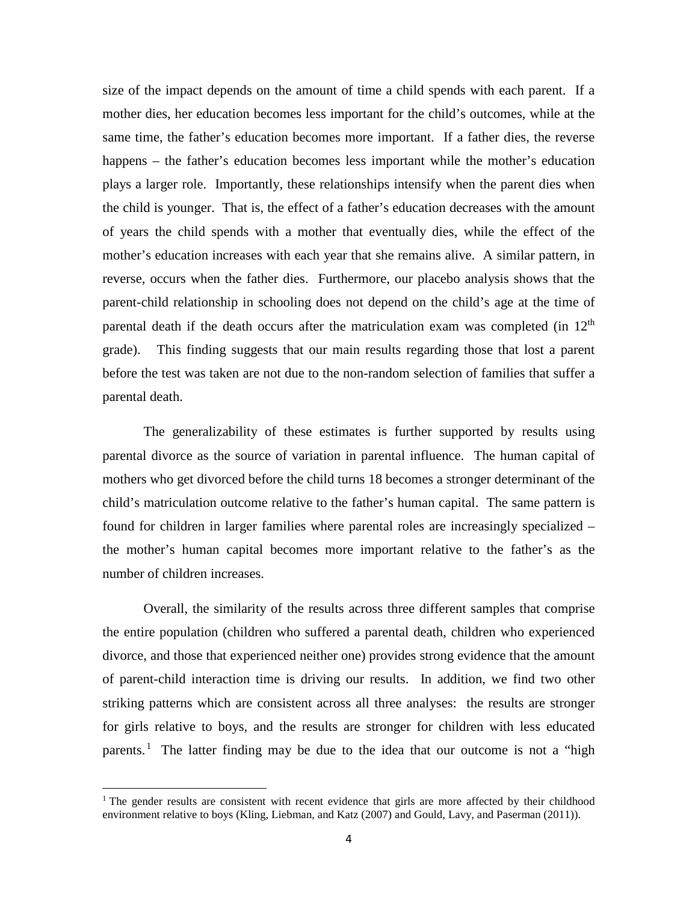size of the impact depends on the amount of time a child spends with each parent. If a mother dies, her education becomes less important for the child's outcomes, while at the same time, the father's education becomes more important. If a father dies, the reverse happens – the father's education becomes less important while the mother's education plays a larger role. Importantly, these relationships intensify when the parent dies when the child is younger. That is, the effect of a father's education decreases with the amount of years the child spends with a mother that eventually dies, while the effect of the mother's education increases with each year that she remains alive. A similar pattern, in reverse, occurs when the father dies. Furthermore, our placebo analysis shows that the parent-child relationship in schooling does not depend on the child's age at the time of parental death if the death occurs after the matriculation exam was completed (in 12th grade). This finding suggests that our main results regarding those that lost a parent before the test was taken are not due to the non-random selection of families that suffer a parental death.

The generalizability of these estimates is further supported by results using parental divorce as the source of variation in parental influence. The human capital of mothers who get divorced before the child turns 18 becomes a stronger determinant of the child's matriculation outcome relative to the father's human capital. The same pattern is found for children in larger families where parental roles are increasingly specialized – the mother's human capital becomes more important relative to the father's as the number of children increases.

Overall, the similarity of the results across three different samples that comprise the entire population (children who suffered a parental death, children who experienced divorce, and those that experienced neither one) provides strong evidence that the amount of parent-child interaction time is driving our results. In addition, we find two other striking patterns which are consistent across all three analyses: the results are stronger for girls relative to boys, and the results are stronger for children with less educated parents.[1] The latter finding may be due to the idea that our outcome is not a "high

[1] The gender results are consistent with recent evidence that girls are more affected by their childhood environment relative to boys (Kling, Liebman, and Katz (2007) and Gould, Lavy, and Paserman (2011)).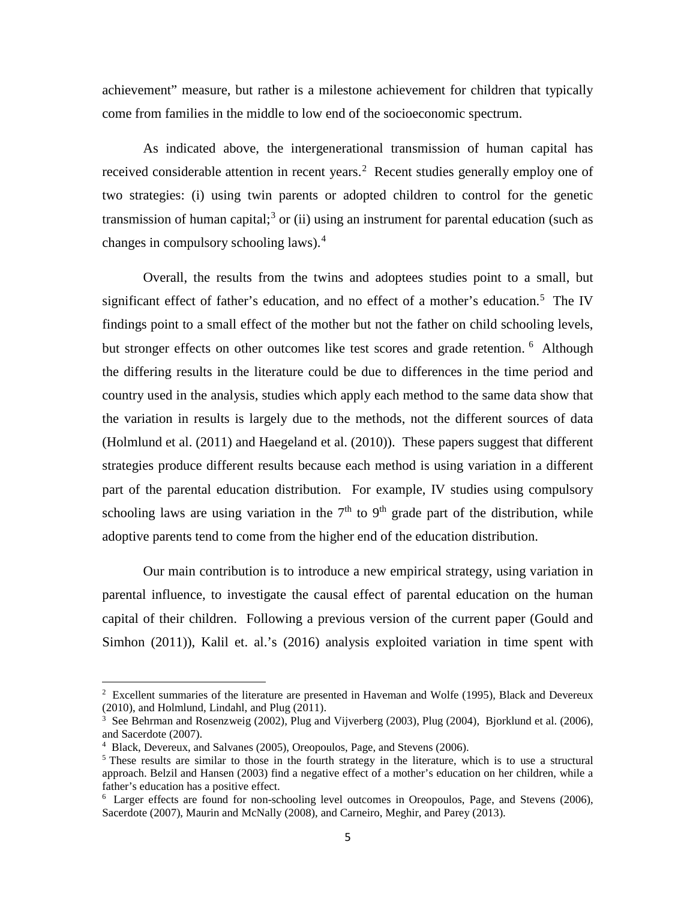achievement" measure, but rather is a milestone achievement for children that typically come from families in the middle to low end of the socioeconomic spectrum.

As indicated above, the intergenerational transmission of human capital has received considerable attention in recent years.[2] Recent studies generally employ one of two strategies: (i) using twin parents or adopted children to control for the genetic transmission of human capital;[3] or (ii) using an instrument for parental education (such as changes in compulsory schooling laws).[4]

Overall, the results from the twins and adoptees studies point to a small, but significant effect of father's education, and no effect of a mother's education.[5] The IV findings point to a small effect of the mother but not the father on child schooling levels, but stronger effects on other outcomes like test scores and grade retention.[6] Although the differing results in the literature could be due to differences in the time period and country used in the analysis, studies which apply each method to the same data show that the variation in results is largely due to the methods, not the different sources of data (Holmlund et al. (2011) and Haegeland et al. (2010)). These papers suggest that different strategies produce different results because each method is using variation in a different part of the parental education distribution. For example, IV studies using compulsory schooling laws are using variation in the 7th to 9th grade part of the distribution, while adoptive parents tend to come from the higher end of the education distribution.

Our main contribution is to introduce a new empirical strategy, using variation in parental influence, to investigate the causal effect of parental education on the human capital of their children. Following a previous version of the current paper (Gould and Simhon (2011)), Kalil et. al.'s (2016) analysis exploited variation in time spent with

---

[2] Excellent summaries of the literature are presented in Haveman and Wolfe (1995), Black and Devereux (2010), and Holmlund, Lindahl, and Plug (2011).

[3] See Behrman and Rosenzweig (2002), Plug and Vijverberg (2003), Plug (2004), Bjorklund et al. (2006), and Sacerdote (2007).

[4] Black, Devereux, and Salvanes (2005), Oreopoulos, Page, and Stevens (2006).

[5] These results are similar to those in the fourth strategy in the literature, which is to use a structural approach. Belzil and Hansen (2003) find a negative effect of a mother's education on her children, while a father's education has a positive effect.

[6] Larger effects are found for non-schooling level outcomes in Oreopoulos, Page, and Stevens (2006), Sacerdote (2007), Maurin and McNally (2008), and Carneiro, Meghir, and Parey (2013).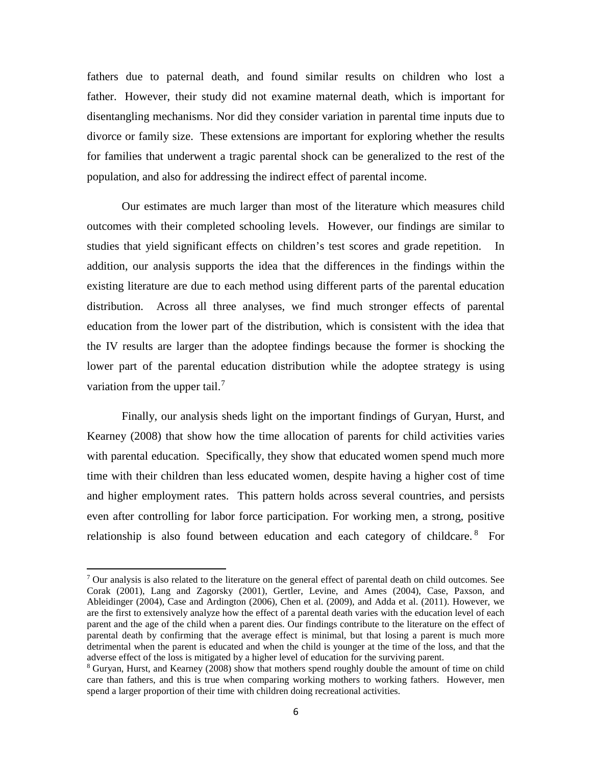fathers due to paternal death, and found similar results on children who lost a father. However, their study did not examine maternal death, which is important for disentangling mechanisms. Nor did they consider variation in parental time inputs due to divorce or family size. These extensions are important for exploring whether the results for families that underwent a tragic parental shock can be generalized to the rest of the population, and also for addressing the indirect effect of parental income.

Our estimates are much larger than most of the literature which measures child outcomes with their completed schooling levels. However, our findings are similar to studies that yield significant effects on children's test scores and grade repetition. In addition, our analysis supports the idea that the differences in the findings within the existing literature are due to each method using different parts of the parental education distribution. Across all three analyses, we find much stronger effects of parental education from the lower part of the distribution, which is consistent with the idea that the IV results are larger than the adoptee findings because the former is shocking the lower part of the parental education distribution while the adoptee strategy is using variation from the upper tail.[7]

Finally, our analysis sheds light on the important findings of Guryan, Hurst, and Kearney (2008) that show how the time allocation of parents for child activities varies with parental education. Specifically, they show that educated women spend much more time with their children than less educated women, despite having a higher cost of time and higher employment rates. This pattern holds across several countries, and persists even after controlling for labor force participation. For working men, a strong, positive relationship is also found between education and each category of childcare.[8] For

---

[7] Our analysis is also related to the literature on the general effect of parental death on child outcomes. See Corak (2001), Lang and Zagorsky (2001), Gertler, Levine, and Ames (2004), Case, Paxson, and Ableidinger (2004), Case and Ardington (2006), Chen et al. (2009), and Adda et al. (2011). However, we are the first to extensively analyze how the effect of a parental death varies with the education level of each parent and the age of the child when a parent dies. Our findings contribute to the literature on the effect of parental death by confirming that the average effect is minimal, but that losing a parent is much more detrimental when the parent is educated and when the child is younger at the time of the loss, and that the adverse effect of the loss is mitigated by a higher level of education for the surviving parent.

[8] Guryan, Hurst, and Kearney (2008) show that mothers spend roughly double the amount of time on child care than fathers, and this is true when comparing working mothers to working fathers. However, men spend a larger proportion of their time with children doing recreational activities.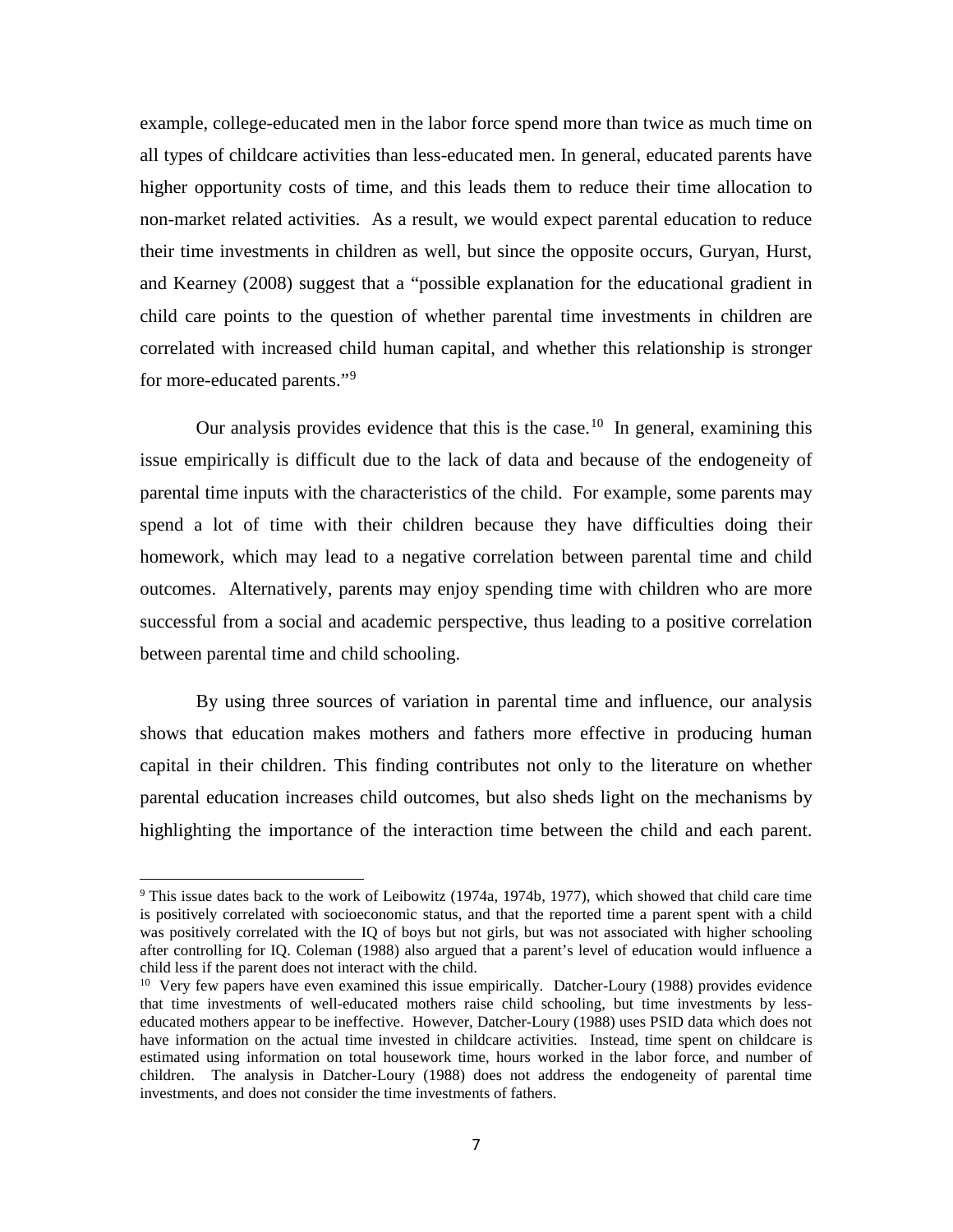example, college-educated men in the labor force spend more than twice as much time on all types of childcare activities than less-educated men. In general, educated parents have higher opportunity costs of time, and this leads them to reduce their time allocation to non-market related activities. As a result, we would expect parental education to reduce their time investments in children as well, but since the opposite occurs, Guryan, Hurst, and Kearney (2008) suggest that a "possible explanation for the educational gradient in child care points to the question of whether parental time investments in children are correlated with increased child human capital, and whether this relationship is stronger for more-educated parents."[9]

Our analysis provides evidence that this is the case.[10] In general, examining this issue empirically is difficult due to the lack of data and because of the endogeneity of parental time inputs with the characteristics of the child. For example, some parents may spend a lot of time with their children because they have difficulties doing their homework, which may lead to a negative correlation between parental time and child outcomes. Alternatively, parents may enjoy spending time with children who are more successful from a social and academic perspective, thus leading to a positive correlation between parental time and child schooling.

By using three sources of variation in parental time and influence, our analysis shows that education makes mothers and fathers more effective in producing human capital in their children. This finding contributes not only to the literature on whether parental education increases child outcomes, but also sheds light on the mechanisms by highlighting the importance of the interaction time between the child and each parent.

---

[9] This issue dates back to the work of Leibowitz (1974a, 1974b, 1977), which showed that child care time is positively correlated with socioeconomic status, and that the reported time a parent spent with a child was positively correlated with the IQ of boys but not girls, but was not associated with higher schooling after controlling for IQ. Coleman (1988) also argued that a parent's level of education would influence a child less if the parent does not interact with the child.

[10] Very few papers have even examined this issue empirically. Datcher-Loury (1988) provides evidence that time investments of well-educated mothers raise child schooling, but time investments by less-educated mothers appear to be ineffective. However, Datcher-Loury (1988) uses PSID data which does not have information on the actual time invested in childcare activities. Instead, time spent on childcare is estimated using information on total housework time, hours worked in the labor force, and number of children. The analysis in Datcher-Loury (1988) does not address the endogeneity of parental time investments, and does not consider the time investments of fathers.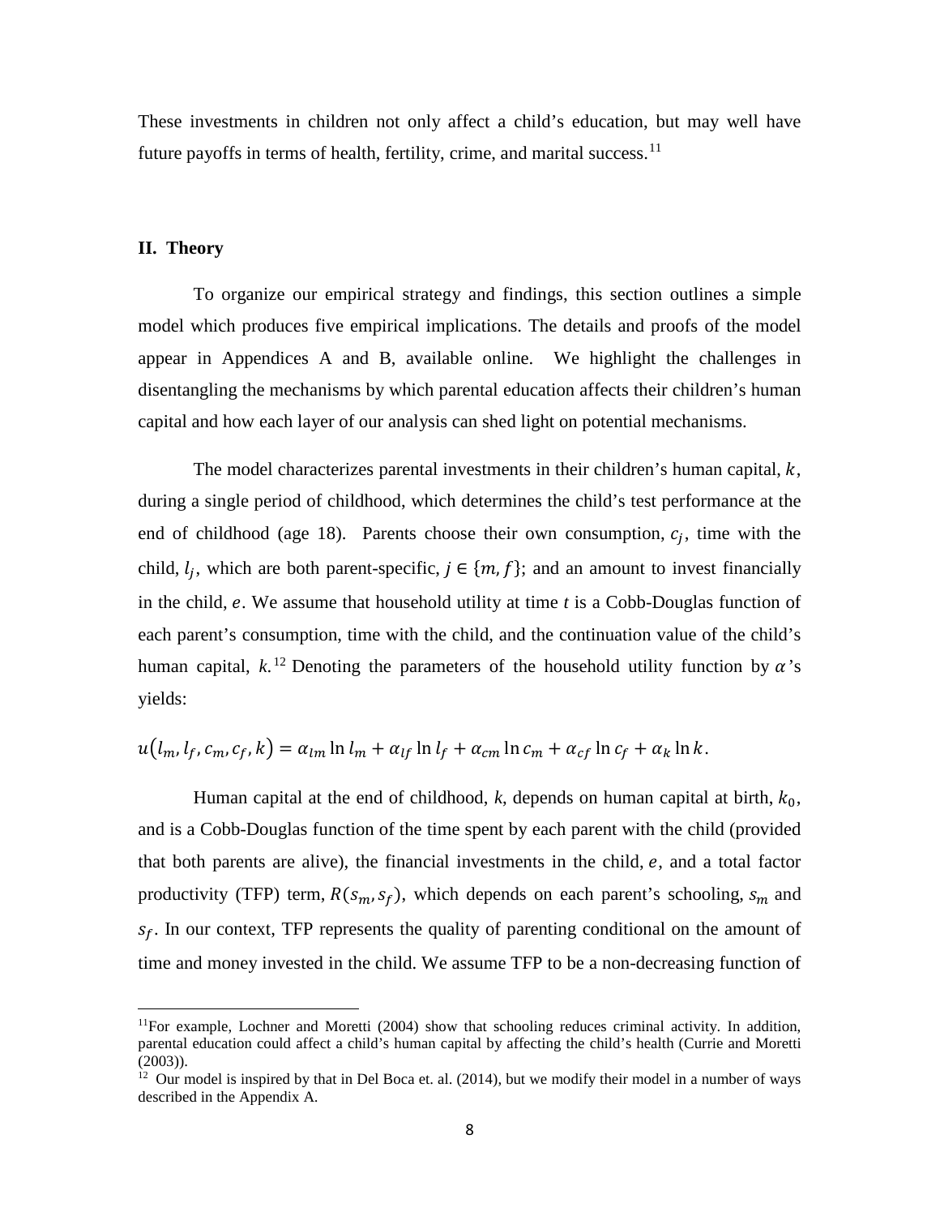These investments in children not only affect a child's education, but may well have future payoffs in terms of health, fertility, crime, and marital success.[11]

## II. Theory

To organize our empirical strategy and findings, this section outlines a simple model which produces five empirical implications. The details and proofs of the model appear in Appendices A and B, available online. We highlight the challenges in disentangling the mechanisms by which parental education affects their children's human capital and how each layer of our analysis can shed light on potential mechanisms.

The model characterizes parental investments in their children's human capital, $k$, during a single period of childhood, which determines the child's test performance at the end of childhood (age 18). Parents choose their own consumption, $c_j$, time with the child, $l_j$, which are both parent-specific, $j \in \{m, f\}$; and an amount to invest financially in the child, $e$. We assume that household utility at time $t$ is a Cobb-Douglas function of each parent's consumption, time with the child, and the continuation value of the child's human capital, $k$.[12] Denoting the parameters of the household utility function by $\alpha$'s yields:

$$u(l_m, l_f, c_m, c_f, k) = \alpha_{lm} \ln l_m + \alpha_{lf} \ln l_f + \alpha_{cm} \ln c_m + \alpha_{cf} \ln c_f + \alpha_k \ln k.$$

Human capital at the end of childhood, $k$, depends on human capital at birth, $k_0$, and is a Cobb-Douglas function of the time spent by each parent with the child (provided that both parents are alive), the financial investments in the child, $e$, and a total factor productivity (TFP) term, $R(s_m, s_f)$, which depends on each parent's schooling, $s_m$ and $s_f$. In our context, TFP represents the quality of parenting conditional on the amount of time and money invested in the child. We assume TFP to be a non-decreasing function of

---

[11] For example, Lochner and Moretti (2004) show that schooling reduces criminal activity. In addition, parental education could affect a child's human capital by affecting the child's health (Currie and Moretti (2003)).

[12] Our model is inspired by that in Del Boca et. al. (2014), but we modify their model in a number of ways described in the Appendix A.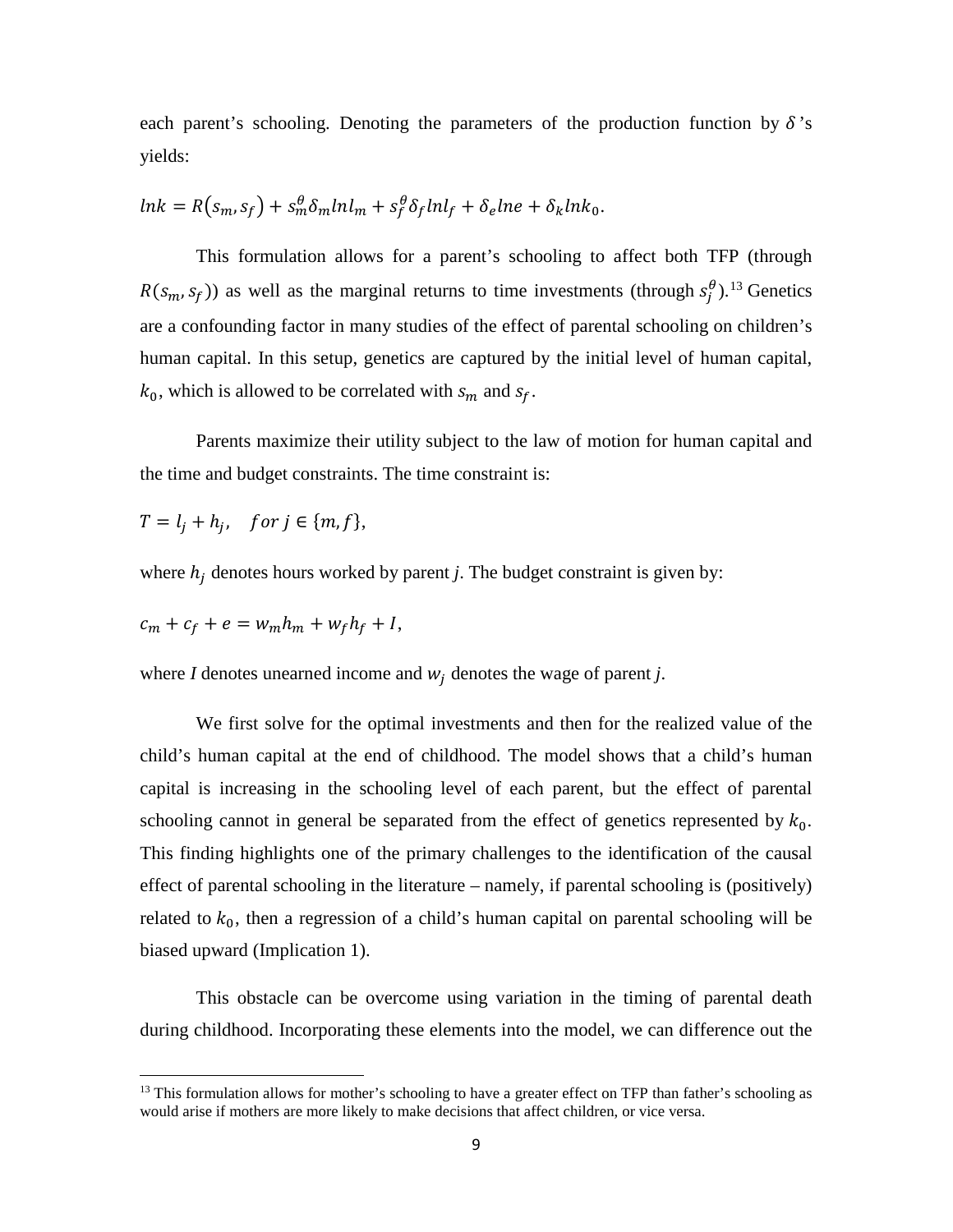each parent's schooling. Denoting the parameters of the production function by $\delta$'s yields:

$$lnk = R(s_m, s_f) + s_m^{\theta}\delta_m lnl_m + s_f^{\theta}\delta_f lnl_f + \delta_e lne + \delta_k lnk_0.$$

This formulation allows for a parent's schooling to affect both TFP (through $R(s_m, s_f)$) as well as the marginal returns to time investments (through $s_j^{\theta}$).[13] Genetics are a confounding factor in many studies of the effect of parental schooling on children's human capital. In this setup, genetics are captured by the initial level of human capital, $k_0$, which is allowed to be correlated with $s_m$ and $s_f$.

Parents maximize their utility subject to the law of motion for human capital and the time and budget constraints. The time constraint is:

$$T = l_j + h_j, \quad for\ j \in \{m, f\},$$

where $h_j$ denotes hours worked by parent *j*. The budget constraint is given by:

$$c_m + c_f + e = w_m h_m + w_f h_f + I,$$

where *I* denotes unearned income and $w_j$ denotes the wage of parent *j*.

We first solve for the optimal investments and then for the realized value of the child's human capital at the end of childhood. The model shows that a child's human capital is increasing in the schooling level of each parent, but the effect of parental schooling cannot in general be separated from the effect of genetics represented by $k_0$. This finding highlights one of the primary challenges to the identification of the causal effect of parental schooling in the literature – namely, if parental schooling is (positively) related to $k_0$, then a regression of a child's human capital on parental schooling will be biased upward (Implication 1).

This obstacle can be overcome using variation in the timing of parental death during childhood. Incorporating these elements into the model, we can difference out the

[13] This formulation allows for mother's schooling to have a greater effect on TFP than father's schooling as would arise if mothers are more likely to make decisions that affect children, or vice versa.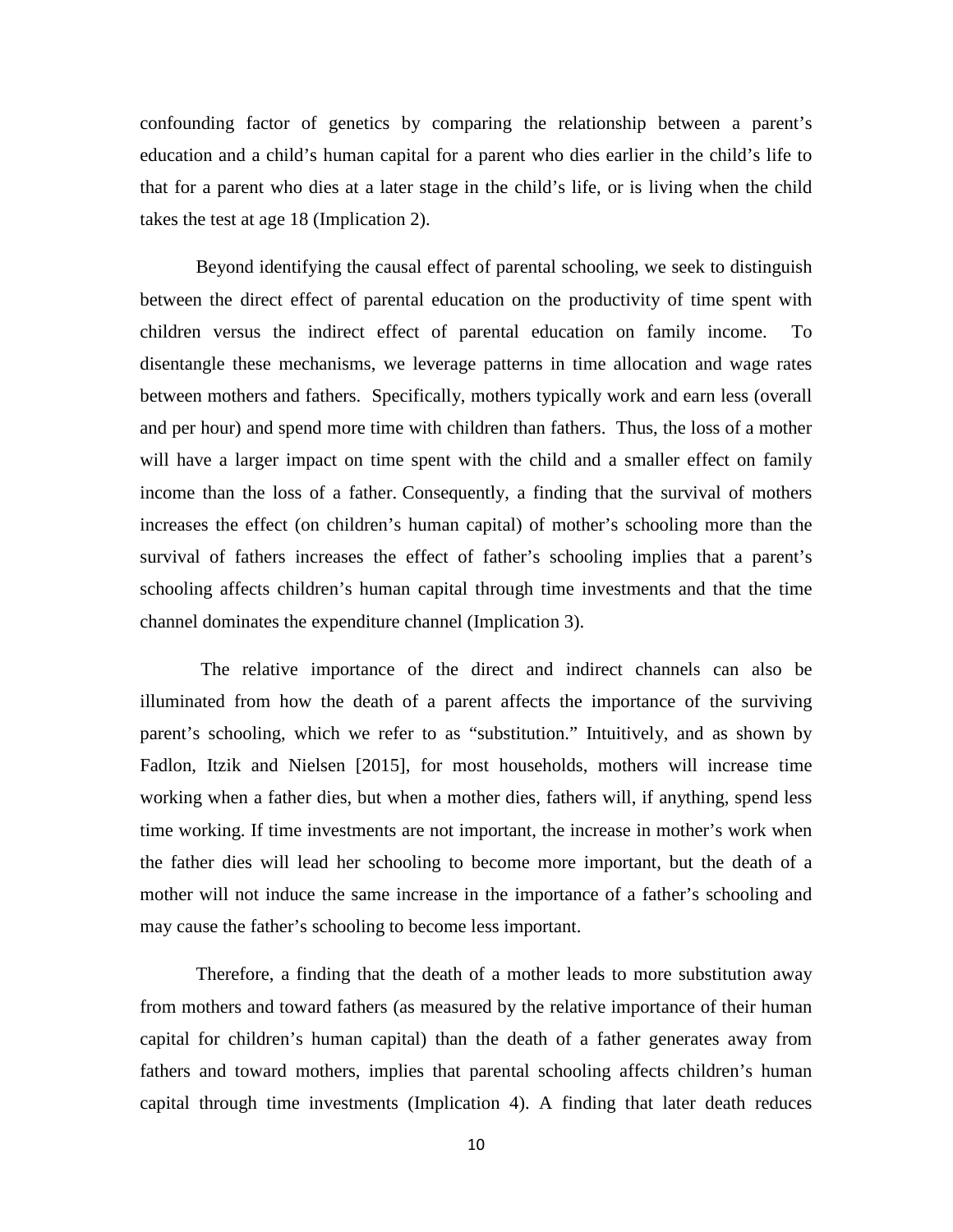confounding factor of genetics by comparing the relationship between a parent's education and a child's human capital for a parent who dies earlier in the child's life to that for a parent who dies at a later stage in the child's life, or is living when the child takes the test at age 18 (Implication 2).

Beyond identifying the causal effect of parental schooling, we seek to distinguish between the direct effect of parental education on the productivity of time spent with children versus the indirect effect of parental education on family income. To disentangle these mechanisms, we leverage patterns in time allocation and wage rates between mothers and fathers. Specifically, mothers typically work and earn less (overall and per hour) and spend more time with children than fathers. Thus, the loss of a mother will have a larger impact on time spent with the child and a smaller effect on family income than the loss of a father. Consequently, a finding that the survival of mothers increases the effect (on children's human capital) of mother's schooling more than the survival of fathers increases the effect of father's schooling implies that a parent's schooling affects children's human capital through time investments and that the time channel dominates the expenditure channel (Implication 3).

The relative importance of the direct and indirect channels can also be illuminated from how the death of a parent affects the importance of the surviving parent's schooling, which we refer to as "substitution." Intuitively, and as shown by Fadlon, Itzik and Nielsen [2015], for most households, mothers will increase time working when a father dies, but when a mother dies, fathers will, if anything, spend less time working. If time investments are not important, the increase in mother's work when the father dies will lead her schooling to become more important, but the death of a mother will not induce the same increase in the importance of a father's schooling and may cause the father's schooling to become less important.

Therefore, a finding that the death of a mother leads to more substitution away from mothers and toward fathers (as measured by the relative importance of their human capital for children's human capital) than the death of a father generates away from fathers and toward mothers, implies that parental schooling affects children's human capital through time investments (Implication 4). A finding that later death reduces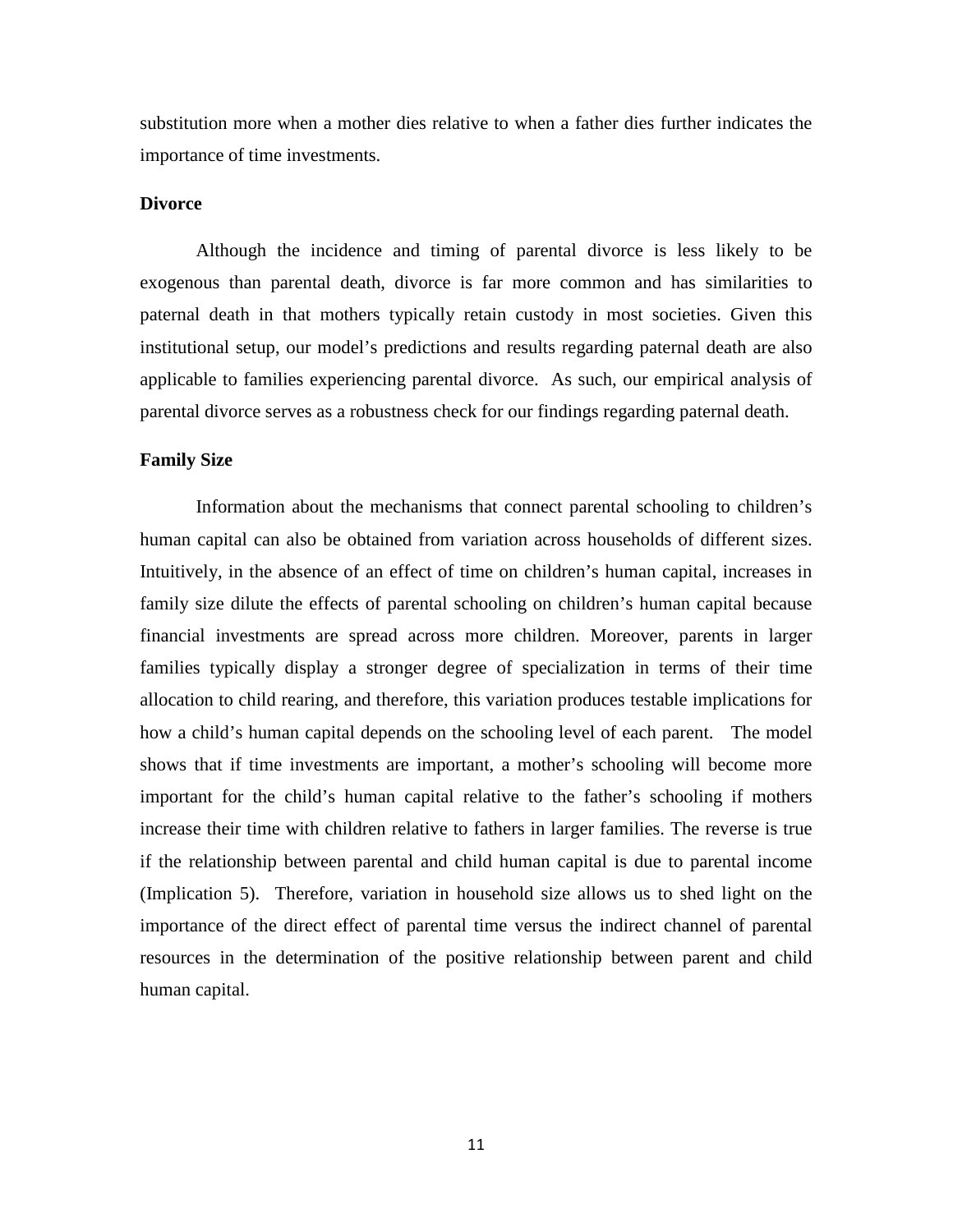substitution more when a mother dies relative to when a father dies further indicates the importance of time investments.

**Divorce**

Although the incidence and timing of parental divorce is less likely to be exogenous than parental death, divorce is far more common and has similarities to paternal death in that mothers typically retain custody in most societies. Given this institutional setup, our model's predictions and results regarding paternal death are also applicable to families experiencing parental divorce. As such, our empirical analysis of parental divorce serves as a robustness check for our findings regarding paternal death.

**Family Size**

Information about the mechanisms that connect parental schooling to children's human capital can also be obtained from variation across households of different sizes. Intuitively, in the absence of an effect of time on children's human capital, increases in family size dilute the effects of parental schooling on children's human capital because financial investments are spread across more children. Moreover, parents in larger families typically display a stronger degree of specialization in terms of their time allocation to child rearing, and therefore, this variation produces testable implications for how a child's human capital depends on the schooling level of each parent. The model shows that if time investments are important, a mother's schooling will become more important for the child's human capital relative to the father's schooling if mothers increase their time with children relative to fathers in larger families. The reverse is true if the relationship between parental and child human capital is due to parental income (Implication 5). Therefore, variation in household size allows us to shed light on the importance of the direct effect of parental time versus the indirect channel of parental resources in the determination of the positive relationship between parent and child human capital.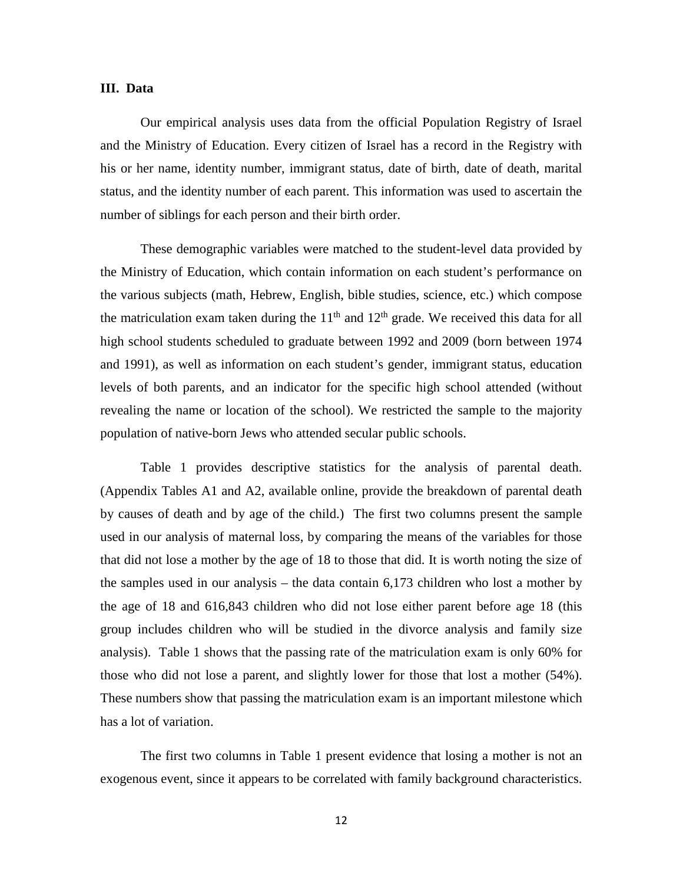## III. Data

Our empirical analysis uses data from the official Population Registry of Israel and the Ministry of Education. Every citizen of Israel has a record in the Registry with his or her name, identity number, immigrant status, date of birth, date of death, marital status, and the identity number of each parent. This information was used to ascertain the number of siblings for each person and their birth order.

These demographic variables were matched to the student-level data provided by the Ministry of Education, which contain information on each student's performance on the various subjects (math, Hebrew, English, bible studies, science, etc.) which compose the matriculation exam taken during the $11^{th}$ and $12^{th}$ grade. We received this data for all high school students scheduled to graduate between 1992 and 2009 (born between 1974 and 1991), as well as information on each student's gender, immigrant status, education levels of both parents, and an indicator for the specific high school attended (without revealing the name or location of the school). We restricted the sample to the majority population of native-born Jews who attended secular public schools.

Table 1 provides descriptive statistics for the analysis of parental death. (Appendix Tables A1 and A2, available online, provide the breakdown of parental death by causes of death and by age of the child.) The first two columns present the sample used in our analysis of maternal loss, by comparing the means of the variables for those that did not lose a mother by the age of 18 to those that did. It is worth noting the size of the samples used in our analysis – the data contain 6,173 children who lost a mother by the age of 18 and 616,843 children who did not lose either parent before age 18 (this group includes children who will be studied in the divorce analysis and family size analysis). Table 1 shows that the passing rate of the matriculation exam is only 60% for those who did not lose a parent, and slightly lower for those that lost a mother (54%). These numbers show that passing the matriculation exam is an important milestone which has a lot of variation.

The first two columns in Table 1 present evidence that losing a mother is not an exogenous event, since it appears to be correlated with family background characteristics.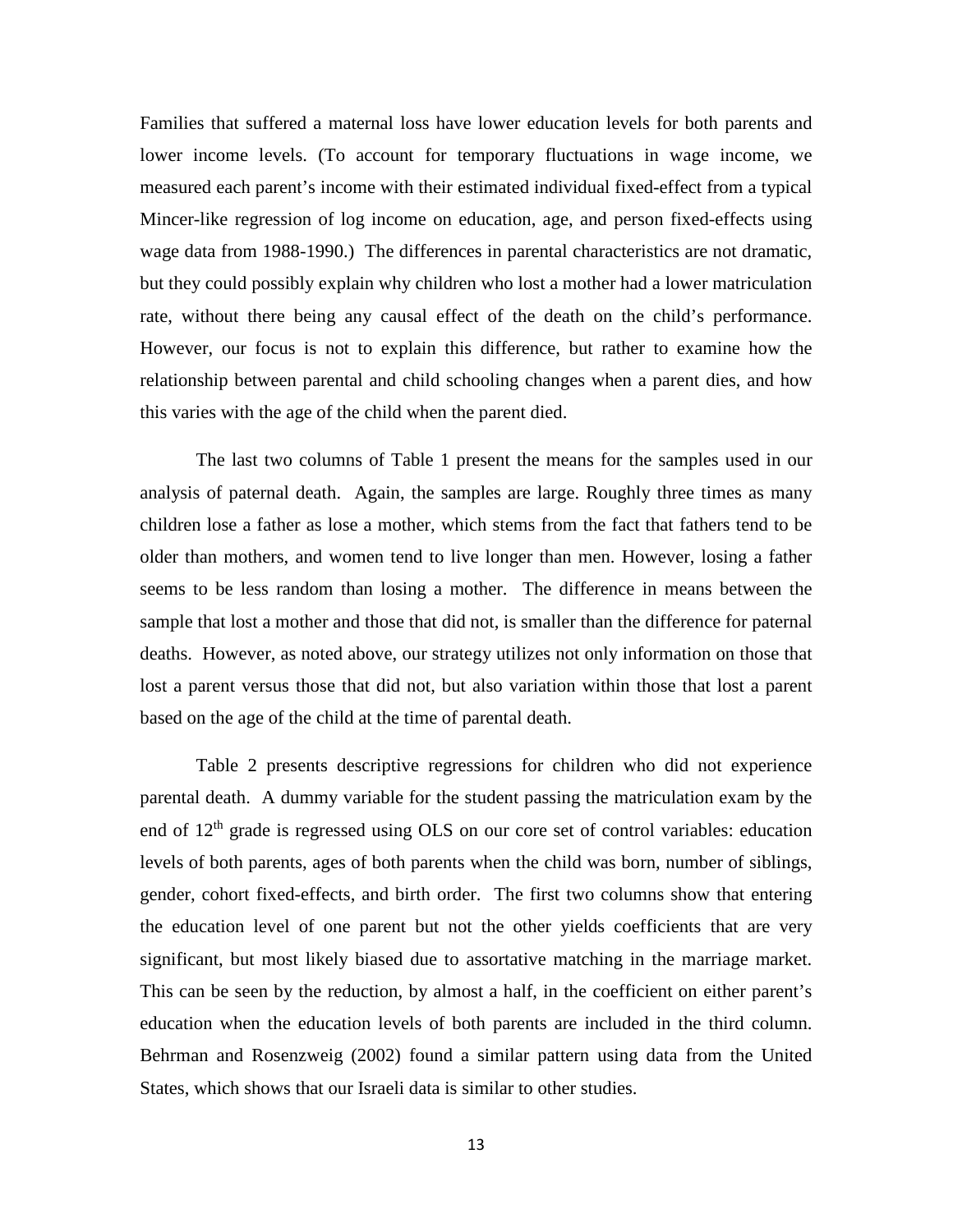Families that suffered a maternal loss have lower education levels for both parents and lower income levels. (To account for temporary fluctuations in wage income, we measured each parent's income with their estimated individual fixed-effect from a typical Mincer-like regression of log income on education, age, and person fixed-effects using wage data from 1988-1990.) The differences in parental characteristics are not dramatic, but they could possibly explain why children who lost a mother had a lower matriculation rate, without there being any causal effect of the death on the child's performance. However, our focus is not to explain this difference, but rather to examine how the relationship between parental and child schooling changes when a parent dies, and how this varies with the age of the child when the parent died.

The last two columns of Table 1 present the means for the samples used in our analysis of paternal death. Again, the samples are large. Roughly three times as many children lose a father as lose a mother, which stems from the fact that fathers tend to be older than mothers, and women tend to live longer than men. However, losing a father seems to be less random than losing a mother. The difference in means between the sample that lost a mother and those that did not, is smaller than the difference for paternal deaths. However, as noted above, our strategy utilizes not only information on those that lost a parent versus those that did not, but also variation within those that lost a parent based on the age of the child at the time of parental death.

Table 2 presents descriptive regressions for children who did not experience parental death. A dummy variable for the student passing the matriculation exam by the end of 12th grade is regressed using OLS on our core set of control variables: education levels of both parents, ages of both parents when the child was born, number of siblings, gender, cohort fixed-effects, and birth order. The first two columns show that entering the education level of one parent but not the other yields coefficients that are very significant, but most likely biased due to assortative matching in the marriage market. This can be seen by the reduction, by almost a half, in the coefficient on either parent's education when the education levels of both parents are included in the third column. Behrman and Rosenzweig (2002) found a similar pattern using data from the United States, which shows that our Israeli data is similar to other studies.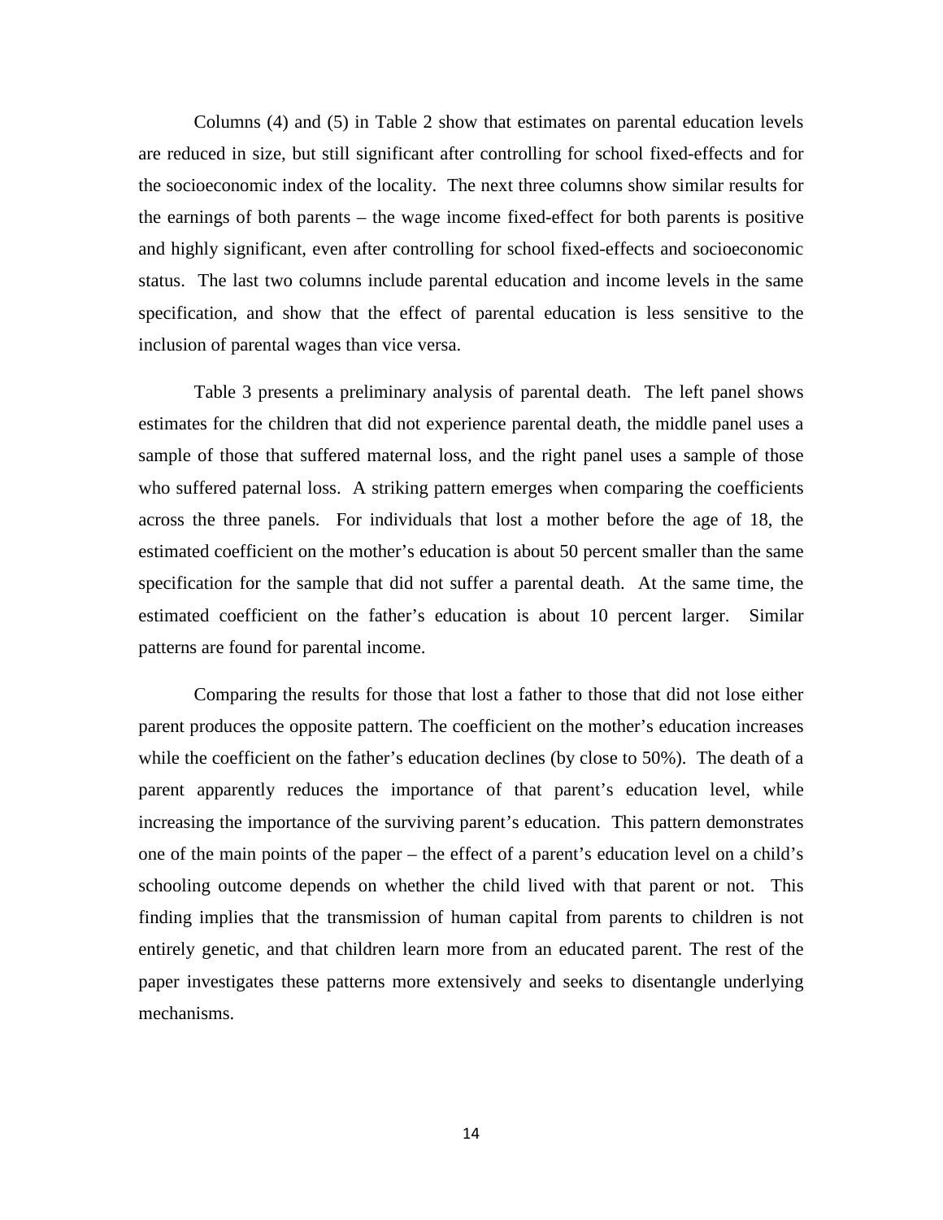Columns (4) and (5) in Table 2 show that estimates on parental education levels are reduced in size, but still significant after controlling for school fixed-effects and for the socioeconomic index of the locality. The next three columns show similar results for the earnings of both parents – the wage income fixed-effect for both parents is positive and highly significant, even after controlling for school fixed-effects and socioeconomic status. The last two columns include parental education and income levels in the same specification, and show that the effect of parental education is less sensitive to the inclusion of parental wages than vice versa.

Table 3 presents a preliminary analysis of parental death. The left panel shows estimates for the children that did not experience parental death, the middle panel uses a sample of those that suffered maternal loss, and the right panel uses a sample of those who suffered paternal loss. A striking pattern emerges when comparing the coefficients across the three panels. For individuals that lost a mother before the age of 18, the estimated coefficient on the mother's education is about 50 percent smaller than the same specification for the sample that did not suffer a parental death. At the same time, the estimated coefficient on the father's education is about 10 percent larger. Similar patterns are found for parental income.

Comparing the results for those that lost a father to those that did not lose either parent produces the opposite pattern. The coefficient on the mother's education increases while the coefficient on the father's education declines (by close to 50%). The death of a parent apparently reduces the importance of that parent's education level, while increasing the importance of the surviving parent's education. This pattern demonstrates one of the main points of the paper – the effect of a parent's education level on a child's schooling outcome depends on whether the child lived with that parent or not. This finding implies that the transmission of human capital from parents to children is not entirely genetic, and that children learn more from an educated parent. The rest of the paper investigates these patterns more extensively and seeks to disentangle underlying mechanisms.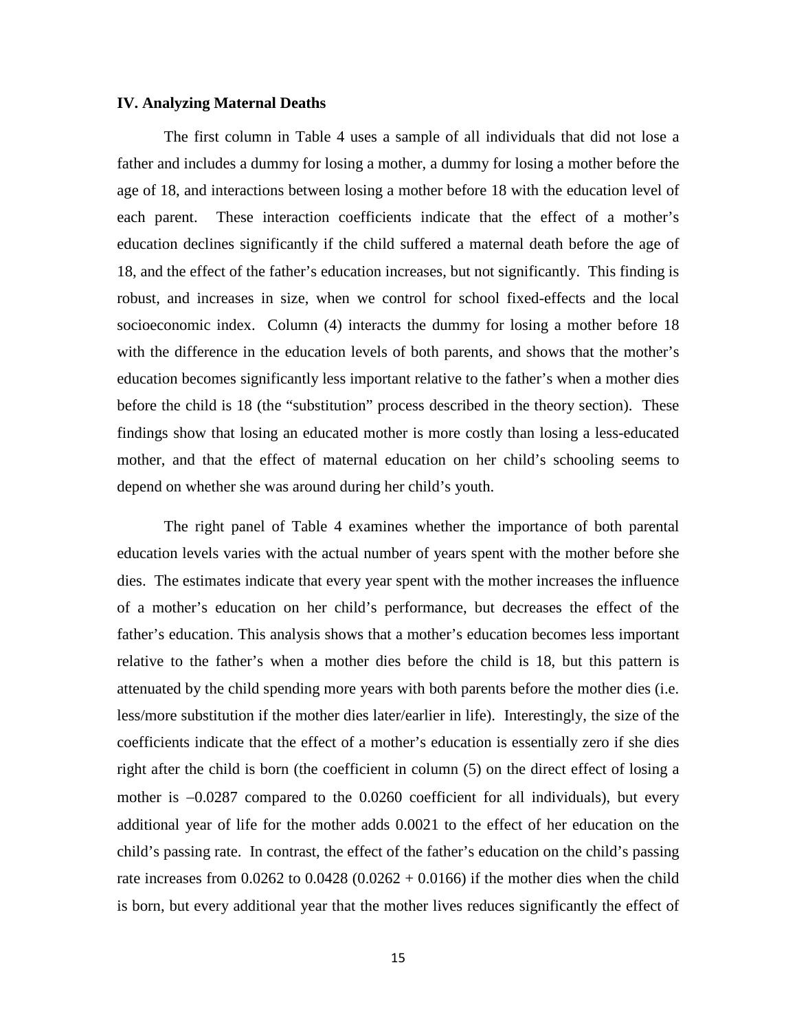### IV. Analyzing Maternal Deaths

The first column in Table 4 uses a sample of all individuals that did not lose a father and includes a dummy for losing a mother, a dummy for losing a mother before the age of 18, and interactions between losing a mother before 18 with the education level of each parent. These interaction coefficients indicate that the effect of a mother's education declines significantly if the child suffered a maternal death before the age of 18, and the effect of the father's education increases, but not significantly. This finding is robust, and increases in size, when we control for school fixed-effects and the local socioeconomic index. Column (4) interacts the dummy for losing a mother before 18 with the difference in the education levels of both parents, and shows that the mother's education becomes significantly less important relative to the father's when a mother dies before the child is 18 (the "substitution" process described in the theory section). These findings show that losing an educated mother is more costly than losing a less-educated mother, and that the effect of maternal education on her child's schooling seems to depend on whether she was around during her child's youth.

The right panel of Table 4 examines whether the importance of both parental education levels varies with the actual number of years spent with the mother before she dies. The estimates indicate that every year spent with the mother increases the influence of a mother's education on her child's performance, but decreases the effect of the father's education. This analysis shows that a mother's education becomes less important relative to the father's when a mother dies before the child is 18, but this pattern is attenuated by the child spending more years with both parents before the mother dies (i.e. less/more substitution if the mother dies later/earlier in life). Interestingly, the size of the coefficients indicate that the effect of a mother's education is essentially zero if she dies right after the child is born (the coefficient in column (5) on the direct effect of losing a mother is $-0.0287$ compared to the 0.0260 coefficient for all individuals), but every additional year of life for the mother adds 0.0021 to the effect of her education on the child's passing rate. In contrast, the effect of the father's education on the child's passing rate increases from 0.0262 to 0.0428 ($0.0262 + 0.0166$) if the mother dies when the child is born, but every additional year that the mother lives reduces significantly the effect of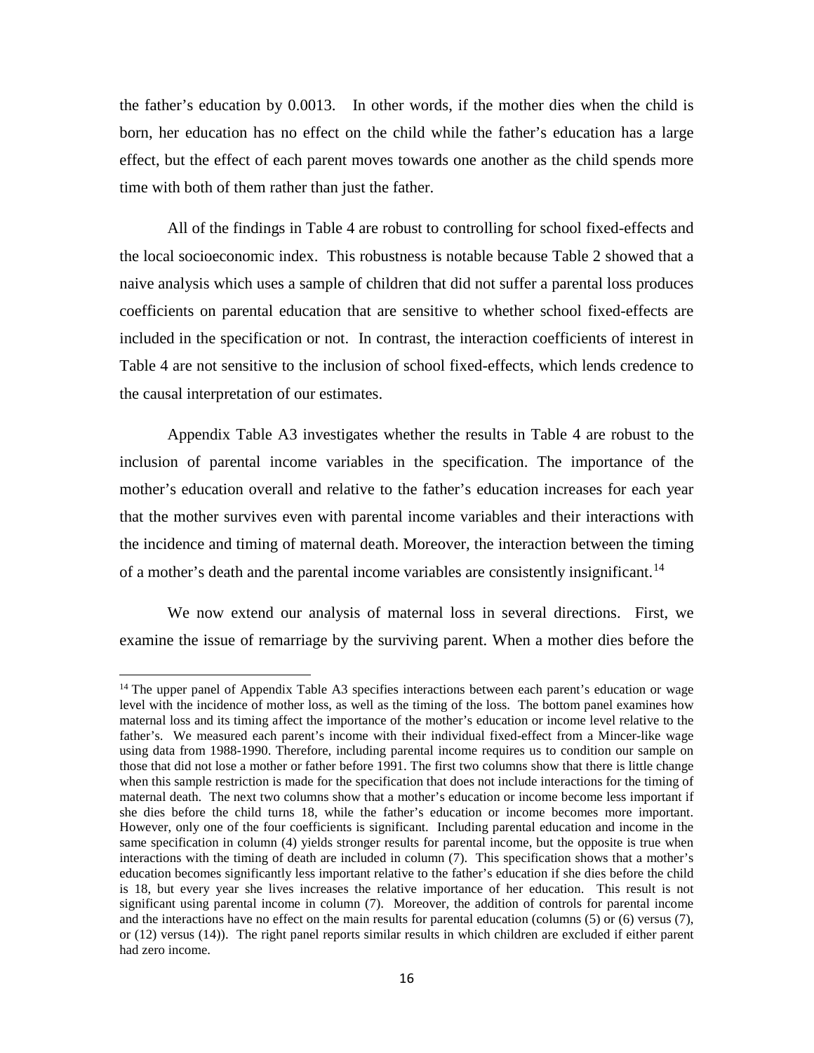the father's education by 0.0013. In other words, if the mother dies when the child is born, her education has no effect on the child while the father's education has a large effect, but the effect of each parent moves towards one another as the child spends more time with both of them rather than just the father.

All of the findings in Table 4 are robust to controlling for school fixed-effects and the local socioeconomic index. This robustness is notable because Table 2 showed that a naive analysis which uses a sample of children that did not suffer a parental loss produces coefficients on parental education that are sensitive to whether school fixed-effects are included in the specification or not. In contrast, the interaction coefficients of interest in Table 4 are not sensitive to the inclusion of school fixed-effects, which lends credence to the causal interpretation of our estimates.

Appendix Table A3 investigates whether the results in Table 4 are robust to the inclusion of parental income variables in the specification. The importance of the mother's education overall and relative to the father's education increases for each year that the mother survives even with parental income variables and their interactions with the incidence and timing of maternal death. Moreover, the interaction between the timing of a mother's death and the parental income variables are consistently insignificant.[14]

We now extend our analysis of maternal loss in several directions. First, we examine the issue of remarriage by the surviving parent. When a mother dies before the

---

[14] The upper panel of Appendix Table A3 specifies interactions between each parent's education or wage level with the incidence of mother loss, as well as the timing of the loss. The bottom panel examines how maternal loss and its timing affect the importance of the mother's education or income level relative to the father's. We measured each parent's income with their individual fixed-effect from a Mincer-like wage using data from 1988-1990. Therefore, including parental income requires us to condition our sample on those that did not lose a mother or father before 1991. The first two columns show that there is little change when this sample restriction is made for the specification that does not include interactions for the timing of maternal death. The next two columns show that a mother's education or income become less important if she dies before the child turns 18, while the father's education or income becomes more important. However, only one of the four coefficients is significant. Including parental education and income in the same specification in column (4) yields stronger results for parental income, but the opposite is true when interactions with the timing of death are included in column (7). This specification shows that a mother's education becomes significantly less important relative to the father's education if she dies before the child is 18, but every year she lives increases the relative importance of her education. This result is not significant using parental income in column (7). Moreover, the addition of controls for parental income and the interactions have no effect on the main results for parental education (columns (5) or (6) versus (7), or (12) versus (14)). The right panel reports similar results in which children are excluded if either parent had zero income.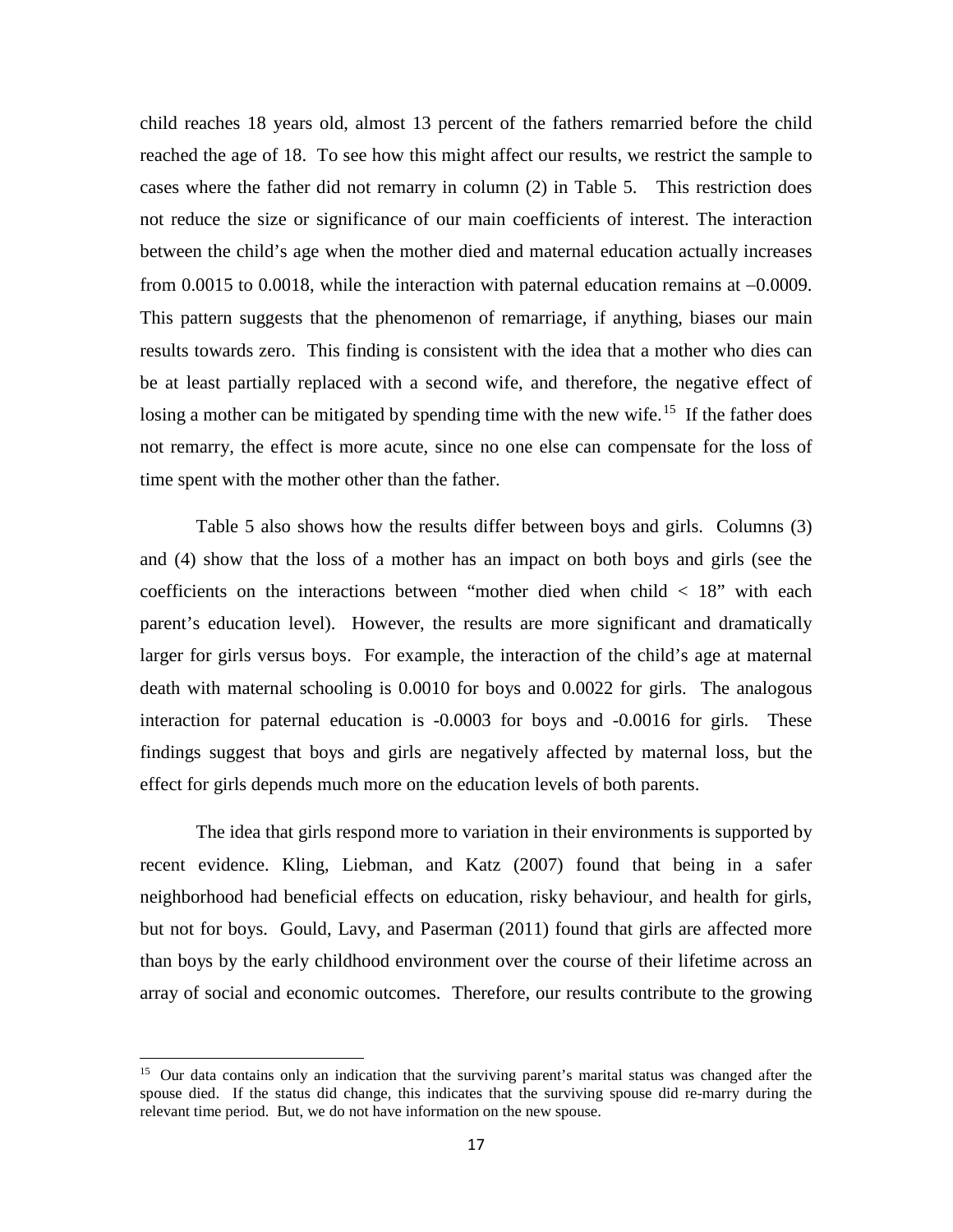child reaches 18 years old, almost 13 percent of the fathers remarried before the child reached the age of 18. To see how this might affect our results, we restrict the sample to cases where the father did not remarry in column (2) in Table 5. This restriction does not reduce the size or significance of our main coefficients of interest. The interaction between the child's age when the mother died and maternal education actually increases from 0.0015 to 0.0018, while the interaction with paternal education remains at −0.0009. This pattern suggests that the phenomenon of remarriage, if anything, biases our main results towards zero. This finding is consistent with the idea that a mother who dies can be at least partially replaced with a second wife, and therefore, the negative effect of losing a mother can be mitigated by spending time with the new wife.[15] If the father does not remarry, the effect is more acute, since no one else can compensate for the loss of time spent with the mother other than the father.

Table 5 also shows how the results differ between boys and girls. Columns (3) and (4) show that the loss of a mother has an impact on both boys and girls (see the coefficients on the interactions between "mother died when child < 18" with each parent's education level). However, the results are more significant and dramatically larger for girls versus boys. For example, the interaction of the child's age at maternal death with maternal schooling is 0.0010 for boys and 0.0022 for girls. The analogous interaction for paternal education is -0.0003 for boys and -0.0016 for girls. These findings suggest that boys and girls are negatively affected by maternal loss, but the effect for girls depends much more on the education levels of both parents.

The idea that girls respond more to variation in their environments is supported by recent evidence. Kling, Liebman, and Katz (2007) found that being in a safer neighborhood had beneficial effects on education, risky behaviour, and health for girls, but not for boys. Gould, Lavy, and Paserman (2011) found that girls are affected more than boys by the early childhood environment over the course of their lifetime across an array of social and economic outcomes. Therefore, our results contribute to the growing

---

[15] Our data contains only an indication that the surviving parent's marital status was changed after the spouse died. If the status did change, this indicates that the surviving spouse did re-marry during the relevant time period. But, we do not have information on the new spouse.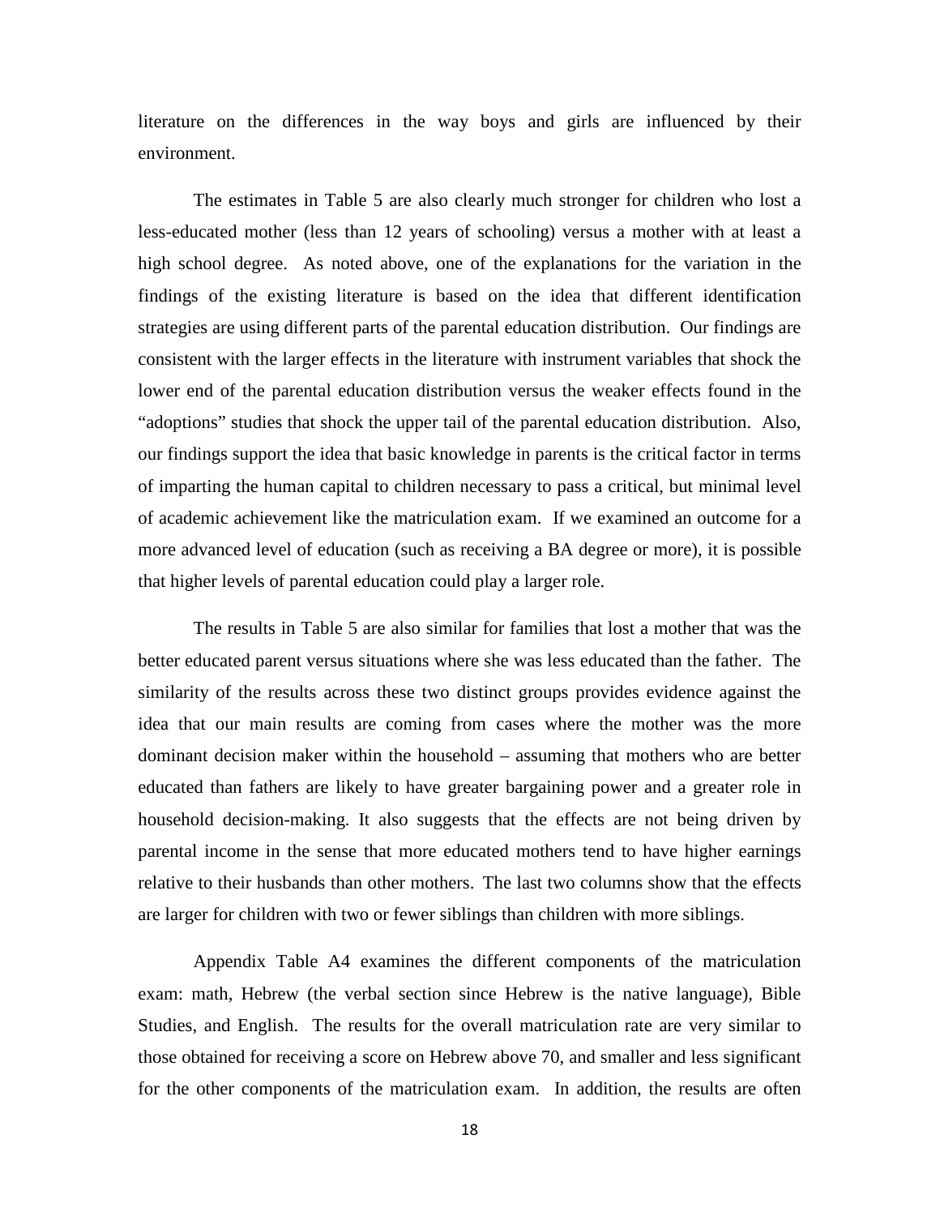literature on the differences in the way boys and girls are influenced by their environment.

The estimates in Table 5 are also clearly much stronger for children who lost a less-educated mother (less than 12 years of schooling) versus a mother with at least a high school degree. As noted above, one of the explanations for the variation in the findings of the existing literature is based on the idea that different identification strategies are using different parts of the parental education distribution. Our findings are consistent with the larger effects in the literature with instrument variables that shock the lower end of the parental education distribution versus the weaker effects found in the "adoptions" studies that shock the upper tail of the parental education distribution. Also, our findings support the idea that basic knowledge in parents is the critical factor in terms of imparting the human capital to children necessary to pass a critical, but minimal level of academic achievement like the matriculation exam. If we examined an outcome for a more advanced level of education (such as receiving a BA degree or more), it is possible that higher levels of parental education could play a larger role.

The results in Table 5 are also similar for families that lost a mother that was the better educated parent versus situations where she was less educated than the father. The similarity of the results across these two distinct groups provides evidence against the idea that our main results are coming from cases where the mother was the more dominant decision maker within the household – assuming that mothers who are better educated than fathers are likely to have greater bargaining power and a greater role in household decision-making. It also suggests that the effects are not being driven by parental income in the sense that more educated mothers tend to have higher earnings relative to their husbands than other mothers. The last two columns show that the effects are larger for children with two or fewer siblings than children with more siblings.

Appendix Table A4 examines the different components of the matriculation exam: math, Hebrew (the verbal section since Hebrew is the native language), Bible Studies, and English. The results for the overall matriculation rate are very similar to those obtained for receiving a score on Hebrew above 70, and smaller and less significant for the other components of the matriculation exam. In addition, the results are often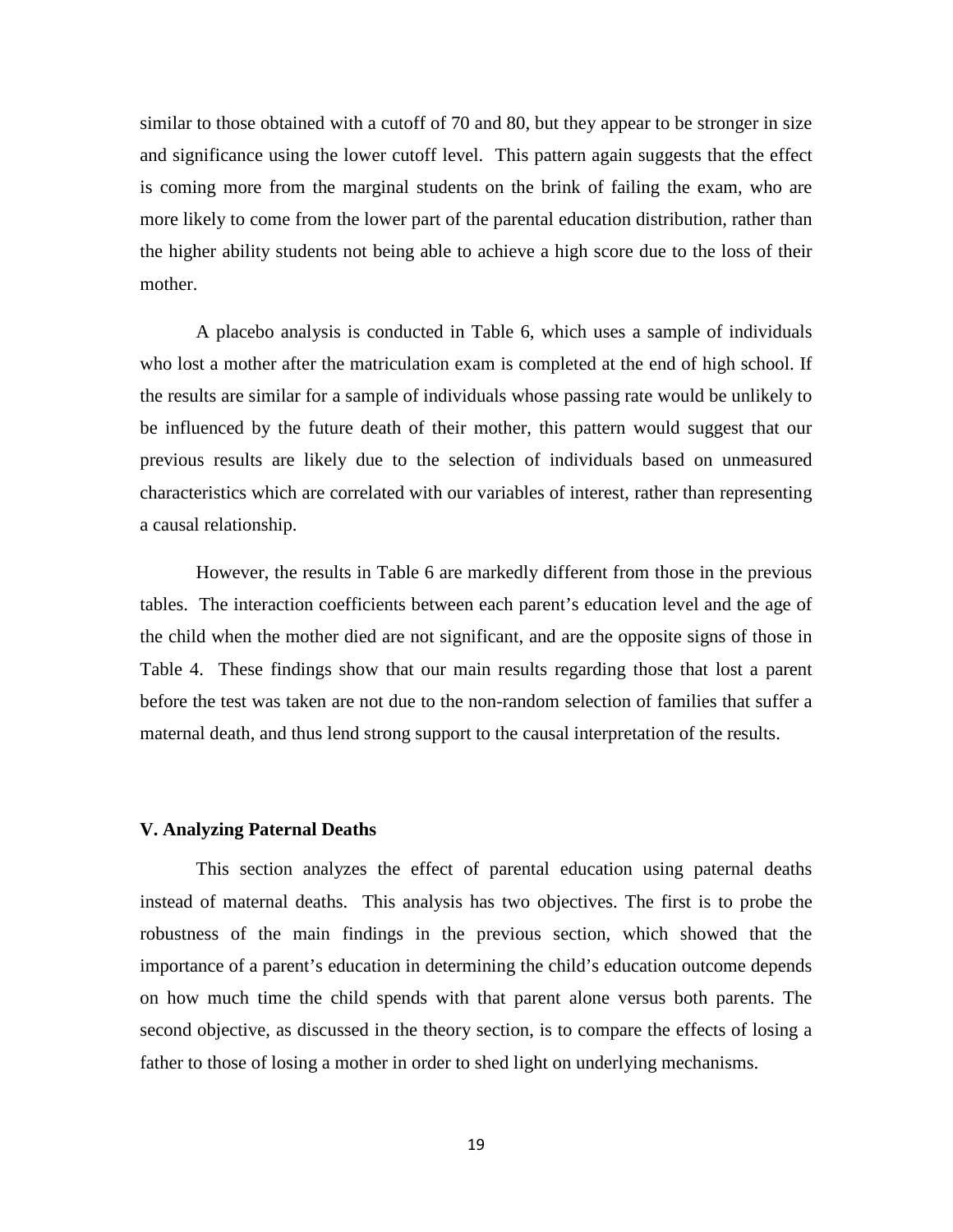similar to those obtained with a cutoff of 70 and 80, but they appear to be stronger in size and significance using the lower cutoff level. This pattern again suggests that the effect is coming more from the marginal students on the brink of failing the exam, who are more likely to come from the lower part of the parental education distribution, rather than the higher ability students not being able to achieve a high score due to the loss of their mother.

A placebo analysis is conducted in Table 6, which uses a sample of individuals who lost a mother after the matriculation exam is completed at the end of high school. If the results are similar for a sample of individuals whose passing rate would be unlikely to be influenced by the future death of their mother, this pattern would suggest that our previous results are likely due to the selection of individuals based on unmeasured characteristics which are correlated with our variables of interest, rather than representing a causal relationship.

However, the results in Table 6 are markedly different from those in the previous tables. The interaction coefficients between each parent's education level and the age of the child when the mother died are not significant, and are the opposite signs of those in Table 4. These findings show that our main results regarding those that lost a parent before the test was taken are not due to the non-random selection of families that suffer a maternal death, and thus lend strong support to the causal interpretation of the results.

## V. Analyzing Paternal Deaths

This section analyzes the effect of parental education using paternal deaths instead of maternal deaths. This analysis has two objectives. The first is to probe the robustness of the main findings in the previous section, which showed that the importance of a parent's education in determining the child's education outcome depends on how much time the child spends with that parent alone versus both parents. The second objective, as discussed in the theory section, is to compare the effects of losing a father to those of losing a mother in order to shed light on underlying mechanisms.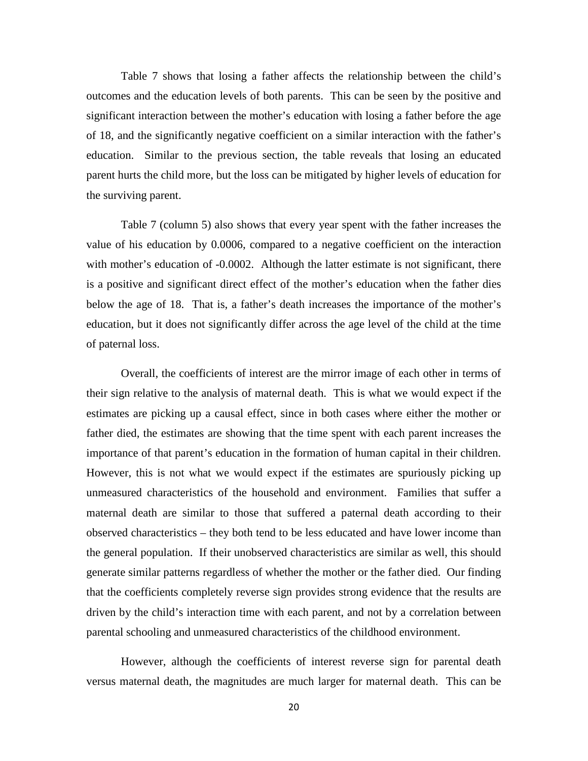Table 7 shows that losing a father affects the relationship between the child's outcomes and the education levels of both parents. This can be seen by the positive and significant interaction between the mother's education with losing a father before the age of 18, and the significantly negative coefficient on a similar interaction with the father's education. Similar to the previous section, the table reveals that losing an educated parent hurts the child more, but the loss can be mitigated by higher levels of education for the surviving parent.

Table 7 (column 5) also shows that every year spent with the father increases the value of his education by 0.0006, compared to a negative coefficient on the interaction with mother's education of -0.0002. Although the latter estimate is not significant, there is a positive and significant direct effect of the mother's education when the father dies below the age of 18. That is, a father's death increases the importance of the mother's education, but it does not significantly differ across the age level of the child at the time of paternal loss.

Overall, the coefficients of interest are the mirror image of each other in terms of their sign relative to the analysis of maternal death. This is what we would expect if the estimates are picking up a causal effect, since in both cases where either the mother or father died, the estimates are showing that the time spent with each parent increases the importance of that parent's education in the formation of human capital in their children. However, this is not what we would expect if the estimates are spuriously picking up unmeasured characteristics of the household and environment. Families that suffer a maternal death are similar to those that suffered a paternal death according to their observed characteristics – they both tend to be less educated and have lower income than the general population. If their unobserved characteristics are similar as well, this should generate similar patterns regardless of whether the mother or the father died. Our finding that the coefficients completely reverse sign provides strong evidence that the results are driven by the child's interaction time with each parent, and not by a correlation between parental schooling and unmeasured characteristics of the childhood environment.

However, although the coefficients of interest reverse sign for parental death versus maternal death, the magnitudes are much larger for maternal death. This can be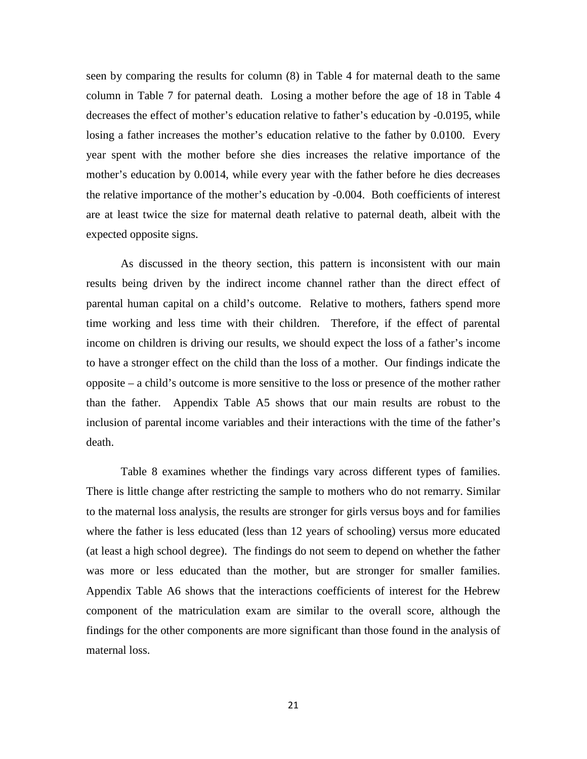seen by comparing the results for column (8) in Table 4 for maternal death to the same column in Table 7 for paternal death. Losing a mother before the age of 18 in Table 4 decreases the effect of mother's education relative to father's education by -0.0195, while losing a father increases the mother's education relative to the father by 0.0100. Every year spent with the mother before she dies increases the relative importance of the mother's education by 0.0014, while every year with the father before he dies decreases the relative importance of the mother's education by -0.004. Both coefficients of interest are at least twice the size for maternal death relative to paternal death, albeit with the expected opposite signs.

As discussed in the theory section, this pattern is inconsistent with our main results being driven by the indirect income channel rather than the direct effect of parental human capital on a child's outcome. Relative to mothers, fathers spend more time working and less time with their children. Therefore, if the effect of parental income on children is driving our results, we should expect the loss of a father's income to have a stronger effect on the child than the loss of a mother. Our findings indicate the opposite – a child's outcome is more sensitive to the loss or presence of the mother rather than the father. Appendix Table A5 shows that our main results are robust to the inclusion of parental income variables and their interactions with the time of the father's death.

Table 8 examines whether the findings vary across different types of families. There is little change after restricting the sample to mothers who do not remarry. Similar to the maternal loss analysis, the results are stronger for girls versus boys and for families where the father is less educated (less than 12 years of schooling) versus more educated (at least a high school degree). The findings do not seem to depend on whether the father was more or less educated than the mother, but are stronger for smaller families. Appendix Table A6 shows that the interactions coefficients of interest for the Hebrew component of the matriculation exam are similar to the overall score, although the findings for the other components are more significant than those found in the analysis of maternal loss.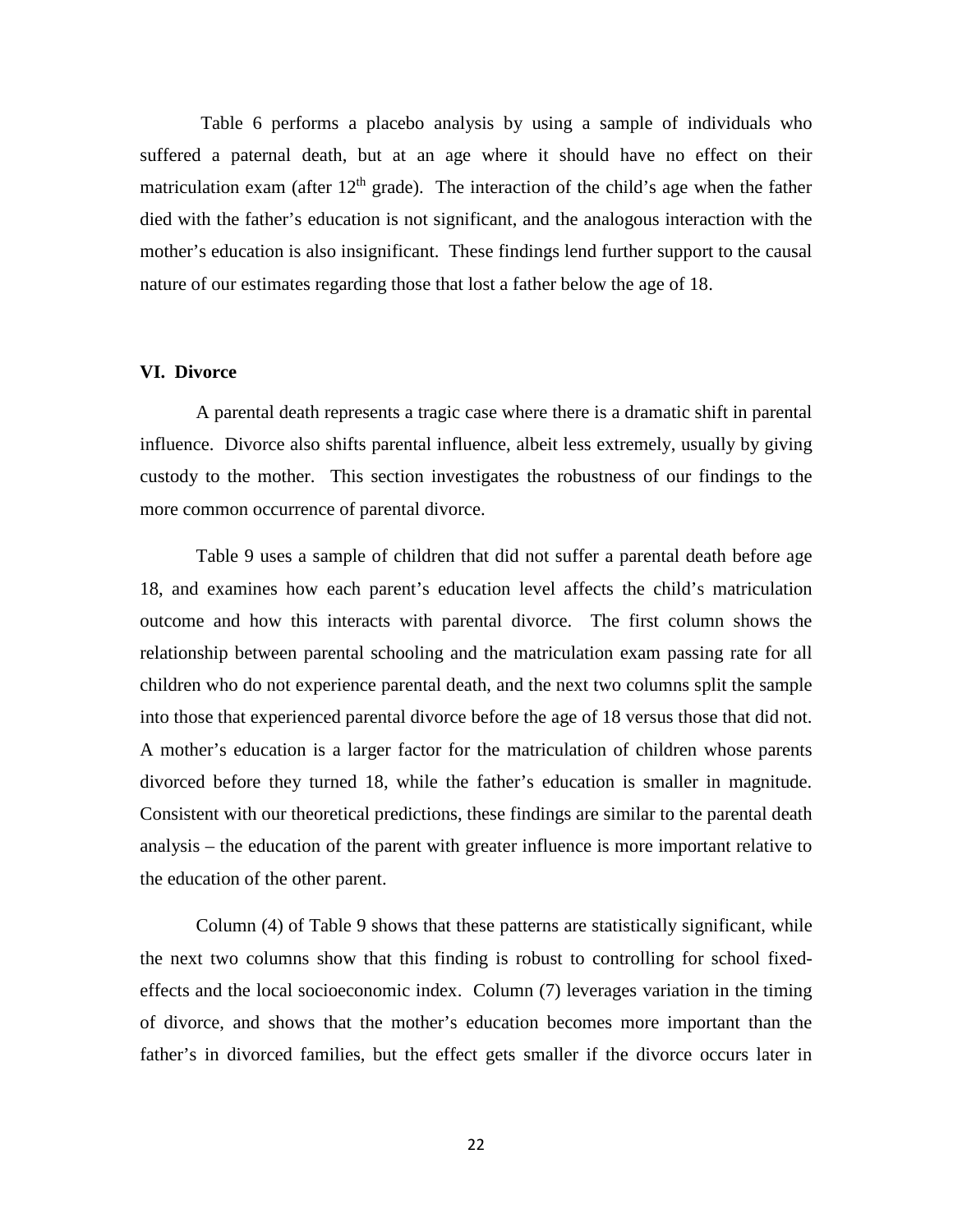Table 6 performs a placebo analysis by using a sample of individuals who suffered a paternal death, but at an age where it should have no effect on their matriculation exam (after 12$^{th}$ grade). The interaction of the child's age when the father died with the father's education is not significant, and the analogous interaction with the mother's education is also insignificant. These findings lend further support to the causal nature of our estimates regarding those that lost a father below the age of 18.

## VI. Divorce

A parental death represents a tragic case where there is a dramatic shift in parental influence. Divorce also shifts parental influence, albeit less extremely, usually by giving custody to the mother. This section investigates the robustness of our findings to the more common occurrence of parental divorce.

Table 9 uses a sample of children that did not suffer a parental death before age 18, and examines how each parent's education level affects the child's matriculation outcome and how this interacts with parental divorce. The first column shows the relationship between parental schooling and the matriculation exam passing rate for all children who do not experience parental death, and the next two columns split the sample into those that experienced parental divorce before the age of 18 versus those that did not. A mother's education is a larger factor for the matriculation of children whose parents divorced before they turned 18, while the father's education is smaller in magnitude. Consistent with our theoretical predictions, these findings are similar to the parental death analysis – the education of the parent with greater influence is more important relative to the education of the other parent.

Column (4) of Table 9 shows that these patterns are statistically significant, while the next two columns show that this finding is robust to controlling for school fixed-effects and the local socioeconomic index. Column (7) leverages variation in the timing of divorce, and shows that the mother's education becomes more important than the father's in divorced families, but the effect gets smaller if the divorce occurs later in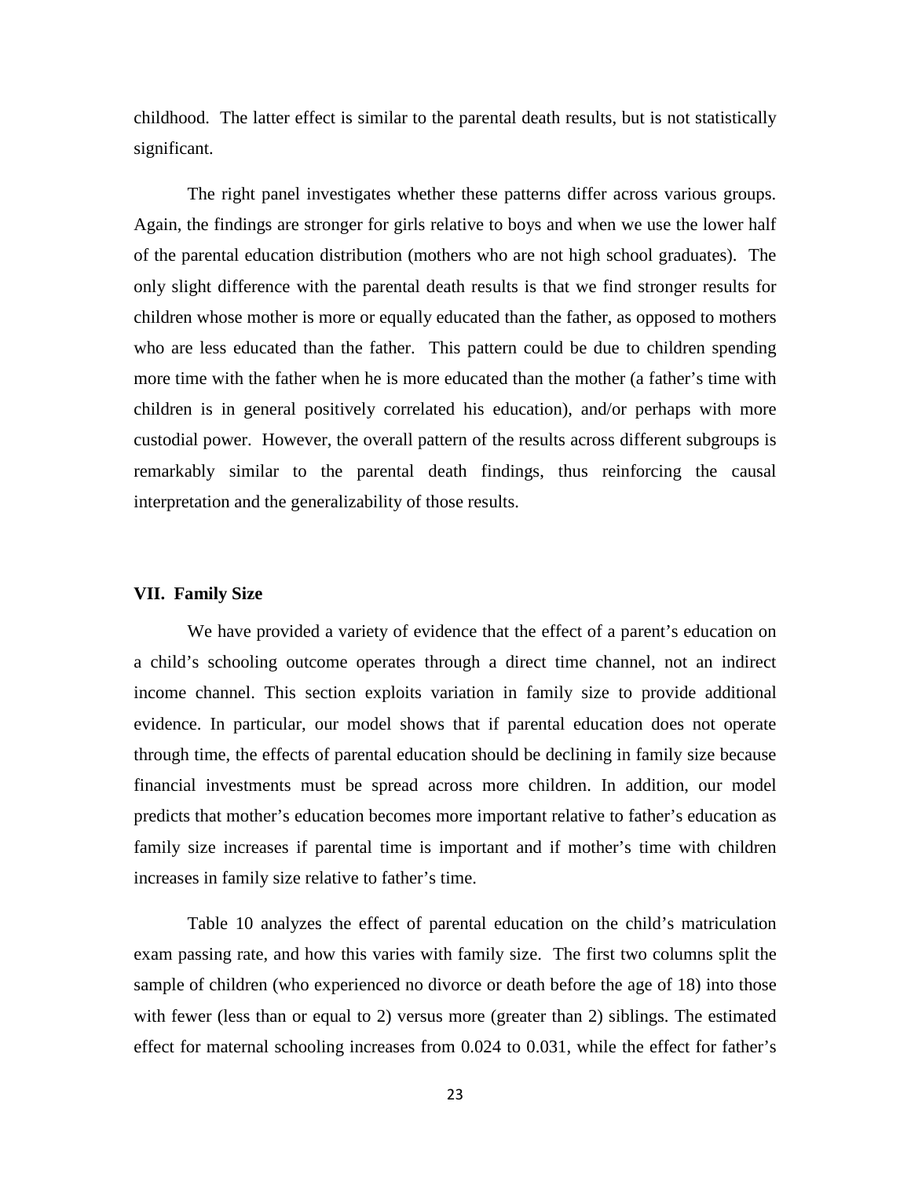childhood. The latter effect is similar to the parental death results, but is not statistically significant.

The right panel investigates whether these patterns differ across various groups. Again, the findings are stronger for girls relative to boys and when we use the lower half of the parental education distribution (mothers who are not high school graduates). The only slight difference with the parental death results is that we find stronger results for children whose mother is more or equally educated than the father, as opposed to mothers who are less educated than the father. This pattern could be due to children spending more time with the father when he is more educated than the mother (a father's time with children is in general positively correlated his education), and/or perhaps with more custodial power. However, the overall pattern of the results across different subgroups is remarkably similar to the parental death findings, thus reinforcing the causal interpretation and the generalizability of those results.

## VII. Family Size

We have provided a variety of evidence that the effect of a parent's education on a child's schooling outcome operates through a direct time channel, not an indirect income channel. This section exploits variation in family size to provide additional evidence. In particular, our model shows that if parental education does not operate through time, the effects of parental education should be declining in family size because financial investments must be spread across more children. In addition, our model predicts that mother's education becomes more important relative to father's education as family size increases if parental time is important and if mother's time with children increases in family size relative to father's time.

Table 10 analyzes the effect of parental education on the child's matriculation exam passing rate, and how this varies with family size. The first two columns split the sample of children (who experienced no divorce or death before the age of 18) into those with fewer (less than or equal to 2) versus more (greater than 2) siblings. The estimated effect for maternal schooling increases from 0.024 to 0.031, while the effect for father's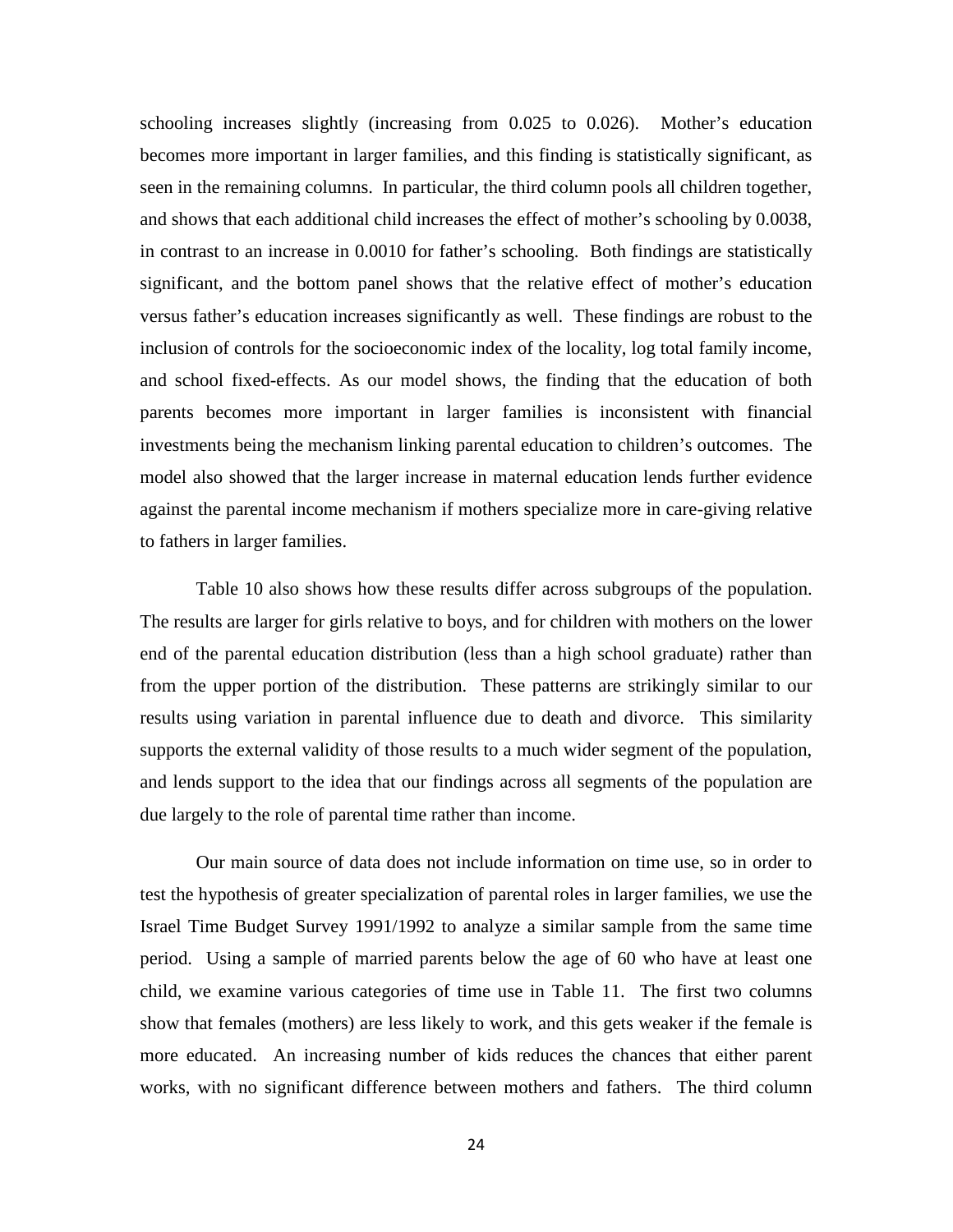schooling increases slightly (increasing from 0.025 to 0.026). Mother's education becomes more important in larger families, and this finding is statistically significant, as seen in the remaining columns. In particular, the third column pools all children together, and shows that each additional child increases the effect of mother's schooling by 0.0038, in contrast to an increase in 0.0010 for father's schooling. Both findings are statistically significant, and the bottom panel shows that the relative effect of mother's education versus father's education increases significantly as well. These findings are robust to the inclusion of controls for the socioeconomic index of the locality, log total family income, and school fixed-effects. As our model shows, the finding that the education of both parents becomes more important in larger families is inconsistent with financial investments being the mechanism linking parental education to children's outcomes. The model also showed that the larger increase in maternal education lends further evidence against the parental income mechanism if mothers specialize more in care-giving relative to fathers in larger families.

Table 10 also shows how these results differ across subgroups of the population. The results are larger for girls relative to boys, and for children with mothers on the lower end of the parental education distribution (less than a high school graduate) rather than from the upper portion of the distribution. These patterns are strikingly similar to our results using variation in parental influence due to death and divorce. This similarity supports the external validity of those results to a much wider segment of the population, and lends support to the idea that our findings across all segments of the population are due largely to the role of parental time rather than income.

Our main source of data does not include information on time use, so in order to test the hypothesis of greater specialization of parental roles in larger families, we use the Israel Time Budget Survey 1991/1992 to analyze a similar sample from the same time period. Using a sample of married parents below the age of 60 who have at least one child, we examine various categories of time use in Table 11. The first two columns show that females (mothers) are less likely to work, and this gets weaker if the female is more educated. An increasing number of kids reduces the chances that either parent works, with no significant difference between mothers and fathers. The third column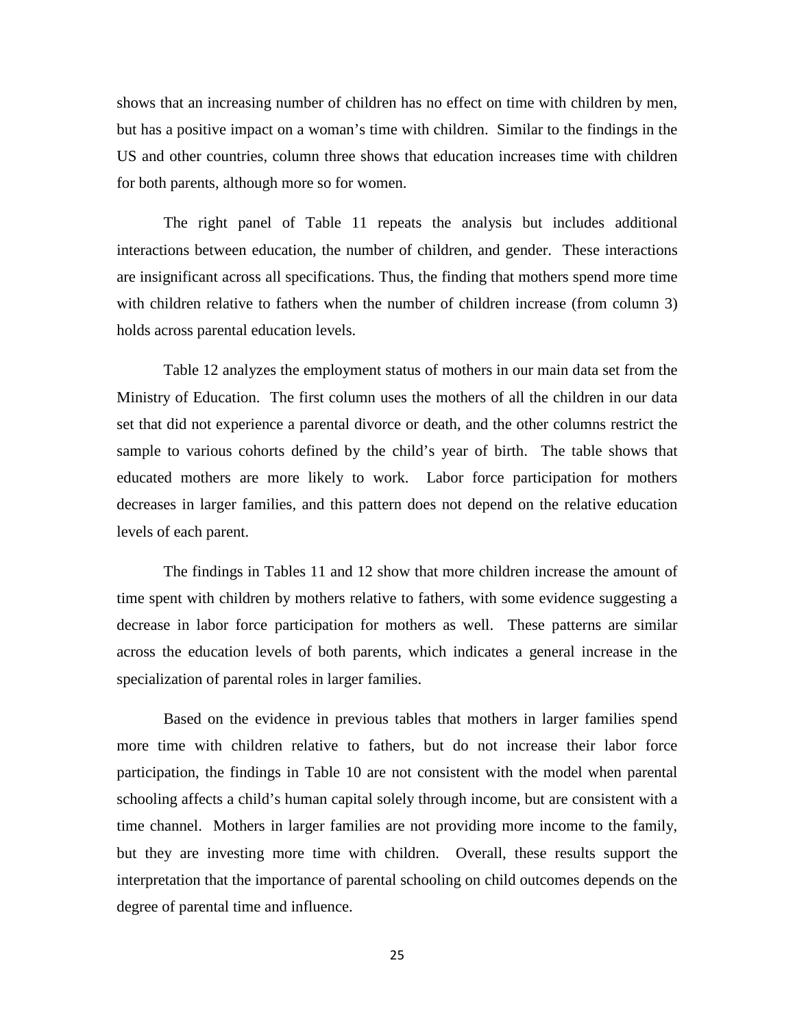shows that an increasing number of children has no effect on time with children by men, but has a positive impact on a woman's time with children. Similar to the findings in the US and other countries, column three shows that education increases time with children for both parents, although more so for women.

The right panel of Table 11 repeats the analysis but includes additional interactions between education, the number of children, and gender. These interactions are insignificant across all specifications. Thus, the finding that mothers spend more time with children relative to fathers when the number of children increase (from column 3) holds across parental education levels.

Table 12 analyzes the employment status of mothers in our main data set from the Ministry of Education. The first column uses the mothers of all the children in our data set that did not experience a parental divorce or death, and the other columns restrict the sample to various cohorts defined by the child's year of birth. The table shows that educated mothers are more likely to work. Labor force participation for mothers decreases in larger families, and this pattern does not depend on the relative education levels of each parent.

The findings in Tables 11 and 12 show that more children increase the amount of time spent with children by mothers relative to fathers, with some evidence suggesting a decrease in labor force participation for mothers as well. These patterns are similar across the education levels of both parents, which indicates a general increase in the specialization of parental roles in larger families.

Based on the evidence in previous tables that mothers in larger families spend more time with children relative to fathers, but do not increase their labor force participation, the findings in Table 10 are not consistent with the model when parental schooling affects a child's human capital solely through income, but are consistent with a time channel. Mothers in larger families are not providing more income to the family, but they are investing more time with children. Overall, these results support the interpretation that the importance of parental schooling on child outcomes depends on the degree of parental time and influence.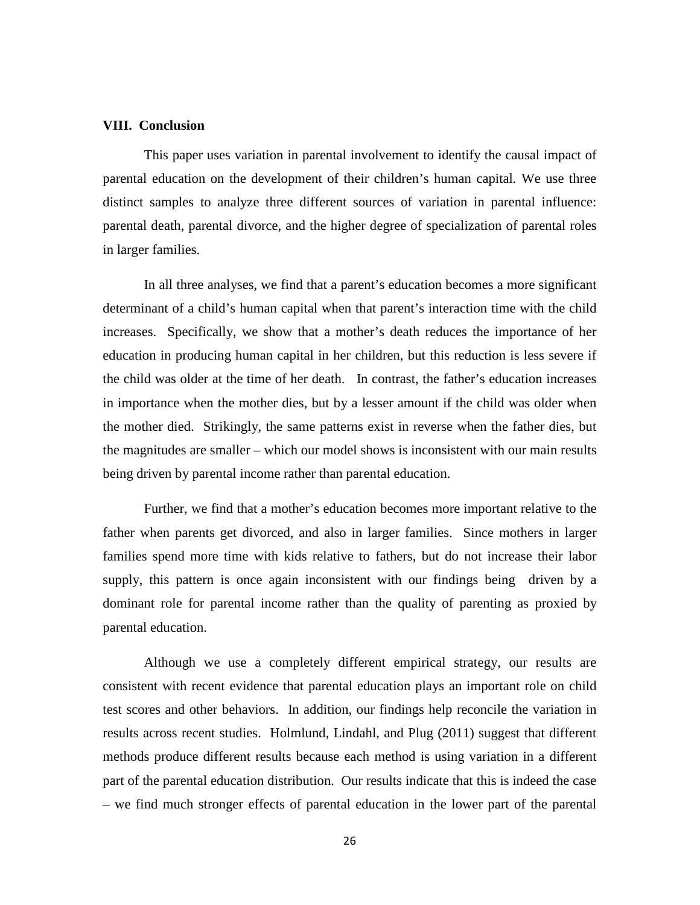## VIII. Conclusion

This paper uses variation in parental involvement to identify the causal impact of parental education on the development of their children's human capital. We use three distinct samples to analyze three different sources of variation in parental influence: parental death, parental divorce, and the higher degree of specialization of parental roles in larger families.

In all three analyses, we find that a parent's education becomes a more significant determinant of a child's human capital when that parent's interaction time with the child increases. Specifically, we show that a mother's death reduces the importance of her education in producing human capital in her children, but this reduction is less severe if the child was older at the time of her death. In contrast, the father's education increases in importance when the mother dies, but by a lesser amount if the child was older when the mother died. Strikingly, the same patterns exist in reverse when the father dies, but the magnitudes are smaller – which our model shows is inconsistent with our main results being driven by parental income rather than parental education.

Further, we find that a mother's education becomes more important relative to the father when parents get divorced, and also in larger families. Since mothers in larger families spend more time with kids relative to fathers, but do not increase their labor supply, this pattern is once again inconsistent with our findings being driven by a dominant role for parental income rather than the quality of parenting as proxied by parental education.

Although we use a completely different empirical strategy, our results are consistent with recent evidence that parental education plays an important role on child test scores and other behaviors. In addition, our findings help reconcile the variation in results across recent studies. Holmlund, Lindahl, and Plug (2011) suggest that different methods produce different results because each method is using variation in a different part of the parental education distribution. Our results indicate that this is indeed the case – we find much stronger effects of parental education in the lower part of the parental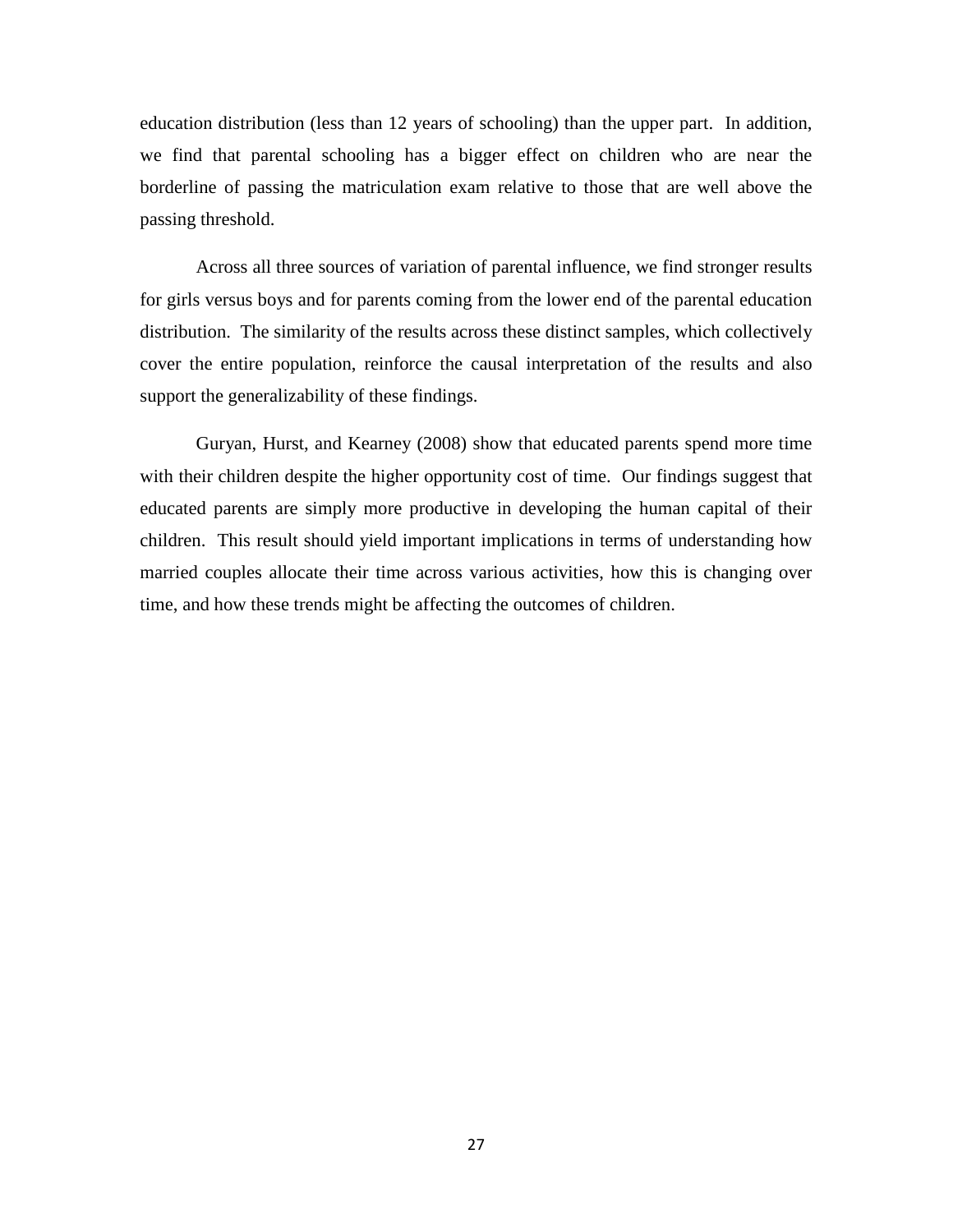education distribution (less than 12 years of schooling) than the upper part. In addition, we find that parental schooling has a bigger effect on children who are near the borderline of passing the matriculation exam relative to those that are well above the passing threshold.

Across all three sources of variation of parental influence, we find stronger results for girls versus boys and for parents coming from the lower end of the parental education distribution. The similarity of the results across these distinct samples, which collectively cover the entire population, reinforce the causal interpretation of the results and also support the generalizability of these findings.

Guryan, Hurst, and Kearney (2008) show that educated parents spend more time with their children despite the higher opportunity cost of time. Our findings suggest that educated parents are simply more productive in developing the human capital of their children. This result should yield important implications in terms of understanding how married couples allocate their time across various activities, how this is changing over time, and how these trends might be affecting the outcomes of children.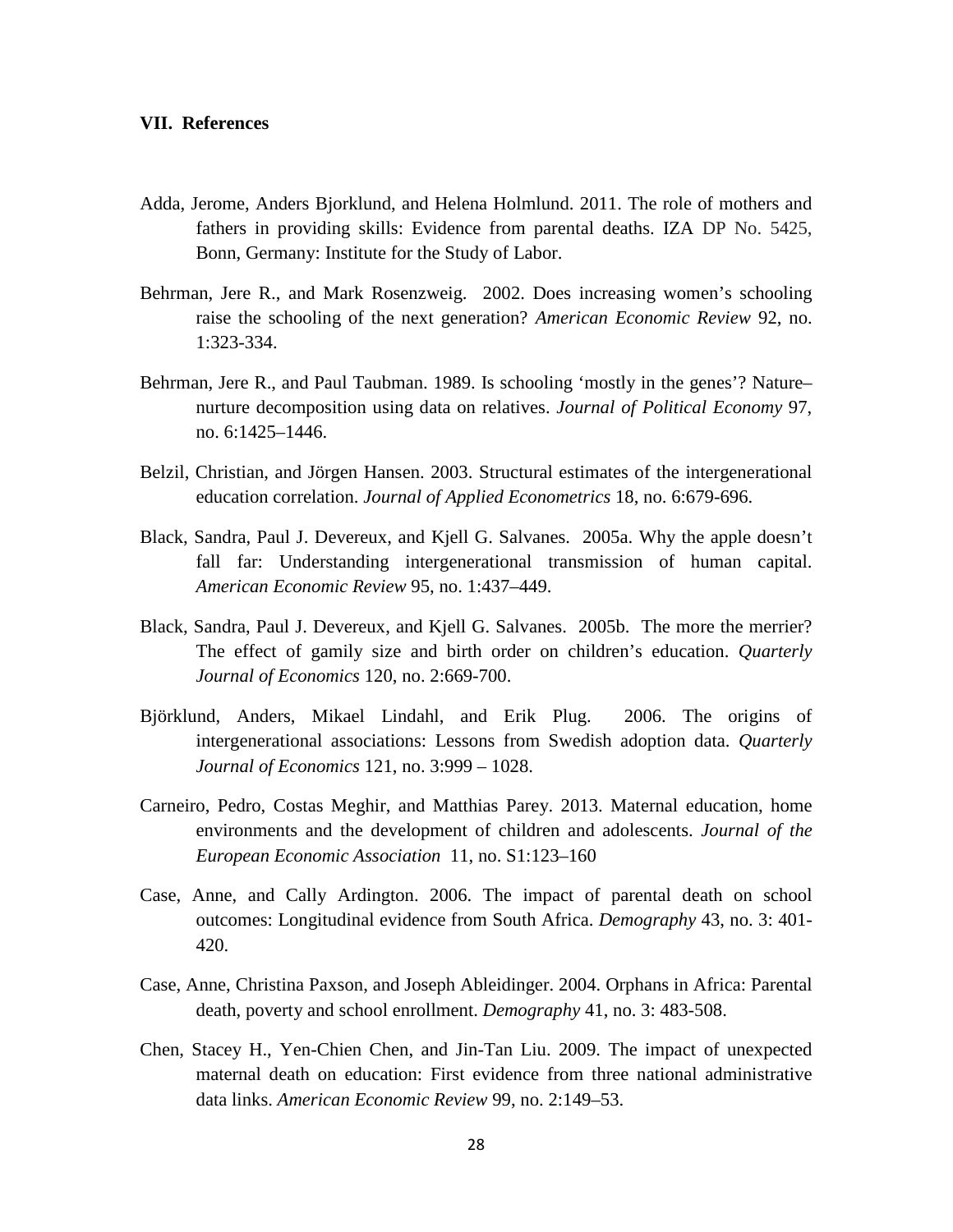## VII. References

Adda, Jerome, Anders Bjorklund, and Helena Holmlund. 2011. The role of mothers and fathers in providing skills: Evidence from parental deaths. IZA DP No. 5425, Bonn, Germany: Institute for the Study of Labor.

Behrman, Jere R., and Mark Rosenzweig. 2002. Does increasing women's schooling raise the schooling of the next generation? *American Economic Review* 92, no. 1:323-334.

Behrman, Jere R., and Paul Taubman. 1989. Is schooling 'mostly in the genes'? Nature–nurture decomposition using data on relatives. *Journal of Political Economy* 97, no. 6:1425–1446.

Belzil, Christian, and Jörgen Hansen. 2003. Structural estimates of the intergenerational education correlation. *Journal of Applied Econometrics* 18, no. 6:679-696.

Black, Sandra, Paul J. Devereux, and Kjell G. Salvanes. 2005a. Why the apple doesn't fall far: Understanding intergenerational transmission of human capital. *American Economic Review* 95, no. 1:437–449.

Black, Sandra, Paul J. Devereux, and Kjell G. Salvanes. 2005b. The more the merrier? The effect of gamily size and birth order on children's education. *Quarterly Journal of Economics* 120, no. 2:669-700.

Björklund, Anders, Mikael Lindahl, and Erik Plug. 2006. The origins of intergenerational associations: Lessons from Swedish adoption data. *Quarterly Journal of Economics* 121, no. 3:999 – 1028.

Carneiro, Pedro, Costas Meghir, and Matthias Parey. 2013. Maternal education, home environments and the development of children and adolescents. *Journal of the European Economic Association* 11, no. S1:123–160

Case, Anne, and Cally Ardington. 2006. The impact of parental death on school outcomes: Longitudinal evidence from South Africa. *Demography* 43, no. 3: 401-420.

Case, Anne, Christina Paxson, and Joseph Ableidinger. 2004. Orphans in Africa: Parental death, poverty and school enrollment. *Demography* 41, no. 3: 483-508.

Chen, Stacey H., Yen-Chien Chen, and Jin-Tan Liu. 2009. The impact of unexpected maternal death on education: First evidence from three national administrative data links. *American Economic Review* 99, no. 2:149–53.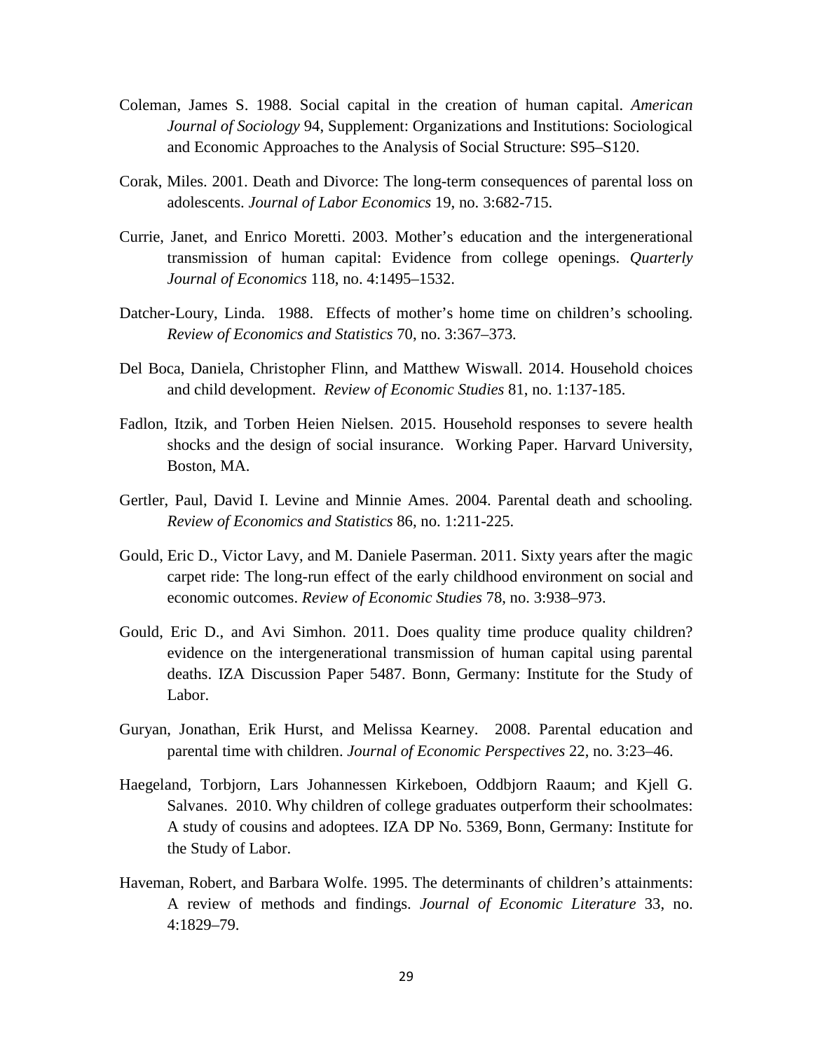Coleman, James S. 1988. Social capital in the creation of human capital. *American Journal of Sociology* 94, Supplement: Organizations and Institutions: Sociological and Economic Approaches to the Analysis of Social Structure: S95–S120.

Corak, Miles. 2001. Death and Divorce: The long-term consequences of parental loss on adolescents. *Journal of Labor Economics* 19, no. 3:682-715.

Currie, Janet, and Enrico Moretti. 2003. Mother's education and the intergenerational transmission of human capital: Evidence from college openings. *Quarterly Journal of Economics* 118, no. 4:1495–1532.

Datcher-Loury, Linda. 1988. Effects of mother's home time on children's schooling. *Review of Economics and Statistics* 70, no. 3:367–373.

Del Boca, Daniela, Christopher Flinn, and Matthew Wiswall. 2014. Household choices and child development. *Review of Economic Studies* 81, no. 1:137-185.

Fadlon, Itzik, and Torben Heien Nielsen. 2015. Household responses to severe health shocks and the design of social insurance. Working Paper. Harvard University, Boston, MA.

Gertler, Paul, David I. Levine and Minnie Ames. 2004. Parental death and schooling. *Review of Economics and Statistics* 86, no. 1:211-225.

Gould, Eric D., Victor Lavy, and M. Daniele Paserman. 2011. Sixty years after the magic carpet ride: The long-run effect of the early childhood environment on social and economic outcomes. *Review of Economic Studies* 78, no. 3:938–973.

Gould, Eric D., and Avi Simhon. 2011. Does quality time produce quality children? evidence on the intergenerational transmission of human capital using parental deaths. IZA Discussion Paper 5487. Bonn, Germany: Institute for the Study of Labor.

Guryan, Jonathan, Erik Hurst, and Melissa Kearney. 2008. Parental education and parental time with children. *Journal of Economic Perspectives* 22, no. 3:23–46.

Haegeland, Torbjorn, Lars Johannessen Kirkeboen, Oddbjorn Raaum; and Kjell G. Salvanes. 2010. Why children of college graduates outperform their schoolmates: A study of cousins and adoptees. IZA DP No. 5369, Bonn, Germany: Institute for the Study of Labor.

Haveman, Robert, and Barbara Wolfe. 1995. The determinants of children's attainments: A review of methods and findings. *Journal of Economic Literature* 33, no. 4:1829–79.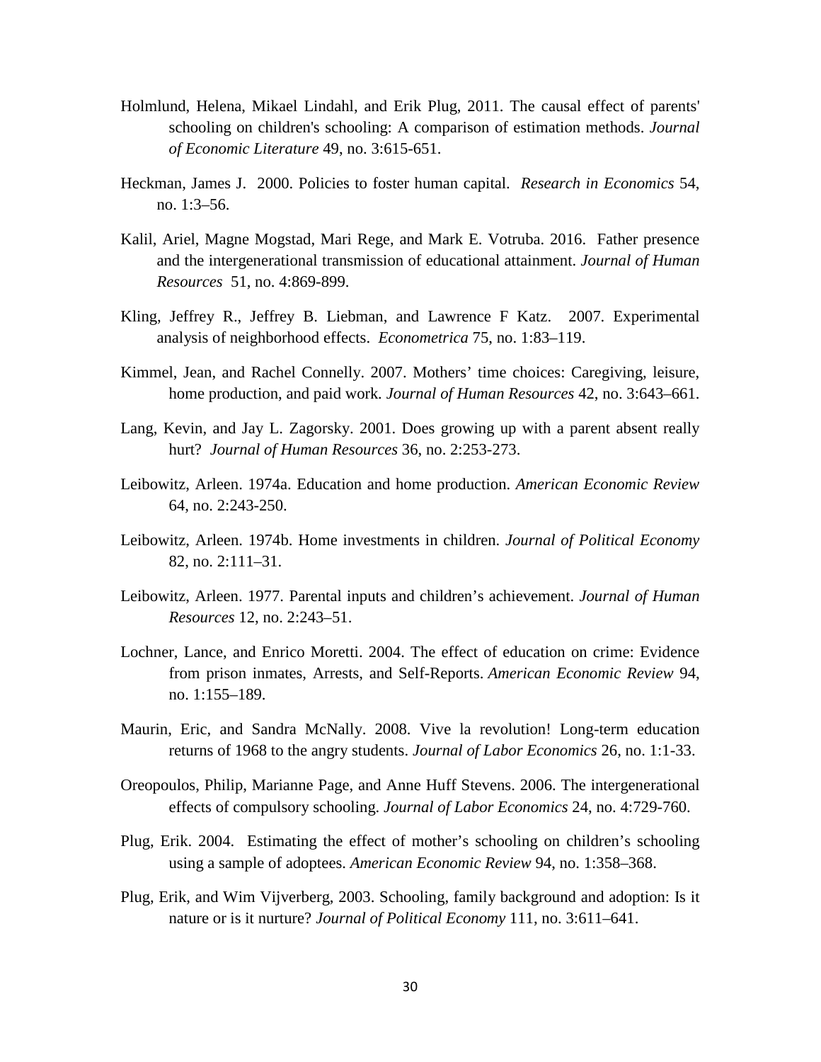Holmlund, Helena, Mikael Lindahl, and Erik Plug, 2011. The causal effect of parents' schooling on children's schooling: A comparison of estimation methods. *Journal of Economic Literature* 49, no. 3:615-651.

Heckman, James J. 2000. Policies to foster human capital. *Research in Economics* 54, no. 1:3–56.

Kalil, Ariel, Magne Mogstad, Mari Rege, and Mark E. Votruba. 2016. Father presence and the intergenerational transmission of educational attainment. *Journal of Human Resources* 51, no. 4:869-899.

Kling, Jeffrey R., Jeffrey B. Liebman, and Lawrence F Katz. 2007. Experimental analysis of neighborhood effects. *Econometrica* 75, no. 1:83–119.

Kimmel, Jean, and Rachel Connelly. 2007. Mothers' time choices: Caregiving, leisure, home production, and paid work. *Journal of Human Resources* 42, no. 3:643–661.

Lang, Kevin, and Jay L. Zagorsky. 2001. Does growing up with a parent absent really hurt? *Journal of Human Resources* 36, no. 2:253-273.

Leibowitz, Arleen. 1974a. Education and home production. *American Economic Review* 64, no. 2:243-250.

Leibowitz, Arleen. 1974b. Home investments in children. *Journal of Political Economy* 82, no. 2:111–31.

Leibowitz, Arleen. 1977. Parental inputs and children's achievement. *Journal of Human Resources* 12, no. 2:243–51.

Lochner, Lance, and Enrico Moretti. 2004. The effect of education on crime: Evidence from prison inmates, Arrests, and Self-Reports. *American Economic Review* 94, no. 1:155–189.

Maurin, Eric, and Sandra McNally. 2008. Vive la revolution! Long-term education returns of 1968 to the angry students. *Journal of Labor Economics* 26, no. 1:1-33.

Oreopoulos, Philip, Marianne Page, and Anne Huff Stevens. 2006. The intergenerational effects of compulsory schooling. *Journal of Labor Economics* 24, no. 4:729-760.

Plug, Erik. 2004. Estimating the effect of mother's schooling on children's schooling using a sample of adoptees. *American Economic Review* 94, no. 1:358–368.

Plug, Erik, and Wim Vijverberg, 2003. Schooling, family background and adoption: Is it nature or is it nurture? *Journal of Political Economy* 111, no. 3:611–641.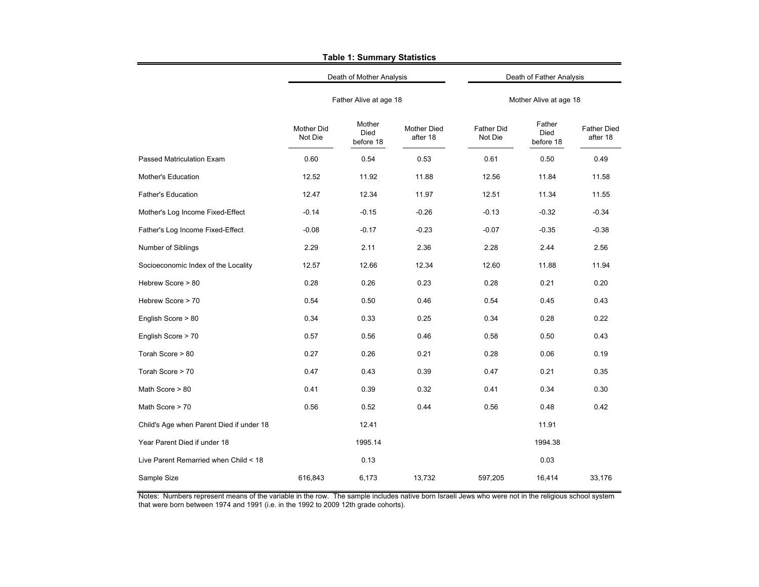**Table 1: Summary Statistics**

| | Death of Mother Analysis | | | Death of Father Analysis | | |
|---|---|---|---|---|---|---|
| | Father Alive at age 18 | | | Mother Alive at age 18 | | |
| | Mother Did Not Die | Mother Died before 18 | Mother Died after 18 | Father Did Not Die | Father Died before 18 | Father Died after 18 |
| Passed Matriculation Exam | 0.60 | 0.54 | 0.53 | 0.61 | 0.50 | 0.49 |
| Mother's Education | 12.52 | 11.92 | 11.88 | 12.56 | 11.84 | 11.58 |
| Father's Education | 12.47 | 12.34 | 11.97 | 12.51 | 11.34 | 11.55 |
| Mother's Log Income Fixed-Effect | -0.14 | -0.15 | -0.26 | -0.13 | -0.32 | -0.34 |
| Father's Log Income Fixed-Effect | -0.08 | -0.17 | -0.23 | -0.07 | -0.35 | -0.38 |
| Number of Siblings | 2.29 | 2.11 | 2.36 | 2.28 | 2.44 | 2.56 |
| Socioeconomic Index of the Locality | 12.57 | 12.66 | 12.34 | 12.60 | 11.88 | 11.94 |
| Hebrew Score > 80 | 0.28 | 0.26 | 0.23 | 0.28 | 0.21 | 0.20 |
| Hebrew Score > 70 | 0.54 | 0.50 | 0.46 | 0.54 | 0.45 | 0.43 |
| English Score > 80 | 0.34 | 0.33 | 0.25 | 0.34 | 0.28 | 0.22 |
| English Score > 70 | 0.57 | 0.56 | 0.46 | 0.58 | 0.50 | 0.43 |
| Torah Score > 80 | 0.27 | 0.26 | 0.21 | 0.28 | 0.06 | 0.19 |
| Torah Score > 70 | 0.47 | 0.43 | 0.39 | 0.47 | 0.21 | 0.35 |
| Math Score > 80 | 0.41 | 0.39 | 0.32 | 0.41 | 0.34 | 0.30 |
| Math Score > 70 | 0.56 | 0.52 | 0.44 | 0.56 | 0.48 | 0.42 |
| Child's Age when Parent Died if under 18 | | 12.41 | | | 11.91 | |
| Year Parent Died if under 18 | | 1995.14 | | | 1994.38 | |
| Live Parent Remarried when Child < 18 | | 0.13 | | | 0.03 | |
| Sample Size | 616,843 | 6,173 | 13,732 | 597,205 | 16,414 | 33,176 |

Notes: Numbers represent means of the variable in the row. The sample includes native born Israeli Jews who were not in the religious school system that were born between 1974 and 1991 (i.e. in the 1992 to 2009 12th grade cohorts).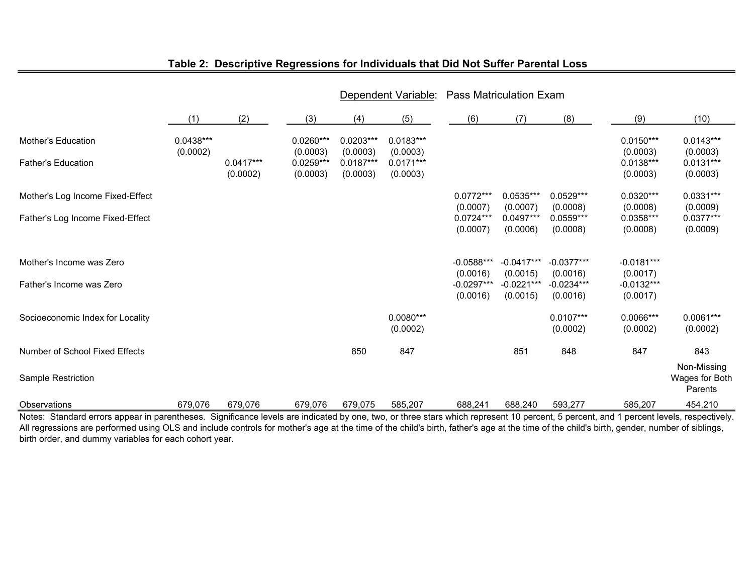## Table 2: Descriptive Regressions for Individuals that Did Not Suffer Parental Loss

Dependent Variable: Pass Matriculation Exam

| | (1) | (2) | (3) | (4) | (5) | (6) | (7) | (8) | (9) | (10) |
|---|---|---|---|---|---|---|---|---|---|---|
| Mother's Education | 0.0438*** | | 0.0260*** | 0.0203*** | 0.0183*** | | | | 0.0150*** | 0.0143*** |
| | (0.0002) | | (0.0003) | (0.0003) | (0.0003) | | | | (0.0003) | (0.0003) |
| Father's Education | | 0.0417*** | 0.0259*** | 0.0187*** | 0.0171*** | | | | 0.0138*** | 0.0131*** |
| | | (0.0002) | (0.0003) | (0.0003) | (0.0003) | | | | (0.0003) | (0.0003) |
| Mother's Log Income Fixed-Effect | | | | | | 0.0772*** | 0.0535*** | 0.0529*** | 0.0320*** | 0.0331*** |
| | | | | | | (0.0007) | (0.0007) | (0.0008) | (0.0008) | (0.0009) |
| Father's Log Income Fixed-Effect | | | | | | 0.0724*** | 0.0497*** | 0.0559*** | 0.0358*** | 0.0377*** |
| | | | | | | (0.0007) | (0.0006) | (0.0008) | (0.0008) | (0.0009) |
| Mother's Income was Zero | | | | | | -0.0588*** | -0.0417*** | -0.0377*** | -0.0181*** | |
| | | | | | | (0.0016) | (0.0015) | (0.0016) | (0.0017) | |
| Father's Income was Zero | | | | | | -0.0297*** | -0.0221*** | -0.0234*** | -0.0132*** | |
| | | | | | | (0.0016) | (0.0015) | (0.0016) | (0.0017) | |
| Socioeconomic Index for Locality | | | | | 0.0080*** | | | 0.0107*** | 0.0066*** | 0.0061*** |
| | | | | | (0.0002) | | | (0.0002) | (0.0002) | (0.0002) |
| Number of School Fixed Effects | | | | 850 | 847 | | 851 | 848 | 847 | 843 |
| Sample Restriction | | | | | | | | | | Non-Missing Wages for Both Parents |
| Observations | 679,076 | 679,076 | 679,076 | 679,075 | 585,207 | 688,241 | 688,240 | 593,277 | 585,207 | 454,210 |

Notes: Standard errors appear in parentheses. Significance levels are indicated by one, two, or three stars which represent 10 percent, 5 percent, and 1 percent levels, respectively. All regressions are performed using OLS and include controls for mother's age at the time of the child's birth, father's age at the time of the child's birth, gender, number of siblings, birth order, and dummy variables for each cohort year.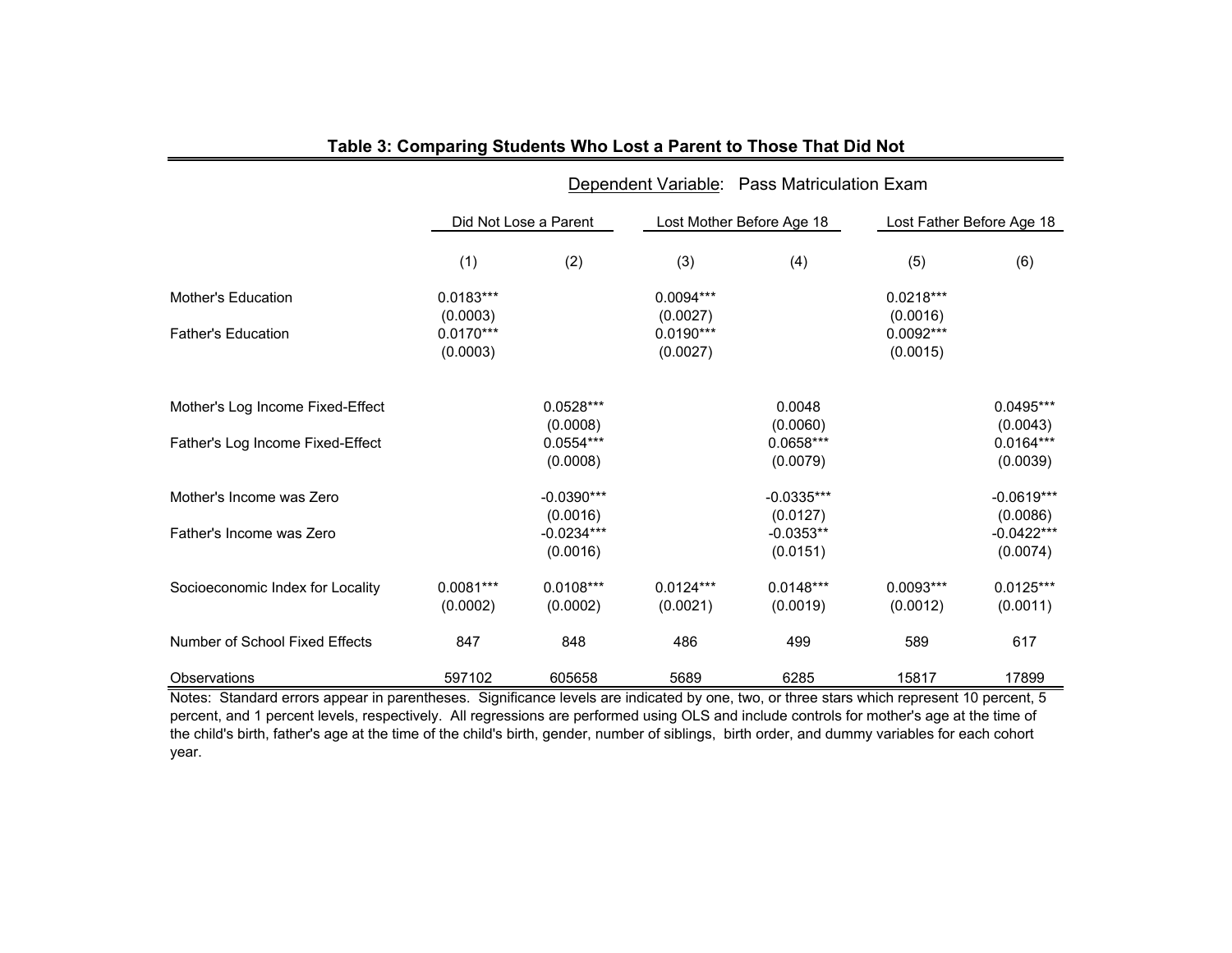**Table 3: Comparing Students Who Lost a Parent to Those That Did Not**

| | Dependent Variable: Pass Matriculation Exam | | | | | |
|---|---|---|---|---|---|---|
| | Did Not Lose a Parent | | Lost Mother Before Age 18 | | Lost Father Before Age 18 | |
| | (1) | (2) | (3) | (4) | (5) | (6) |
| Mother's Education | 0.0183*** | | 0.0094*** | | 0.0218*** | |
| | (0.0003) | | (0.0027) | | (0.0016) | |
| Father's Education | 0.0170*** | | 0.0190*** | | 0.0092*** | |
| | (0.0003) | | (0.0027) | | (0.0015) | |
| Mother's Log Income Fixed-Effect | | 0.0528*** | | 0.0048 | | 0.0495*** |
| | | (0.0008) | | (0.0060) | | (0.0043) |
| Father's Log Income Fixed-Effect | | 0.0554*** | | 0.0658*** | | 0.0164*** |
| | | (0.0008) | | (0.0079) | | (0.0039) |
| Mother's Income was Zero | | -0.0390*** | | -0.0335*** | | -0.0619*** |
| | | (0.0016) | | (0.0127) | | (0.0086) |
| Father's Income was Zero | | -0.0234*** | | -0.0353** | | -0.0422*** |
| | | (0.0016) | | (0.0151) | | (0.0074) |
| Socioeconomic Index for Locality | 0.0081*** | 0.0108*** | 0.0124*** | 0.0148*** | 0.0093*** | 0.0125*** |
| | (0.0002) | (0.0002) | (0.0021) | (0.0019) | (0.0012) | (0.0011) |
| Number of School Fixed Effects | 847 | 848 | 486 | 499 | 589 | 617 |
| Observations | 597102 | 605658 | 5689 | 6285 | 15817 | 17899 |

Notes: Standard errors appear in parentheses. Significance levels are indicated by one, two, or three stars which represent 10 percent, 5 percent, and 1 percent levels, respectively. All regressions are performed using OLS and include controls for mother's age at the time of the child's birth, father's age at the time of the child's birth, gender, number of siblings, birth order, and dummy variables for each cohort year.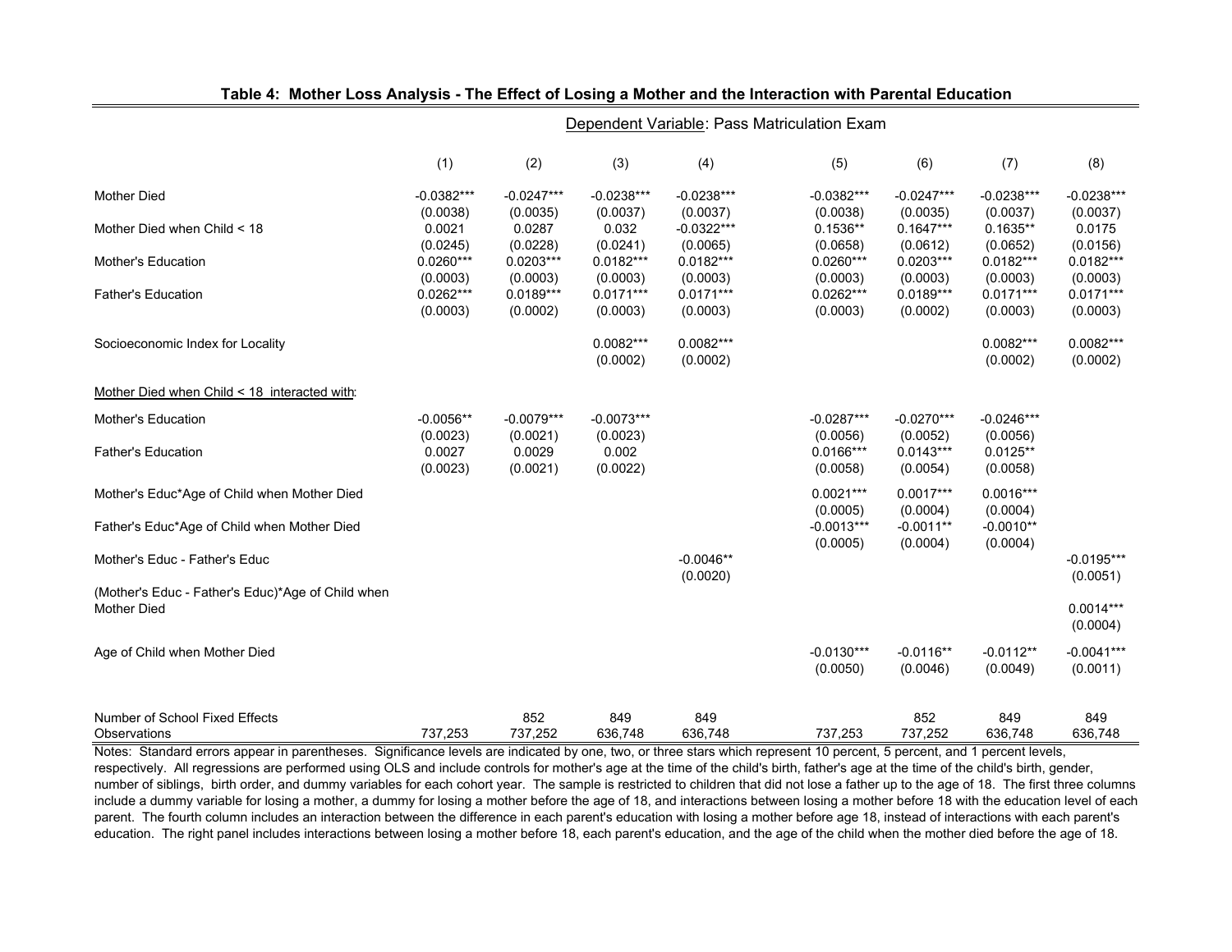**Table 4: Mother Loss Analysis - The Effect of Losing a Mother and the Interaction with Parental Education**

| | Dependent Variable: Pass Matriculation Exam | | | | | | | |
|---|---|---|---|---|---|---|---|---|
| | (1) | (2) | (3) | (4) | (5) | (6) | (7) | (8) |
| Mother Died | -0.0382*** | -0.0247*** | -0.0238*** | -0.0238*** | -0.0382*** | -0.0247*** | -0.0238*** | -0.0238*** |
| | (0.0038) | (0.0035) | (0.0037) | (0.0037) | (0.0038) | (0.0035) | (0.0037) | (0.0037) |
| Mother Died when Child < 18 | 0.0021 | 0.0287 | 0.032 | -0.0322*** | 0.1536** | 0.1647*** | 0.1635** | 0.0175 |
| | (0.0245) | (0.0228) | (0.0241) | (0.0065) | (0.0658) | (0.0612) | (0.0652) | (0.0156) |
| Mother's Education | 0.0260*** | 0.0203*** | 0.0182*** | 0.0182*** | 0.0260*** | 0.0203*** | 0.0182*** | 0.0182*** |
| | (0.0003) | (0.0003) | (0.0003) | (0.0003) | (0.0003) | (0.0003) | (0.0003) | (0.0003) |
| Father's Education | 0.0262*** | 0.0189*** | 0.0171*** | 0.0171*** | 0.0262*** | 0.0189*** | 0.0171*** | 0.0171*** |
| | (0.0003) | (0.0002) | (0.0003) | (0.0003) | (0.0003) | (0.0002) | (0.0003) | (0.0003) |
| Socioeconomic Index for Locality | | | 0.0082*** | 0.0082*** | | | 0.0082*** | 0.0082*** |
| | | | (0.0002) | (0.0002) | | | (0.0002) | (0.0002) |
| Mother Died when Child < 18 interacted with: | | | | | | | | |
| Mother's Education | -0.0056** | -0.0079*** | -0.0073*** | | -0.0287*** | -0.0270*** | -0.0246*** | |
| | (0.0023) | (0.0021) | (0.0023) | | (0.0056) | (0.0052) | (0.0056) | |
| Father's Education | 0.0027 | 0.0029 | 0.002 | | 0.0166*** | 0.0143*** | 0.0125** | |
| | (0.0023) | (0.0021) | (0.0022) | | (0.0058) | (0.0054) | (0.0058) | |
| Mother's Educ*Age of Child when Mother Died | | | | | 0.0021*** | 0.0017*** | 0.0016*** | |
| | | | | | (0.0005) | (0.0004) | (0.0004) | |
| Father's Educ*Age of Child when Mother Died | | | | | -0.0013*** | -0.0011** | -0.0010** | |
| | | | | | (0.0005) | (0.0004) | (0.0004) | |
| Mother's Educ - Father's Educ | | | | -0.0046** | | | | -0.0195*** |
| | | | | (0.0020) | | | | (0.0051) |
| (Mother's Educ - Father's Educ)*Age of Child when Mother Died | | | | | | | | 0.0014*** |
| | | | | | | | | (0.0004) |
| Age of Child when Mother Died | | | | | -0.0130*** | -0.0116** | -0.0112** | -0.0041*** |
| | | | | | (0.0050) | (0.0046) | (0.0049) | (0.0011) |
| Number of School Fixed Effects | | 852 | 849 | 849 | | 852 | 849 | 849 |
| Observations | 737,253 | 737,252 | 636,748 | 636,748 | 737,253 | 737,252 | 636,748 | 636,748 |

Notes: Standard errors appear in parentheses. Significance levels are indicated by one, two, or three stars which represent 10 percent, 5 percent, and 1 percent levels, respectively. All regressions are performed using OLS and include controls for mother's age at the time of the child's birth, father's age at the time of the child's birth, gender, number of siblings, birth order, and dummy variables for each cohort year. The sample is restricted to children that did not lose a father up to the age of 18. The first three columns include a dummy variable for losing a mother, a dummy for losing a mother before the age of 18, and interactions between losing a mother before 18 with the education level of each parent. The fourth column includes an interaction between the difference in each parent's education with losing a mother before age 18, instead of interactions with each parent's education. The right panel includes interactions between losing a mother before 18, each parent's education, and the age of the child when the mother died before the age of 18.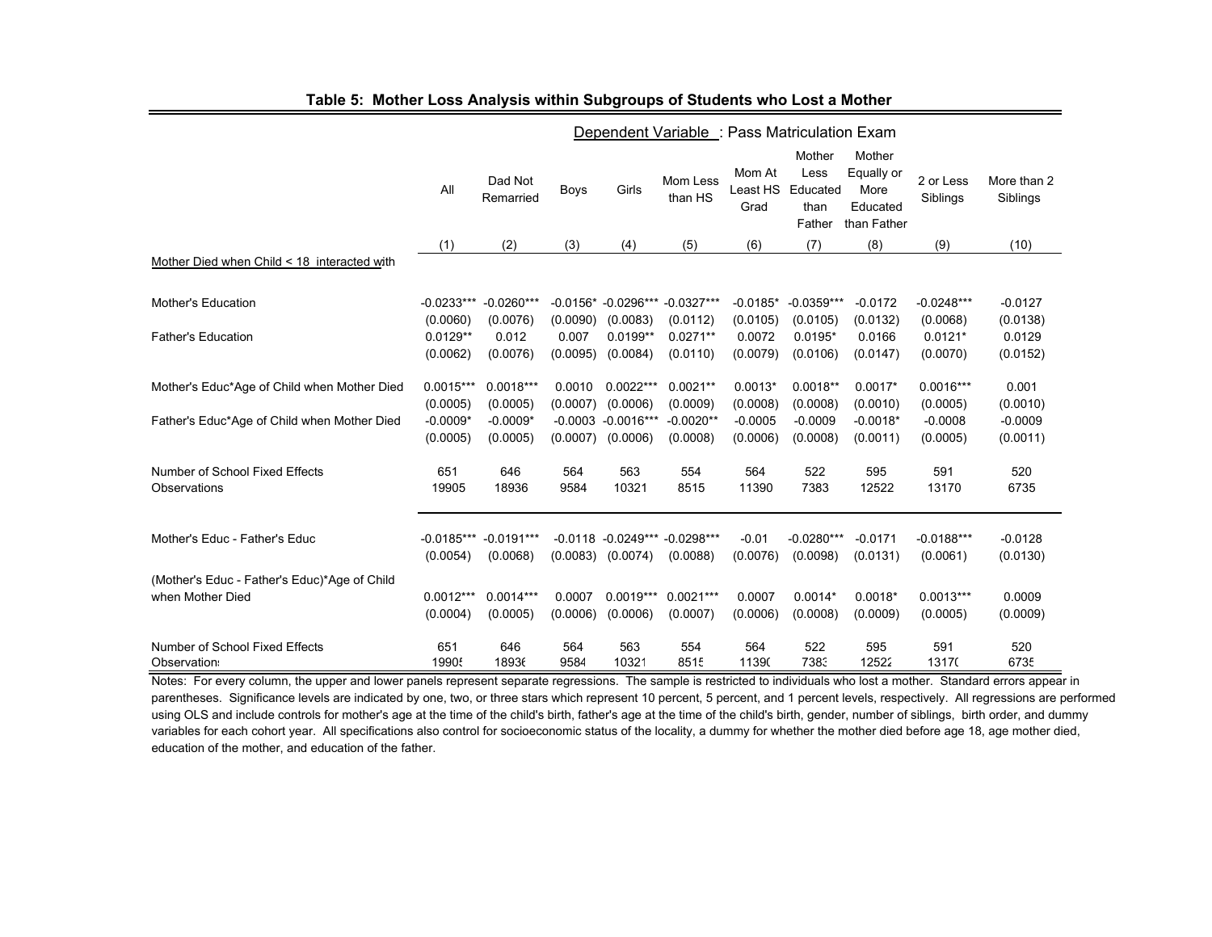## Table 5: Mother Loss Analysis within Subgroups of Students who Lost a Mother

| | Dependent Variable: Pass Matriculation Exam | | | | | | | | | |
|---|---|---|---|---|---|---|---|---|---|---|
| | All | Dad Not Remarried | Boys | Girls | Mom Less than HS | Mom At Least HS Grad | Mother Less Educated than Father | Mother Equally or More Educated than Father | 2 or Less Siblings | More than 2 Siblings |
| | (1) | (2) | (3) | (4) | (5) | (6) | (7) | (8) | (9) | (10) |
| Mother Died when Child < 18 interacted with | | | | | | | | | | |
| Mother's Education | -0.0233*** | -0.0260*** | -0.0156* | -0.0296*** | -0.0327*** | -0.0185* | -0.0359*** | -0.0172 | -0.0248*** | -0.0127 |
| | (0.0060) | (0.0076) | (0.0090) | (0.0083) | (0.0112) | (0.0105) | (0.0105) | (0.0132) | (0.0068) | (0.0138) |
| Father's Education | 0.0129** | 0.012 | 0.007 | 0.0199** | 0.0271** | 0.0072 | 0.0195* | 0.0166 | 0.0121* | 0.0129 |
| | (0.0062) | (0.0076) | (0.0095) | (0.0084) | (0.0110) | (0.0079) | (0.0106) | (0.0147) | (0.0070) | (0.0152) |
| Mother's Educ*Age of Child when Mother Died | 0.0015*** | 0.0018*** | 0.0010 | 0.0022*** | 0.0021** | 0.0013* | 0.0018** | 0.0017* | 0.0016*** | 0.001 |
| | (0.0005) | (0.0005) | (0.0007) | (0.0006) | (0.0009) | (0.0008) | (0.0008) | (0.0010) | (0.0005) | (0.0010) |
| Father's Educ*Age of Child when Mother Died | -0.0009* | -0.0009* | -0.0003 | -0.0016*** | -0.0020** | -0.0005 | -0.0009 | -0.0018* | -0.0008 | -0.0009 |
| | (0.0005) | (0.0005) | (0.0007) | (0.0006) | (0.0008) | (0.0006) | (0.0008) | (0.0011) | (0.0005) | (0.0011) |
| Number of School Fixed Effects | 651 | 646 | 564 | 563 | 554 | 564 | 522 | 595 | 591 | 520 |
| Observations | 19905 | 18936 | 9584 | 10321 | 8515 | 11390 | 7383 | 12522 | 13170 | 6735 |
| Mother's Educ - Father's Educ | -0.0185*** | -0.0191*** | -0.0118 | -0.0249*** | -0.0298*** | -0.01 | -0.0280*** | -0.0171 | -0.0188*** | -0.0128 |
| | (0.0054) | (0.0068) | (0.0083) | (0.0074) | (0.0088) | (0.0076) | (0.0098) | (0.0131) | (0.0061) | (0.0130) |
| (Mother's Educ - Father's Educ)*Age of Child when Mother Died | 0.0012*** | 0.0014*** | 0.0007 | 0.0019*** | 0.0021*** | 0.0007 | 0.0014* | 0.0018* | 0.0013*** | 0.0009 |
| | (0.0004) | (0.0005) | (0.0006) | (0.0006) | (0.0007) | (0.0006) | (0.0008) | (0.0009) | (0.0005) | (0.0009) |
| Number of School Fixed Effects | 651 | 646 | 564 | 563 | 554 | 564 | 522 | 595 | 591 | 520 |
| Observations | 19905 | 18936 | 9584 | 10321 | 8515 | 11390 | 7383 | 12522 | 13170 | 6735 |

Notes: For every column, the upper and lower panels represent separate regressions. The sample is restricted to individuals who lost a mother. Standard errors appear in parentheses. Significance levels are indicated by one, two, or three stars which represent 10 percent, 5 percent, and 1 percent levels, respectively. All regressions are performed using OLS and include controls for mother's age at the time of the child's birth, father's age at the time of the child's birth, gender, number of siblings, birth order, and dummy variables for each cohort year. All specifications also control for socioeconomic status of the locality, a dummy for whether the mother died before age 18, age mother died, education of the mother, and education of the father.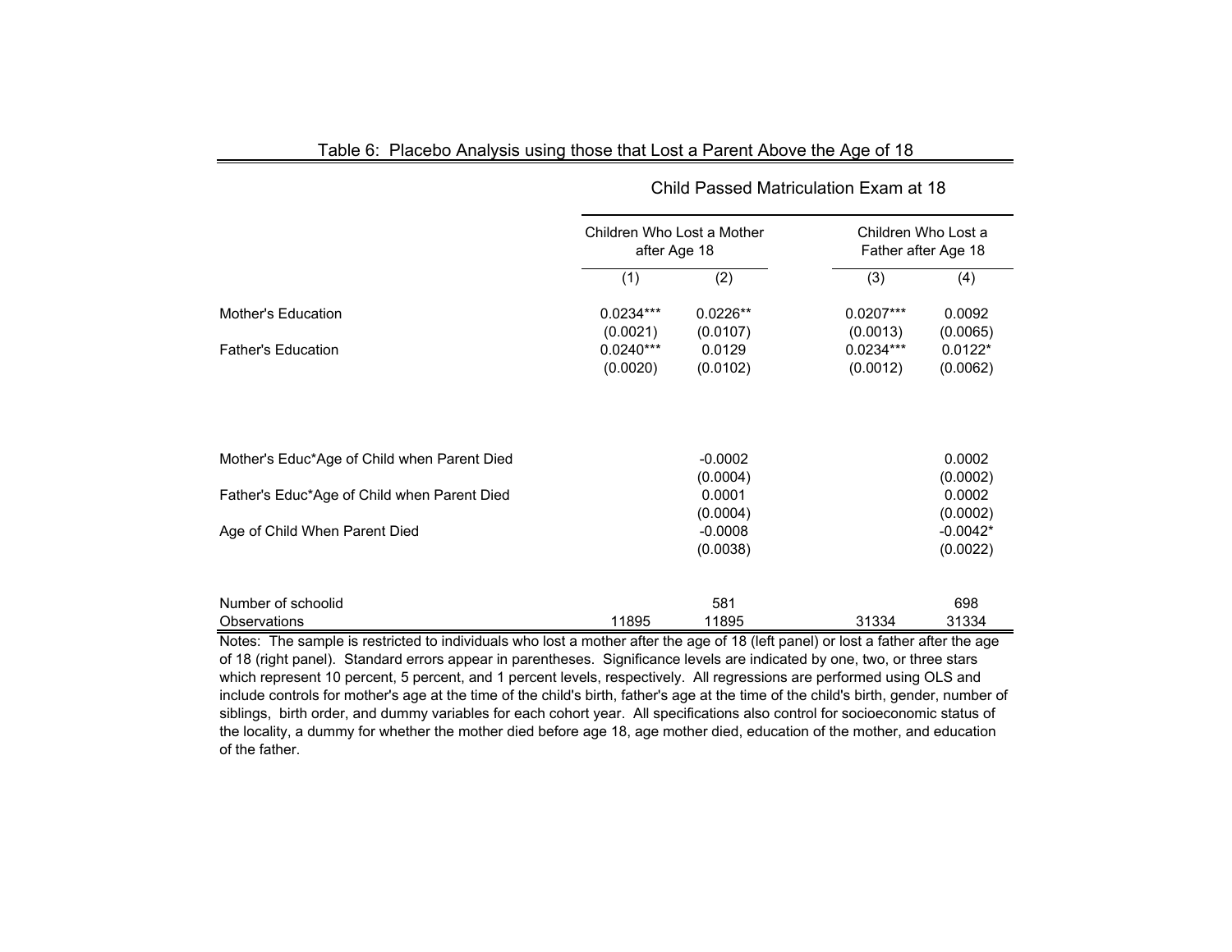Table 6: Placebo Analysis using those that Lost a Parent Above the Age of 18

| | Child Passed Matriculation Exam at 18 | | | |
|---|---|---|---|---|
| | Children Who Lost a Mother after Age 18 | | Children Who Lost a Father after Age 18 | |
| | (1) | (2) | (3) | (4) |
| Mother's Education | 0.0234*** | 0.0226** | 0.0207*** | 0.0092 |
| | (0.0021) | (0.0107) | (0.0013) | (0.0065) |
| Father's Education | 0.0240*** | 0.0129 | 0.0234*** | 0.0122* |
| | (0.0020) | (0.0102) | (0.0012) | (0.0062) |
| Mother's Educ*Age of Child when Parent Died | | -0.0002 | | 0.0002 |
| | | (0.0004) | | (0.0002) |
| Father's Educ*Age of Child when Parent Died | | 0.0001 | | 0.0002 |
| | | (0.0004) | | (0.0002) |
| Age of Child When Parent Died | | -0.0008 | | -0.0042* |
| | | (0.0038) | | (0.0022) |
| Number of schoolid | | 581 | | 698 |
| Observations | 11895 | 11895 | 31334 | 31334 |

Notes: The sample is restricted to individuals who lost a mother after the age of 18 (left panel) or lost a father after the age of 18 (right panel). Standard errors appear in parentheses. Significance levels are indicated by one, two, or three stars which represent 10 percent, 5 percent, and 1 percent levels, respectively. All regressions are performed using OLS and include controls for mother's age at the time of the child's birth, father's age at the time of the child's birth, gender, number of siblings, birth order, and dummy variables for each cohort year. All specifications also control for socioeconomic status of the locality, a dummy for whether the mother died before age 18, age mother died, education of the mother, and education of the father.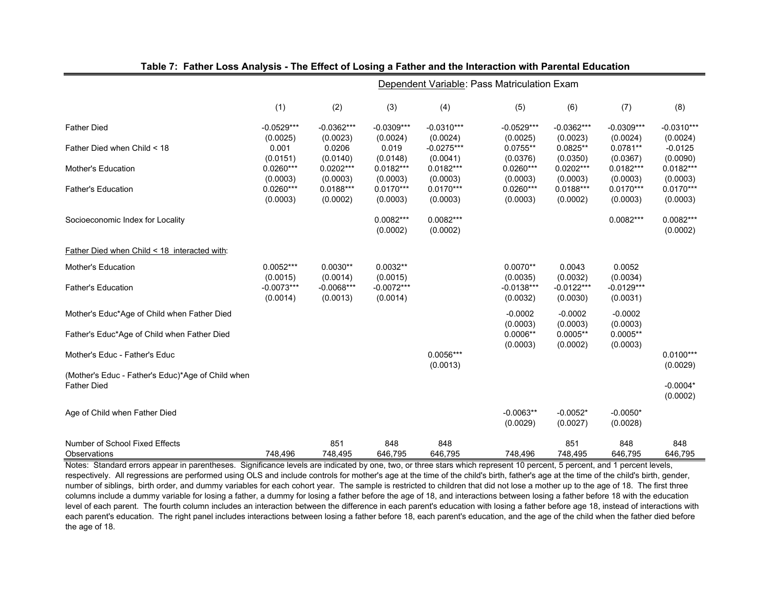**Table 7: Father Loss Analysis - The Effect of Losing a Father and the Interaction with Parental Education**

| | Dependent Variable: Pass Matriculation Exam | | | | | | | |
|---|---|---|---|---|---|---|---|---|
| | (1) | (2) | (3) | (4) | (5) | (6) | (7) | (8) |
| Father Died | -0.0529*** | -0.0362*** | -0.0309*** | -0.0310*** | -0.0529*** | -0.0362*** | -0.0309*** | -0.0310*** |
| | (0.0025) | (0.0023) | (0.0024) | (0.0024) | (0.0025) | (0.0023) | (0.0024) | (0.0024) |
| Father Died when Child < 18 | 0.001 | 0.0206 | 0.019 | -0.0275*** | 0.0755** | 0.0825** | 0.0781** | -0.0125 |
| | (0.0151) | (0.0140) | (0.0148) | (0.0041) | (0.0376) | (0.0350) | (0.0367) | (0.0090) |
| Mother's Education | 0.0260*** | 0.0202*** | 0.0182*** | 0.0182*** | 0.0260*** | 0.0202*** | 0.0182*** | 0.0182*** |
| | (0.0003) | (0.0003) | (0.0003) | (0.0003) | (0.0003) | (0.0003) | (0.0003) | (0.0003) |
| Father's Education | 0.0260*** | 0.0188*** | 0.0170*** | 0.0170*** | 0.0260*** | 0.0188*** | 0.0170*** | 0.0170*** |
| | (0.0003) | (0.0002) | (0.0003) | (0.0003) | (0.0003) | (0.0002) | (0.0003) | (0.0003) |
| Socioeconomic Index for Locality | | | 0.0082*** | 0.0082*** | | | 0.0082*** | 0.0082*** |
| | | | (0.0002) | (0.0002) | | | | (0.0002) |
| Father Died when Child < 18 interacted with: | | | | | | | | |
| Mother's Education | 0.0052*** | 0.0030** | 0.0032** | | 0.0070** | 0.0043 | 0.0052 | |
| | (0.0015) | (0.0014) | (0.0015) | | (0.0035) | (0.0032) | (0.0034) | |
| Father's Education | -0.0073*** | -0.0068*** | -0.0072*** | | -0.0138*** | -0.0122*** | -0.0129*** | |
| | (0.0014) | (0.0013) | (0.0014) | | (0.0032) | (0.0030) | (0.0031) | |
| Mother's Educ*Age of Child when Father Died | | | | | -0.0002 | -0.0002 | -0.0002 | |
| | | | | | (0.0003) | (0.0003) | (0.0003) | |
| Father's Educ*Age of Child when Father Died | | | | | 0.0006** | 0.0005** | 0.0005** | |
| | | | | | (0.0003) | (0.0002) | (0.0003) | |
| Mother's Educ - Father's Educ | | | | 0.0056*** | | | | 0.0100*** |
| | | | | (0.0013) | | | | (0.0029) |
| (Mother's Educ - Father's Educ)*Age of Child when Father Died | | | | | | | | -0.0004* |
| | | | | | | | | (0.0002) |
| Age of Child when Father Died | | | | | -0.0063** | -0.0052* | -0.0050* | |
| | | | | | (0.0029) | (0.0027) | (0.0028) | |
| Number of School Fixed Effects | | 851 | 848 | 848 | | 851 | 848 | 848 |
| Observations | 748,496 | 748,495 | 646,795 | 646,795 | 748,496 | 748,495 | 646,795 | 646,795 |

Notes: Standard errors appear in parentheses. Significance levels are indicated by one, two, or three stars which represent 10 percent, 5 percent, and 1 percent levels, respectively. All regressions are performed using OLS and include controls for mother's age at the time of the child's birth, father's age at the time of the child's birth, gender, number of siblings, birth order, and dummy variables for each cohort year. The sample is restricted to children that did not lose a mother up to the age of 18. The first three columns include a dummy variable for losing a father, a dummy for losing a father before the age of 18, and interactions between losing a father before 18 with the education level of each parent. The fourth column includes an interaction between the difference in each parent's education with losing a father before age 18, instead of interactions with each parent's education. The right panel includes interactions between losing a father before 18, each parent's education, and the age of the child when the father died before the age of 18.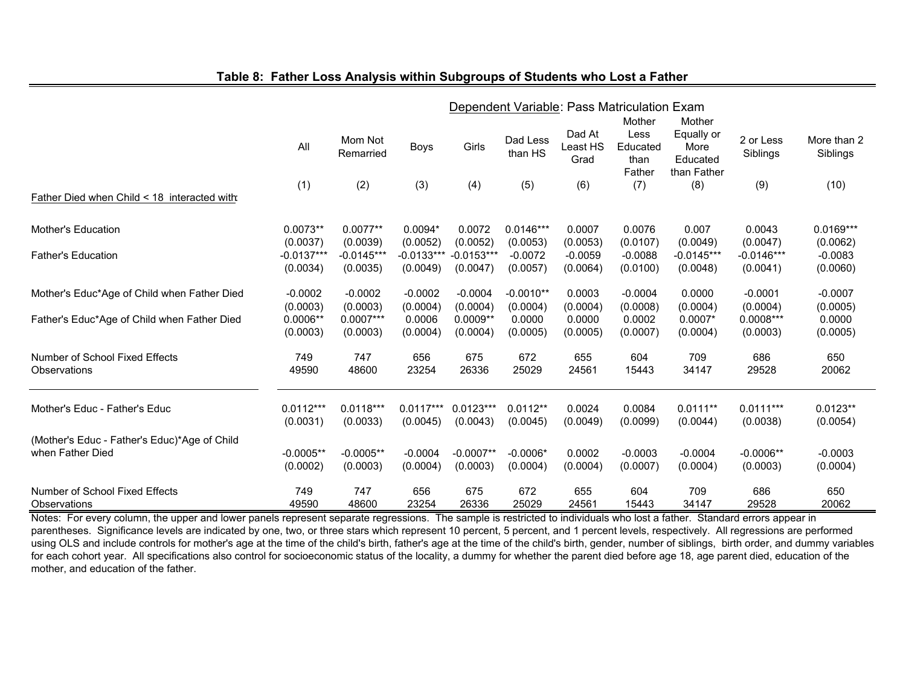**Table 8: Father Loss Analysis within Subgroups of Students who Lost a Father**

| | Dependent Variable: Pass Matriculation Exam | | | | | | | | | |
|---|---|---|---|---|---|---|---|---|---|---|
| | All | Mom Not Remarried | Boys | Girls | Dad Less than HS | Dad At Least HS Grad | Mother Less Educated than Father | Mother Equally or More Educated than Father | 2 or Less Siblings | More than 2 Siblings |
| | (1) | (2) | (3) | (4) | (5) | (6) | (7) | (8) | (9) | (10) |
| Father Died when Child < 18 interacted with: | | | | | | | | | | |
| Mother's Education | 0.0073** | 0.0077** | 0.0094* | 0.0072 | 0.0146*** | 0.0007 | 0.0076 | 0.007 | 0.0043 | 0.0169*** |
| | (0.0037) | (0.0039) | (0.0052) | (0.0052) | (0.0053) | (0.0053) | (0.0107) | (0.0049) | (0.0047) | (0.0062) |
| Father's Education | -0.0137*** | -0.0145*** | -0.0133*** | -0.0153*** | -0.0072 | -0.0059 | -0.0088 | -0.0145*** | -0.0146*** | -0.0083 |
| | (0.0034) | (0.0035) | (0.0049) | (0.0047) | (0.0057) | (0.0064) | (0.0100) | (0.0048) | (0.0041) | (0.0060) |
| Mother's Educ*Age of Child when Father Died | -0.0002 | -0.0002 | -0.0002 | -0.0004 | -0.0010** | 0.0003 | -0.0004 | 0.0000 | -0.0001 | -0.0007 |
| | (0.0003) | (0.0003) | (0.0004) | (0.0004) | (0.0004) | (0.0004) | (0.0008) | (0.0004) | (0.0004) | (0.0005) |
| Father's Educ*Age of Child when Father Died | 0.0006** | 0.0007*** | 0.0006 | 0.0009** | 0.0000 | 0.0000 | 0.0002 | 0.0007* | 0.0008*** | 0.0000 |
| | (0.0003) | (0.0003) | (0.0004) | (0.0004) | (0.0005) | (0.0005) | (0.0007) | (0.0004) | (0.0003) | (0.0005) |
| Number of School Fixed Effects | 749 | 747 | 656 | 675 | 672 | 655 | 604 | 709 | 686 | 650 |
| Observations | 49590 | 48600 | 23254 | 26336 | 25029 | 24561 | 15443 | 34147 | 29528 | 20062 |
| Mother's Educ - Father's Educ | 0.0112*** | 0.0118*** | 0.0117*** | 0.0123*** | 0.0112** | 0.0024 | 0.0084 | 0.0111** | 0.0111*** | 0.0123** |
| | (0.0031) | (0.0033) | (0.0045) | (0.0043) | (0.0045) | (0.0049) | (0.0099) | (0.0044) | (0.0038) | (0.0054) |
| (Mother's Educ - Father's Educ)*Age of Child when Father Died | -0.0005** | -0.0005** | -0.0004 | -0.0007** | -0.0006* | 0.0002 | -0.0003 | -0.0004 | -0.0006** | -0.0003 |
| | (0.0002) | (0.0003) | (0.0004) | (0.0003) | (0.0004) | (0.0004) | (0.0007) | (0.0004) | (0.0003) | (0.0004) |
| Number of School Fixed Effects | 749 | 747 | 656 | 675 | 672 | 655 | 604 | 709 | 686 | 650 |
| Observations | 49590 | 48600 | 23254 | 26336 | 25029 | 24561 | 15443 | 34147 | 29528 | 20062 |

Notes: For every column, the upper and lower panels represent separate regressions. The sample is restricted to individuals who lost a father. Standard errors appear in parentheses. Significance levels are indicated by one, two, or three stars which represent 10 percent, 5 percent, and 1 percent levels, respectively. All regressions are performed using OLS and include controls for mother's age at the time of the child's birth, father's age at the time of the child's birth, gender, number of siblings, birth order, and dummy variables for each cohort year. All specifications also control for socioeconomic status of the locality, a dummy for whether the parent died before age 18, age parent died, education of the mother, and education of the father.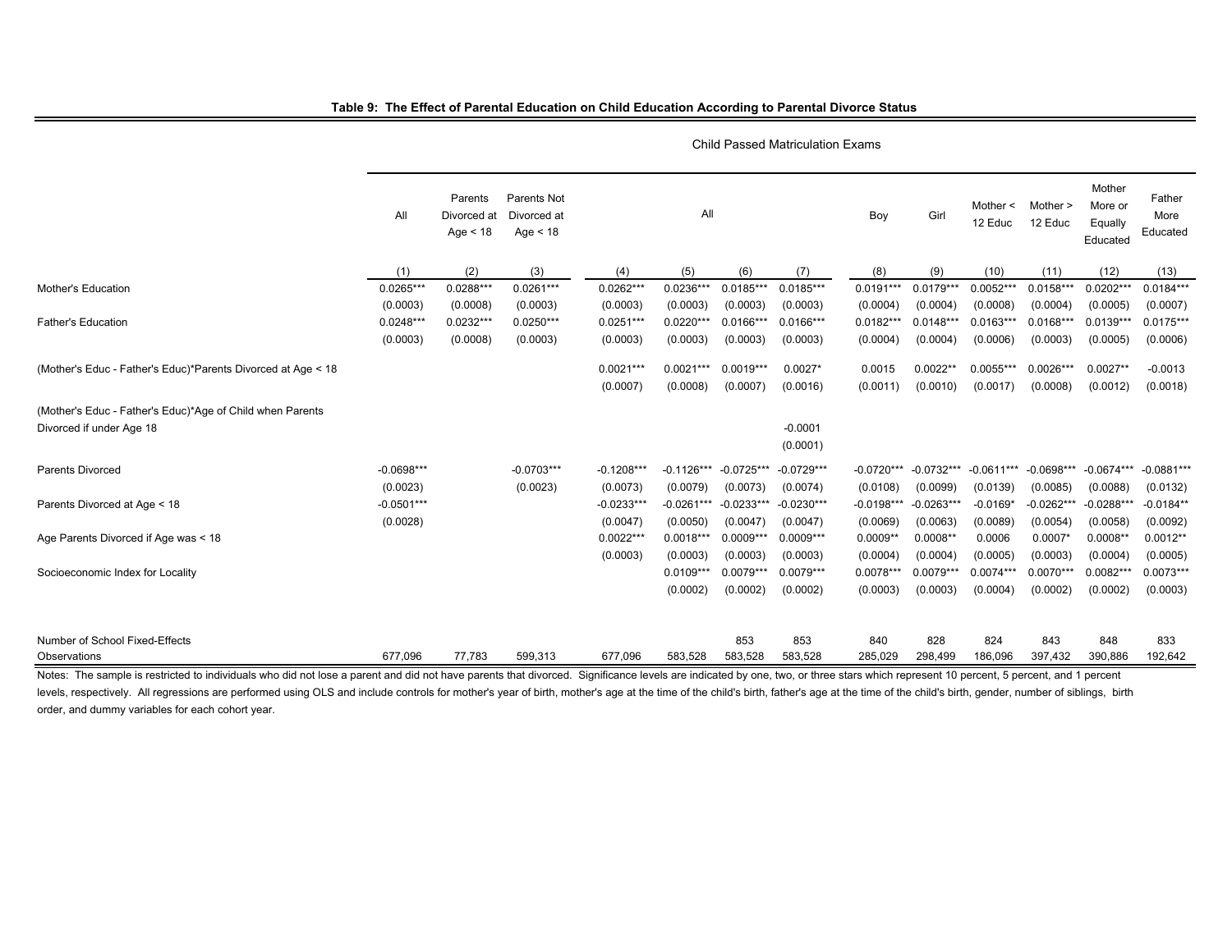**Table 9: The Effect of Parental Education on Child Education According to Parental Divorce Status**

| | Child Passed Matriculation Exams | | | | | | | | | | | | |
|---|---|---|---|---|---|---|---|---|---|---|---|---|---|
| | All | Parents Divorced at Age < 18 | Parents Not Divorced at Age < 18 | All | | | | Boy | Girl | Mother < 12 Educ | Mother > 12 Educ | Mother More or Equally Educated | Father More Educated |
| | (1) | (2) | (3) | (4) | (5) | (6) | (7) | (8) | (9) | (10) | (11) | (12) | (13) |
| Mother's Education | 0.0265*** | 0.0288*** | 0.0261*** | 0.0262*** | 0.0236*** | 0.0185*** | 0.0185*** | 0.0191*** | 0.0179*** | 0.0052*** | 0.0158*** | 0.0202*** | 0.0184*** |
| | (0.0003) | (0.0008) | (0.0003) | (0.0003) | (0.0003) | (0.0003) | (0.0003) | (0.0004) | (0.0004) | (0.0008) | (0.0004) | (0.0005) | (0.0007) |
| Father's Education | 0.0248*** | 0.0232*** | 0.0250*** | 0.0251*** | 0.0220*** | 0.0166*** | 0.0166*** | 0.0182*** | 0.0148*** | 0.0163*** | 0.0168*** | 0.0139*** | 0.0175*** |
| | (0.0003) | (0.0008) | (0.0003) | (0.0003) | (0.0003) | (0.0003) | (0.0003) | (0.0004) | (0.0004) | (0.0006) | (0.0003) | (0.0005) | (0.0006) |
| (Mother's Educ - Father's Educ)*Parents Divorced at Age < 18 | | | | 0.0021*** | 0.0021*** | 0.0019*** | 0.0027* | 0.0015 | 0.0022** | 0.0055*** | 0.0026*** | 0.0027** | -0.0013 |
| | | | | (0.0007) | (0.0008) | (0.0007) | (0.0016) | (0.0011) | (0.0010) | (0.0017) | (0.0008) | (0.0012) | (0.0018) |
| (Mother's Educ - Father's Educ)*Age of Child when Parents Divorced if under Age 18 | | | | | | | -0.0001 | | | | | | |
| | | | | | | | (0.0001) | | | | | | |
| Parents Divorced | -0.0698*** | | -0.0703*** | -0.1208*** | -0.1126*** | -0.0725*** | -0.0729*** | -0.0720*** | -0.0732*** | -0.0611*** | -0.0698*** | -0.0674*** | -0.0881*** |
| | (0.0023) | | (0.0023) | (0.0073) | (0.0079) | (0.0073) | (0.0074) | (0.0108) | (0.0099) | (0.0139) | (0.0085) | (0.0088) | (0.0132) |
| Parents Divorced at Age < 18 | -0.0501*** | | | -0.0233*** | -0.0261*** | -0.0233*** | -0.0230*** | -0.0198*** | -0.0263*** | -0.0169* | -0.0262*** | -0.0288*** | -0.0184** |
| | (0.0028) | | | (0.0047) | (0.0050) | (0.0047) | (0.0047) | (0.0069) | (0.0063) | (0.0089) | (0.0054) | (0.0058) | (0.0092) |
| Age Parents Divorced if Age was < 18 | | | | 0.0022*** | 0.0018*** | 0.0009*** | 0.0009*** | 0.0009** | 0.0008** | 0.0006 | 0.0007* | 0.0008** | 0.0012** |
| | | | | (0.0003) | (0.0003) | (0.0003) | (0.0003) | (0.0004) | (0.0004) | (0.0005) | (0.0003) | (0.0004) | (0.0005) |
| Socioeconomic Index for Locality | | | | | 0.0109*** | 0.0079*** | 0.0079*** | 0.0078*** | 0.0079*** | 0.0074*** | 0.0070*** | 0.0082*** | 0.0073*** |
| | | | | | (0.0002) | (0.0002) | (0.0002) | (0.0003) | (0.0003) | (0.0004) | (0.0002) | (0.0002) | (0.0003) |
| Number of School Fixed-Effects | | | | | | 853 | 853 | 840 | 828 | 824 | 843 | 848 | 833 |
| Observations | 677,096 | 77,783 | 599,313 | 677,096 | 583,528 | 583,528 | 583,528 | 285,029 | 298,499 | 186,096 | 397,432 | 390,886 | 192,642 |

Notes: The sample is restricted to individuals who did not lose a parent and did not have parents that divorced. Significance levels are indicated by one, two, or three stars which represent 10 percent, 5 percent, and 1 percent levels, respectively. All regressions are performed using OLS and include controls for mother's year of birth, mother's age at the time of the child's birth, father's age at the time of the child's birth, gender, number of siblings, birth order, and dummy variables for each cohort year.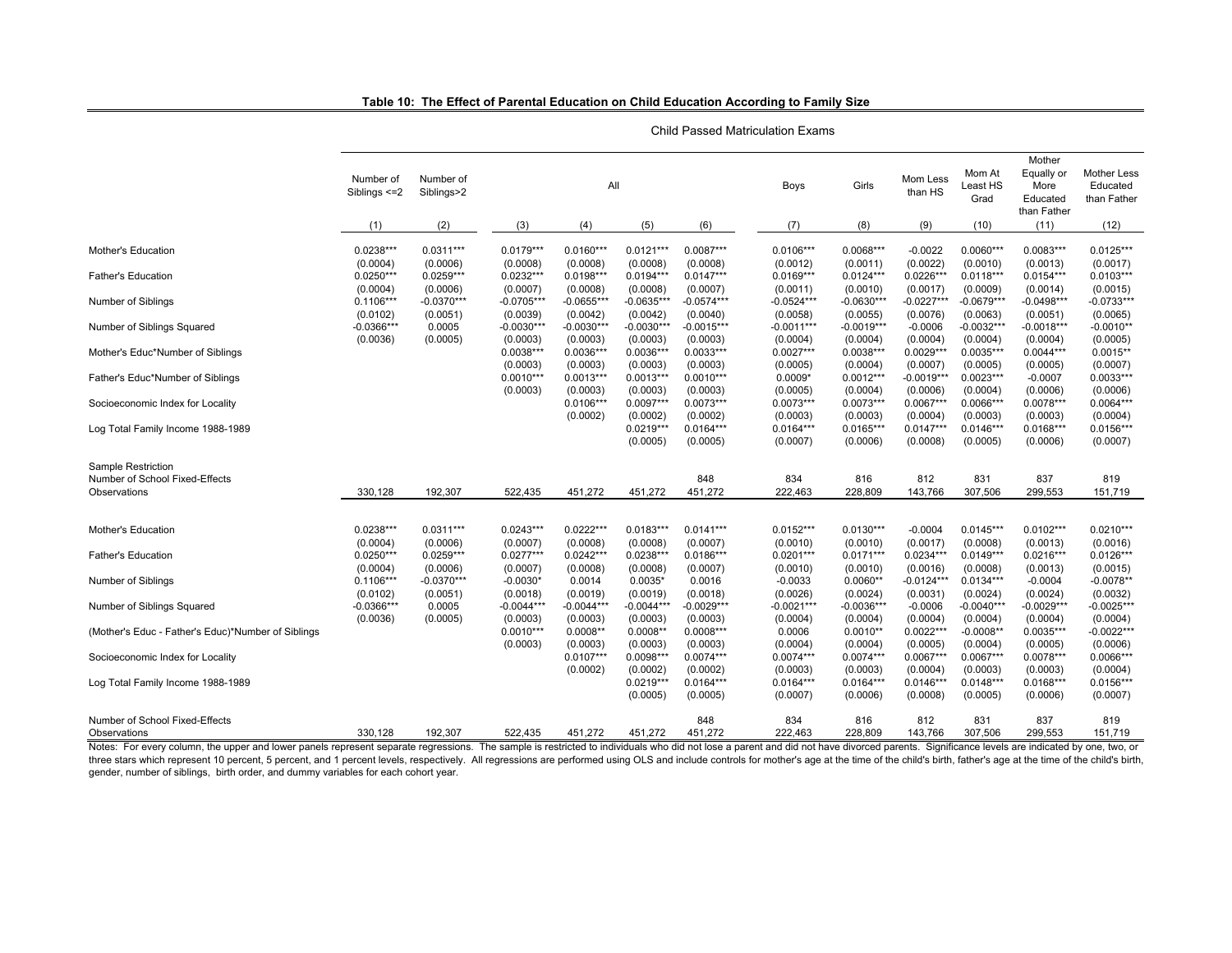**Table 10: The Effect of Parental Education on Child Education According to Family Size**

| | Child Passed Matriculation Exams | | | | | | | | | | | |
|---|---|---|---|---|---|---|---|---|---|---|---|---|
| | Number of Siblings <=2 | Number of Siblings>2 | All | | | | Boys | Girls | Mom Less than HS | Mom At Least HS Grad | Mother Equally or More Educated than Father | Mother Less Educated than Father |
| | (1) | (2) | (3) | (4) | (5) | (6) | (7) | (8) | (9) | (10) | (11) | (12) |
| Mother's Education | 0.0238*** | 0.0311*** | 0.0179*** | 0.0160*** | 0.0121*** | 0.0087*** | 0.0106*** | 0.0068*** | -0.0022 | 0.0060*** | 0.0083*** | 0.0125*** |
| | (0.0004) | (0.0006) | (0.0008) | (0.0008) | (0.0008) | (0.0008) | (0.0012) | (0.0011) | (0.0022) | (0.0010) | (0.0013) | (0.0017) |
| Father's Education | 0.0250*** | 0.0259*** | 0.0232*** | 0.0198*** | 0.0194*** | 0.0147*** | 0.0169*** | 0.0124*** | 0.0226*** | 0.0118*** | 0.0154*** | 0.0103*** |
| | (0.0004) | (0.0006) | (0.0007) | (0.0008) | (0.0008) | (0.0007) | (0.0011) | (0.0010) | (0.0017) | (0.0009) | (0.0014) | (0.0015) |
| Number of Siblings | 0.1106*** | -0.0370*** | -0.0705*** | -0.0655*** | -0.0635*** | -0.0574*** | -0.0524*** | -0.0630*** | -0.0227*** | -0.0679*** | -0.0498*** | -0.0733*** |
| | (0.0102) | (0.0051) | (0.0039) | (0.0042) | (0.0042) | (0.0040) | (0.0058) | (0.0055) | (0.0076) | (0.0063) | (0.0051) | (0.0065) |
| Number of Siblings Squared | -0.0366*** | 0.0005 | -0.0030*** | -0.0030*** | -0.0030*** | -0.0015*** | -0.0011*** | -0.0019*** | -0.0006 | -0.0032*** | -0.0018*** | -0.0010** |
| | (0.0036) | (0.0005) | (0.0003) | (0.0003) | (0.0003) | (0.0003) | (0.0004) | (0.0004) | (0.0004) | (0.0004) | (0.0004) | (0.0005) |
| Mother's Educ*Number of Siblings | | | 0.0038*** | 0.0036*** | 0.0036*** | 0.0033*** | 0.0027*** | 0.0038*** | 0.0029*** | 0.0035*** | 0.0044*** | 0.0015** |
| | | | (0.0003) | (0.0003) | (0.0003) | (0.0003) | (0.0005) | (0.0004) | (0.0007) | (0.0005) | (0.0005) | (0.0007) |
| Father's Educ*Number of Siblings | | | 0.0010*** | 0.0013*** | 0.0013*** | 0.0010*** | 0.0009* | 0.0012*** | -0.0019*** | 0.0023*** | -0.0007 | 0.0033*** |
| | | | (0.0003) | (0.0003) | (0.0003) | (0.0003) | (0.0005) | (0.0004) | (0.0006) | (0.0004) | (0.0006) | (0.0006) |
| Socioeconomic Index for Locality | | | | 0.0106*** | 0.0097*** | 0.0073*** | 0.0073*** | 0.0073*** | 0.0067*** | 0.0066*** | 0.0078*** | 0.0064*** |
| | | | | (0.0002) | (0.0002) | (0.0002) | (0.0003) | (0.0003) | (0.0004) | (0.0003) | (0.0003) | (0.0004) |
| Log Total Family Income 1988-1989 | | | | | 0.0219*** | 0.0164*** | 0.0164*** | 0.0165*** | 0.0147*** | 0.0146*** | 0.0168*** | 0.0156*** |
| | | | | | (0.0005) | (0.0005) | (0.0007) | (0.0006) | (0.0008) | (0.0005) | (0.0006) | (0.0007) |
| Sample Restriction | | | | | | | | | | | | |
| Number of School Fixed-Effects | | | | | | 848 | 834 | 816 | 812 | 831 | 837 | 819 |
| Observations | 330,128 | 192,307 | 522,435 | 451,272 | 451,272 | 451,272 | 222,463 | 228,809 | 143,766 | 307,506 | 299,553 | 151,719 |
| | | | | | | | | | | | | |
| Mother's Education | 0.0238*** | 0.0311*** | 0.0243*** | 0.0222*** | 0.0183*** | 0.0141*** | 0.0152*** | 0.0130*** | -0.0004 | 0.0145*** | 0.0102*** | 0.0210*** |
| | (0.0004) | (0.0006) | (0.0007) | (0.0008) | (0.0008) | (0.0007) | (0.0010) | (0.0010) | (0.0017) | (0.0008) | (0.0013) | (0.0016) |
| Father's Education | 0.0250*** | 0.0259*** | 0.0277*** | 0.0242*** | 0.0238*** | 0.0186*** | 0.0201*** | 0.0171*** | 0.0234*** | 0.0149*** | 0.0216*** | 0.0126*** |
| | (0.0004) | (0.0006) | (0.0007) | (0.0008) | (0.0008) | (0.0007) | (0.0010) | (0.0010) | (0.0016) | (0.0008) | (0.0013) | (0.0015) |
| Number of Siblings | 0.1106*** | -0.0370*** | -0.0030* | 0.0014 | 0.0035* | 0.0016 | -0.0033 | 0.0060** | -0.0124*** | 0.0134*** | -0.0004 | -0.0078** |
| | (0.0102) | (0.0051) | (0.0018) | (0.0019) | (0.0019) | (0.0018) | (0.0026) | (0.0024) | (0.0031) | (0.0024) | (0.0024) | (0.0032) |
| Number of Siblings Squared | -0.0366*** | 0.0005 | -0.0044*** | -0.0044*** | -0.0044*** | -0.0029*** | -0.0021*** | -0.0036*** | -0.0006 | -0.0040*** | -0.0029*** | -0.0025*** |
| | (0.0036) | (0.0005) | (0.0003) | (0.0003) | (0.0003) | (0.0003) | (0.0004) | (0.0004) | (0.0004) | (0.0004) | (0.0004) | (0.0004) |
| (Mother's Educ - Father's Educ)*Number of Siblings | | | 0.0010*** | 0.0008** | 0.0008** | 0.0008*** | 0.0006 | 0.0010** | 0.0022*** | -0.0008** | 0.0035*** | -0.0022*** |
| | | | (0.0003) | (0.0003) | (0.0003) | (0.0003) | (0.0004) | (0.0004) | (0.0005) | (0.0004) | (0.0005) | (0.0006) |
| Socioeconomic Index for Locality | | | | 0.0107*** | 0.0098*** | 0.0074*** | 0.0074*** | 0.0074*** | 0.0067*** | 0.0067*** | 0.0078*** | 0.0066*** |
| | | | | (0.0002) | (0.0002) | (0.0002) | (0.0003) | (0.0003) | (0.0004) | (0.0003) | (0.0003) | (0.0004) |
| Log Total Family Income 1988-1989 | | | | | 0.0219*** | 0.0164*** | 0.0164*** | 0.0164*** | 0.0146*** | 0.0148*** | 0.0168*** | 0.0156*** |
| | | | | | (0.0005) | (0.0005) | (0.0007) | (0.0006) | (0.0008) | (0.0005) | (0.0006) | (0.0007) |
| Number of School Fixed-Effects | | | | | | 848 | 834 | 816 | 812 | 831 | 837 | 819 |
| Observations | 330,128 | 192,307 | 522,435 | 451,272 | 451,272 | 451,272 | 222,463 | 228,809 | 143,766 | 307,506 | 299,553 | 151,719 |

Notes: For every column, the upper and lower panels represent separate regressions. The sample is restricted to individuals who did not lose a parent and did not have divorced parents. Significance levels are indicated by one, two, or three stars which represent 10 percent, 5 percent, and 1 percent levels, respectively. All regressions are performed using OLS and include controls for mother's age at the time of the child's birth, father's age at the time of the child's birth, gender, number of siblings, birth order, and dummy variables for each cohort year.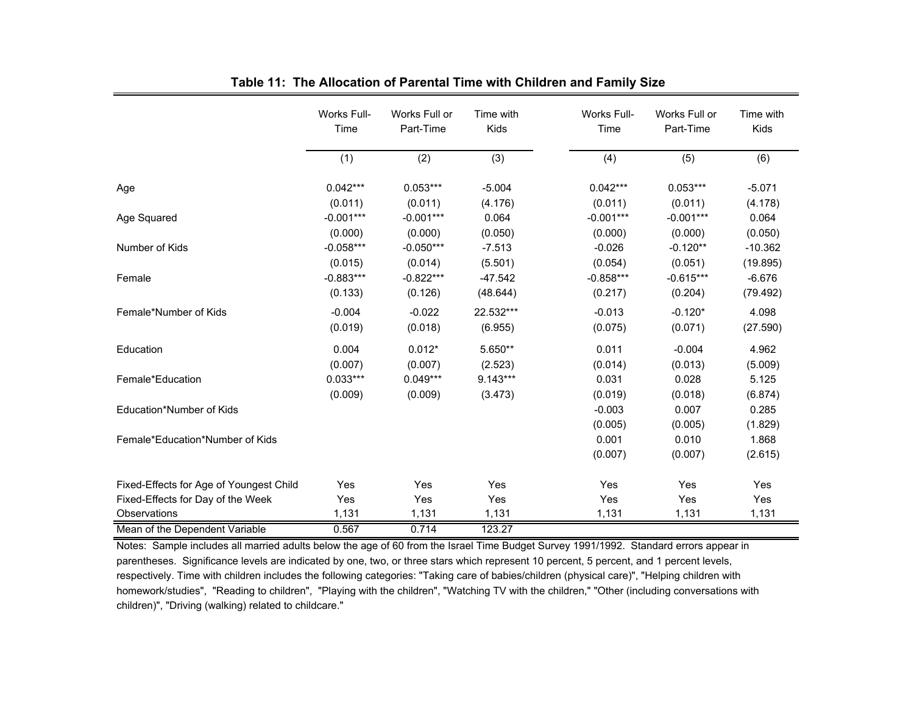**Table 11: The Allocation of Parental Time with Children and Family Size**

| | Works Full-Time | Works Full or Part-Time | Time with Kids | Works Full-Time | Works Full or Part-Time | Time with Kids |
|---|---|---|---|---|---|---|
| | (1) | (2) | (3) | (4) | (5) | (6) |
| Age | 0.042*** | 0.053*** | -5.004 | 0.042*** | 0.053*** | -5.071 |
| | (0.011) | (0.011) | (4.176) | (0.011) | (0.011) | (4.178) |
| Age Squared | -0.001*** | -0.001*** | 0.064 | -0.001*** | -0.001*** | 0.064 |
| | (0.000) | (0.000) | (0.050) | (0.000) | (0.000) | (0.050) |
| Number of Kids | -0.058*** | -0.050*** | -7.513 | -0.026 | -0.120** | -10.362 |
| | (0.015) | (0.014) | (5.501) | (0.054) | (0.051) | (19.895) |
| Female | -0.883*** | -0.822*** | -47.542 | -0.858*** | -0.615*** | -6.676 |
| | (0.133) | (0.126) | (48.644) | (0.217) | (0.204) | (79.492) |
| Female*Number of Kids | -0.004 | -0.022 | 22.532*** | -0.013 | -0.120* | 4.098 |
| | (0.019) | (0.018) | (6.955) | (0.075) | (0.071) | (27.590) |
| Education | 0.004 | 0.012* | 5.650** | 0.011 | -0.004 | 4.962 |
| | (0.007) | (0.007) | (2.523) | (0.014) | (0.013) | (5.009) |
| Female*Education | 0.033*** | 0.049*** | 9.143*** | 0.031 | 0.028 | 5.125 |
| | (0.009) | (0.009) | (3.473) | (0.019) | (0.018) | (6.874) |
| Education*Number of Kids | | | | -0.003 | 0.007 | 0.285 |
| | | | | (0.005) | (0.005) | (1.829) |
| Female*Education*Number of Kids | | | | 0.001 | 0.010 | 1.868 |
| | | | | (0.007) | (0.007) | (2.615) |
| Fixed-Effects for Age of Youngest Child | Yes | Yes | Yes | Yes | Yes | Yes |
| Fixed-Effects for Day of the Week | Yes | Yes | Yes | Yes | Yes | Yes |
| Observations | 1,131 | 1,131 | 1,131 | 1,131 | 1,131 | 1,131 |
| Mean of the Dependent Variable | 0.567 | 0.714 | 123.27 | | | |

Notes: Sample includes all married adults below the age of 60 from the Israel Time Budget Survey 1991/1992. Standard errors appear in parentheses. Significance levels are indicated by one, two, or three stars which represent 10 percent, 5 percent, and 1 percent levels, respectively. Time with children includes the following categories: "Taking care of babies/children (physical care)", "Helping children with homework/studies", "Reading to children", "Playing with the children", "Watching TV with the children," "Other (including conversations with children)", "Driving (walking) related to childcare."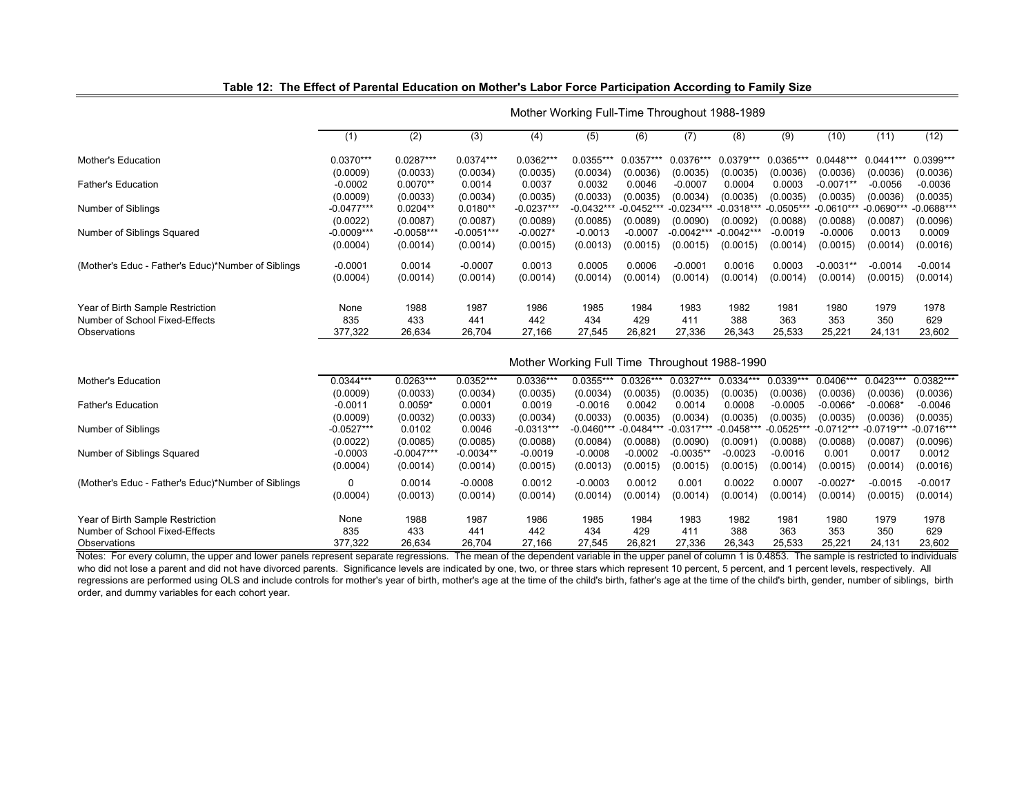**Table 12: The Effect of Parental Education on Mother's Labor Force Participation According to Family Size**

| | (1) | (2) | (3) | (4) | (5) | (6) | (7) | (8) | (9) | (10) | (11) | (12) |
|---|---|---|---|---|---|---|---|---|---|---|---|---|
| **Mother Working Full-Time Throughout 1988-1989** | | | | | | | | | | | | |
| Mother's Education | 0.0370*** | 0.0287*** | 0.0374*** | 0.0362*** | 0.0355*** | 0.0357*** | 0.0376*** | 0.0379*** | 0.0365*** | 0.0448*** | 0.0441*** | 0.0399*** |
| | (0.0009) | (0.0033) | (0.0034) | (0.0035) | (0.0034) | (0.0036) | (0.0035) | (0.0035) | (0.0036) | (0.0036) | (0.0036) | (0.0036) |
| Father's Education | -0.0002 | 0.0070** | 0.0014 | 0.0037 | 0.0032 | 0.0046 | -0.0007 | 0.0004 | 0.0003 | -0.0071** | -0.0056 | -0.0036 |
| | (0.0009) | (0.0033) | (0.0034) | (0.0035) | (0.0033) | (0.0035) | (0.0034) | (0.0035) | (0.0035) | (0.0035) | (0.0036) | (0.0035) |
| Number of Siblings | -0.0477*** | 0.0204** | 0.0180** | -0.0237*** | -0.0432*** | -0.0452*** | -0.0234*** | -0.0318*** | -0.0505*** | -0.0610*** | -0.0690*** | -0.0688*** |
| | (0.0022) | (0.0087) | (0.0087) | (0.0089) | (0.0085) | (0.0089) | (0.0090) | (0.0092) | (0.0088) | (0.0088) | (0.0087) | (0.0096) |
| Number of Siblings Squared | -0.0009*** | -0.0058*** | -0.0051*** | -0.0027* | -0.0013 | -0.0007 | -0.0042*** | -0.0042*** | -0.0019 | -0.0006 | 0.0013 | 0.0009 |
| | (0.0004) | (0.0014) | (0.0014) | (0.0015) | (0.0013) | (0.0015) | (0.0015) | (0.0015) | (0.0014) | (0.0015) | (0.0014) | (0.0016) |
| (Mother's Educ - Father's Educ)*Number of Siblings | -0.0001 | 0.0014 | -0.0007 | 0.0013 | 0.0005 | 0.0006 | -0.0001 | 0.0016 | 0.0003 | -0.0031** | -0.0014 | -0.0014 |
| | (0.0004) | (0.0014) | (0.0014) | (0.0014) | (0.0014) | (0.0014) | (0.0014) | (0.0014) | (0.0014) | (0.0014) | (0.0015) | (0.0014) |
| Year of Birth Sample Restriction | None | 1988 | 1987 | 1986 | 1985 | 1984 | 1983 | 1982 | 1981 | 1980 | 1979 | 1978 |
| Number of School Fixed-Effects | 835 | 433 | 441 | 442 | 434 | 429 | 411 | 388 | 363 | 353 | 350 | 629 |
| Observations | 377,322 | 26,634 | 26,704 | 27,166 | 27,545 | 26,821 | 27,336 | 26,343 | 25,533 | 25,221 | 24,131 | 23,602 |
| **Mother Working Full Time Throughout 1988-1990** | | | | | | | | | | | | |
| Mother's Education | 0.0344*** | 0.0263*** | 0.0352*** | 0.0336*** | 0.0355*** | 0.0326*** | 0.0327*** | 0.0334*** | 0.0339*** | 0.0406*** | 0.0423*** | 0.0382*** |
| | (0.0009) | (0.0033) | (0.0034) | (0.0035) | (0.0034) | (0.0035) | (0.0035) | (0.0035) | (0.0036) | (0.0036) | (0.0036) | (0.0036) |
| Father's Education | -0.0011 | 0.0059* | 0.0001 | 0.0019 | -0.0016 | 0.0042 | 0.0014 | 0.0008 | -0.0005 | -0.0066* | -0.0068* | -0.0046 |
| | (0.0009) | (0.0032) | (0.0033) | (0.0034) | (0.0033) | (0.0035) | (0.0034) | (0.0035) | (0.0035) | (0.0035) | (0.0036) | (0.0035) |
| Number of Siblings | -0.0527*** | 0.0102 | 0.0046 | -0.0313*** | -0.0460*** | -0.0484*** | -0.0317*** | -0.0458*** | -0.0525*** | -0.0712*** | -0.0719*** | -0.0716*** |
| | (0.0022) | (0.0085) | (0.0085) | (0.0088) | (0.0084) | (0.0088) | (0.0090) | (0.0091) | (0.0088) | (0.0088) | (0.0087) | (0.0096) |
| Number of Siblings Squared | -0.0003 | -0.0047*** | -0.0034** | -0.0019 | -0.0008 | -0.0002 | -0.0035** | -0.0023 | -0.0016 | 0.001 | 0.0017 | 0.0012 |
| | (0.0004) | (0.0014) | (0.0014) | (0.0015) | (0.0013) | (0.0015) | (0.0015) | (0.0015) | (0.0014) | (0.0015) | (0.0014) | (0.0016) |
| (Mother's Educ - Father's Educ)*Number of Siblings | 0 | 0.0014 | -0.0008 | 0.0012 | -0.0003 | 0.0012 | 0.001 | 0.0022 | 0.0007 | -0.0027* | -0.0015 | -0.0017 |
| | (0.0004) | (0.0013) | (0.0014) | (0.0014) | (0.0014) | (0.0014) | (0.0014) | (0.0014) | (0.0014) | (0.0014) | (0.0015) | (0.0014) |
| Year of Birth Sample Restriction | None | 1988 | 1987 | 1986 | 1985 | 1984 | 1983 | 1982 | 1981 | 1980 | 1979 | 1978 |
| Number of School Fixed-Effects | 835 | 433 | 441 | 442 | 434 | 429 | 411 | 388 | 363 | 353 | 350 | 629 |
| Observations | 377,322 | 26,634 | 26,704 | 27,166 | 27,545 | 26,821 | 27,336 | 26,343 | 25,533 | 25,221 | 24,131 | 23,602 |

Notes: For every column, the upper and lower panels represent separate regressions. The mean of the dependent variable in the upper panel of column 1 is 0.4853. The sample is restricted to individuals who did not lose a parent and did not have divorced parents. Significance levels are indicated by one, two, or three stars which represent 10 percent, 5 percent, and 1 percent levels, respectively. All regressions are performed using OLS and include controls for mother's year of birth, mother's age at the time of the child's birth, father's age at the time of the child's birth, gender, number of siblings, birth order, and dummy variables for each cohort year.